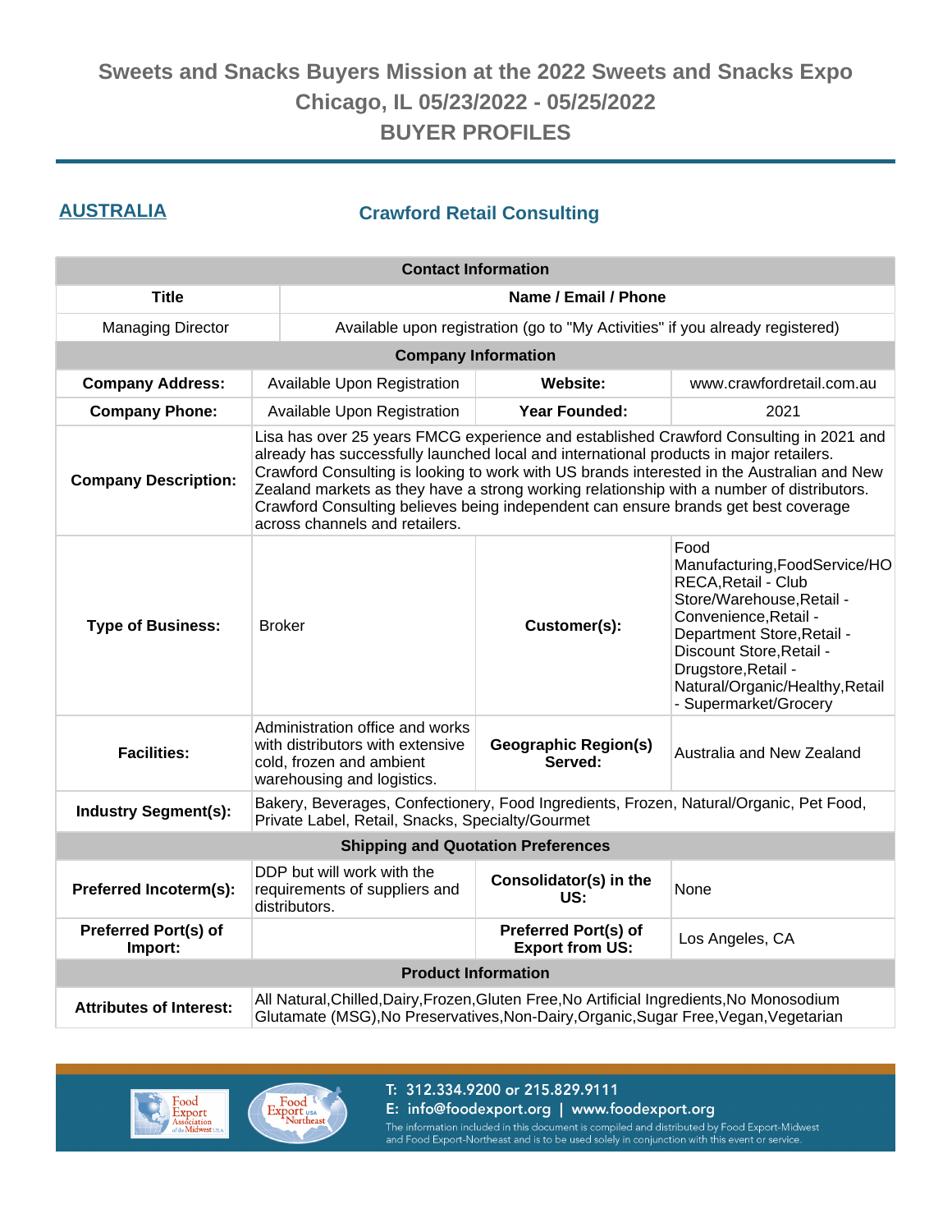# Sweets and Snacks Buyers Mission at the 2022 Sweets and Snacks Expo
## Chicago, IL 05/23/2022 - 05/25/2022
## BUYER PROFILES

## AUSTRALIA

### Crawford Retail Consulting

| Contact Information | |
|---|---|
| **Title** | **Name / Email / Phone** |
| Managing Director | Available upon registration (go to "My Activities" if you already registered) |

| Company Information | | | |
|---|---|---|---|
| **Company Address:** | Available Upon Registration | **Website:** | www.crawfordretail.com.au |
| **Company Phone:** | Available Upon Registration | **Year Founded:** | 2021 |
| **Company Description:** | Lisa has over 25 years FMCG experience and established Crawford Consulting in 2021 and already has successfully launched local and international products in major retailers. Crawford Consulting is looking to work with US brands interested in the Australian and New Zealand markets as they have a strong working relationship with a number of distributors. Crawford Consulting believes being independent can ensure brands get best coverage across channels and retailers. | | |
| **Type of Business:** | Broker | **Customer(s):** | Food Manufacturing,FoodService/HORECA,Retail - Club Store/Warehouse,Retail - Convenience,Retail - Department Store,Retail - Discount Store,Retail - Drugstore,Retail - Natural/Organic/Healthy,Retail - Supermarket/Grocery |
| **Facilities:** | Administration office and works with distributors with extensive cold, frozen and ambient warehousing and logistics. | **Geographic Region(s) Served:** | Australia and New Zealand |
| **Industry Segment(s):** | Bakery, Beverages, Confectionery, Food Ingredients, Frozen, Natural/Organic, Pet Food, Private Label, Retail, Snacks, Specialty/Gourmet | | |

| Shipping and Quotation Preferences | | | |
|---|---|---|---|
| **Preferred Incoterm(s):** | DDP but will work with the requirements of suppliers and distributors. | **Consolidator(s) in the US:** | None |
| **Preferred Port(s) of Import:** | | **Preferred Port(s) of Export from US:** | Los Angeles, CA |

| Product Information | |
|---|---|
| **Attributes of Interest:** | All Natural,Chilled,Dairy,Frozen,Gluten Free,No Artificial Ingredients,No Monosodium Glutamate (MSG),No Preservatives,Non-Dairy,Organic,Sugar Free,Vegan,Vegetarian |

T: 312.334.9200 or 215.829.9111
E: info@foodexport.org | www.foodexport.org
The information included in this document is compiled and distributed by Food Export-Midwest and Food Export-Northeast and is to be used solely in conjunction with this event or service.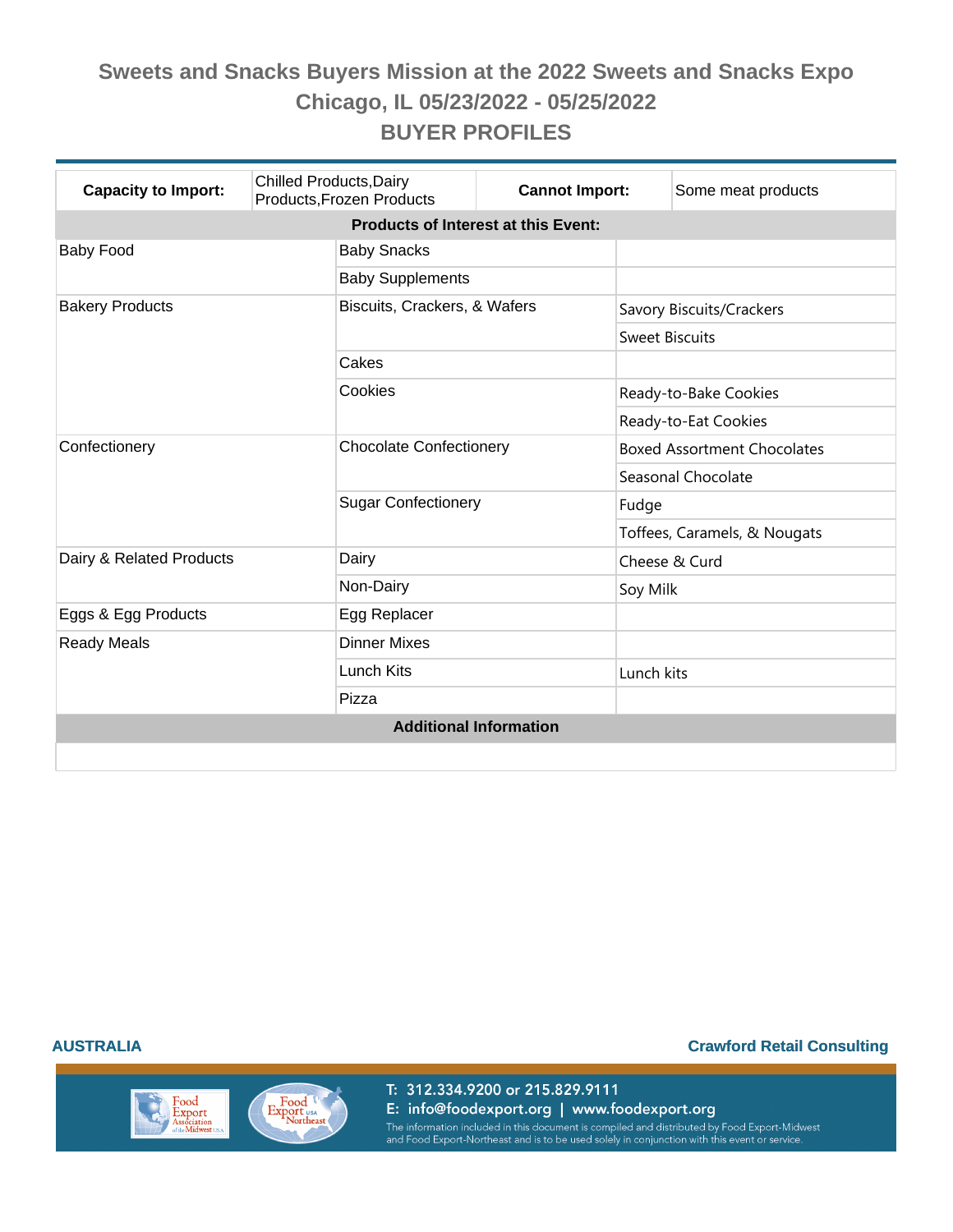# Sweets and Snacks Buyers Mission at the 2022 Sweets and Snacks Expo

## Chicago, IL 05/23/2022 - 05/25/2022

## BUYER PROFILES

| **Capacity to Import:** | Chilled Products,Dairy Products,Frozen Products | **Cannot Import:** | Some meat products |
|---|---|---|---|

**Products of Interest at this Event:**

| | | |
|---|---|---|
| Baby Food | Baby Snacks | |
| | Baby Supplements | |
| Bakery Products | Biscuits, Crackers, & Wafers | Savory Biscuits/Crackers |
| | | Sweet Biscuits |
| | Cakes | |
| | Cookies | Ready-to-Bake Cookies |
| | | Ready-to-Eat Cookies |
| Confectionery | Chocolate Confectionery | Boxed Assortment Chocolates |
| | | Seasonal Chocolate |
| | Sugar Confectionery | Fudge |
| | | Toffees, Caramels, & Nougats |
| Dairy & Related Products | Dairy | Cheese & Curd |
| | Non-Dairy | Soy Milk |
| Eggs & Egg Products | Egg Replacer | |
| Ready Meals | Dinner Mixes | |
| | Lunch Kits | Lunch kits |
| | Pizza | |

**Additional Information**

**AUSTRALIA** | **Crawford Retail Consulting**

T: 312.334.9200 or 215.829.9111
E: info@foodexport.org | www.foodexport.org
The information included in this document is compiled and distributed by Food Export-Midwest and Food Export-Northeast and is to be used solely in conjunction with this event or service.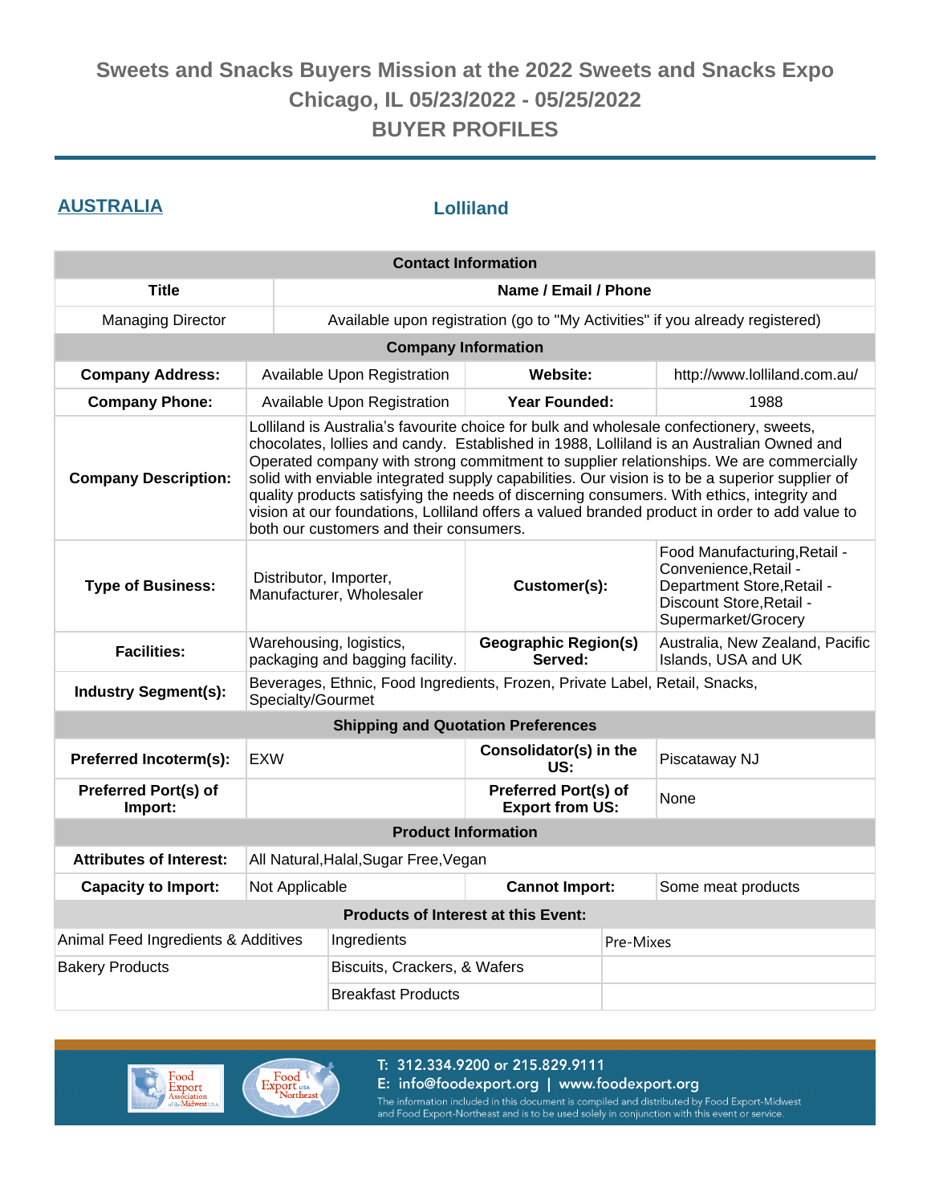# Sweets and Snacks Buyers Mission at the 2022 Sweets and Snacks Expo
## Chicago, IL 05/23/2022 - 05/25/2022
## BUYER PROFILES

## AUSTRALIA

### Lolliland

| Contact Information | |
|---|---|
| **Title** | **Name / Email / Phone** |
| Managing Director | Available upon registration (go to "My Activities" if you already registered) |

| Company Information | | | |
|---|---|---|---|
| **Company Address:** | Available Upon Registration | **Website:** | http://www.lolliland.com.au/ |
| **Company Phone:** | Available Upon Registration | **Year Founded:** | 1988 |
| **Company Description:** | Lolliland is Australia's favourite choice for bulk and wholesale confectionery, sweets, chocolates, lollies and candy. Established in 1988, Lolliland is an Australian Owned and Operated company with strong commitment to supplier relationships. We are commercially solid with enviable integrated supply capabilities. Our vision is to be a superior supplier of quality products satisfying the needs of discerning consumers. With ethics, integrity and vision at our foundations, Lolliland offers a valued branded product in order to add value to both our customers and their consumers. | | |
| **Type of Business:** | Distributor, Importer, Manufacturer, Wholesaler | **Customer(s):** | Food Manufacturing,Retail - Convenience,Retail - Department Store,Retail - Discount Store,Retail - Supermarket/Grocery |
| **Facilities:** | Warehousing, logistics, packaging and bagging facility. | **Geographic Region(s) Served:** | Australia, New Zealand, Pacific Islands, USA and UK |
| **Industry Segment(s):** | Beverages, Ethnic, Food Ingredients, Frozen, Private Label, Retail, Snacks, Specialty/Gourmet | | |

| Shipping and Quotation Preferences | | | |
|---|---|---|---|
| **Preferred Incoterm(s):** | EXW | **Consolidator(s) in the US:** | Piscataway NJ |
| **Preferred Port(s) of Import:** | | **Preferred Port(s) of Export from US:** | None |

| Product Information | | | |
|---|---|---|---|
| **Attributes of Interest:** | All Natural,Halal,Sugar Free,Vegan | | |
| **Capacity to Import:** | Not Applicable | **Cannot Import:** | Some meat products |

| Products of Interest at this Event: | | |
|---|---|---|
| Animal Feed Ingredients & Additives | Ingredients | Pre-Mixes |
| Bakery Products | Biscuits, Crackers, & Wafers | |
| | Breakfast Products | |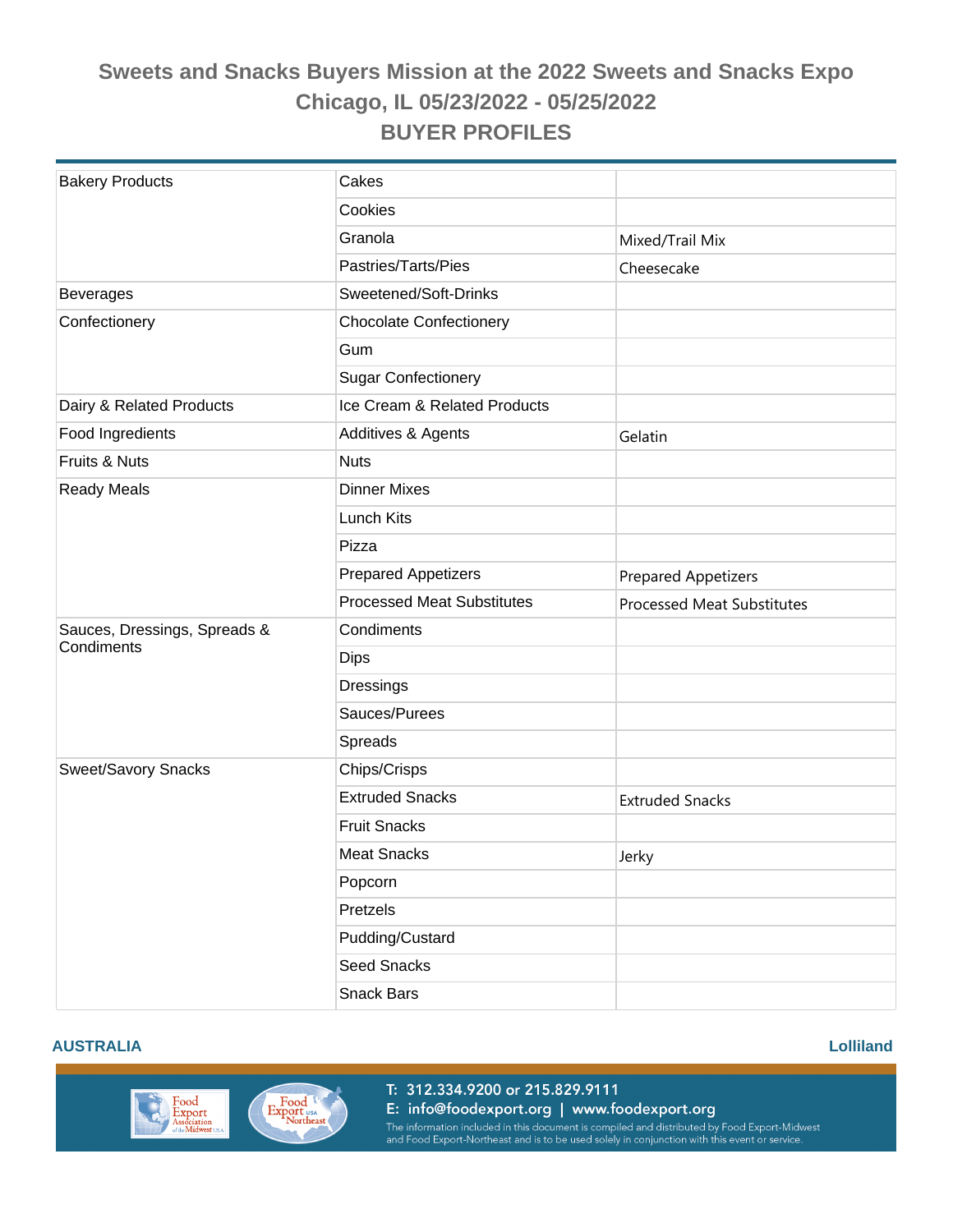# Sweets and Snacks Buyers Mission at the 2022 Sweets and Snacks Expo
## Chicago, IL 05/23/2022 - 05/25/2022
## BUYER PROFILES

| | | |
|---|---|---|
| Bakery Products | Cakes | |
| | Cookies | |
| | Granola | Mixed/Trail Mix |
| | Pastries/Tarts/Pies | Cheesecake |
| Beverages | Sweetened/Soft-Drinks | |
| Confectionery | Chocolate Confectionery | |
| | Gum | |
| | Sugar Confectionery | |
| Dairy & Related Products | Ice Cream & Related Products | |
| Food Ingredients | Additives & Agents | Gelatin |
| Fruits & Nuts | Nuts | |
| Ready Meals | Dinner Mixes | |
| | Lunch Kits | |
| | Pizza | |
| | Prepared Appetizers | Prepared Appetizers |
| | Processed Meat Substitutes | Processed Meat Substitutes |
| Sauces, Dressings, Spreads & Condiments | Condiments | |
| | Dips | |
| | Dressings | |
| | Sauces/Purees | |
| | Spreads | |
| Sweet/Savory Snacks | Chips/Crisps | |
| | Extruded Snacks | Extruded Snacks |
| | Fruit Snacks | |
| | Meat Snacks | Jerky |
| | Popcorn | |
| | Pretzels | |
| | Pudding/Custard | |
| | Seed Snacks | |
| | Snack Bars | |

**AUSTRALIA** **Lolliland**

T: 312.334.9200 or 215.829.9111
E: info@foodexport.org | www.foodexport.org
The information included in this document is compiled and distributed by Food Export-Midwest and Food Export-Northeast and is to be used solely in conjunction with this event or service.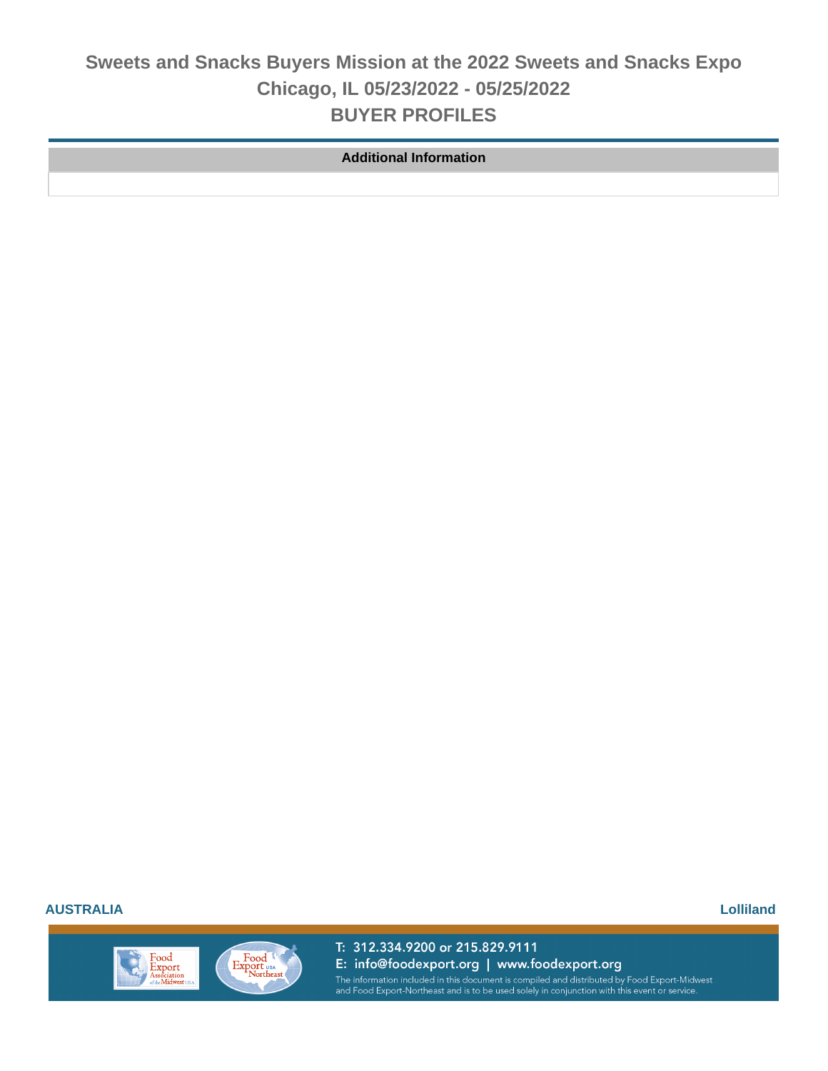| Additional Information |
| --- |
| |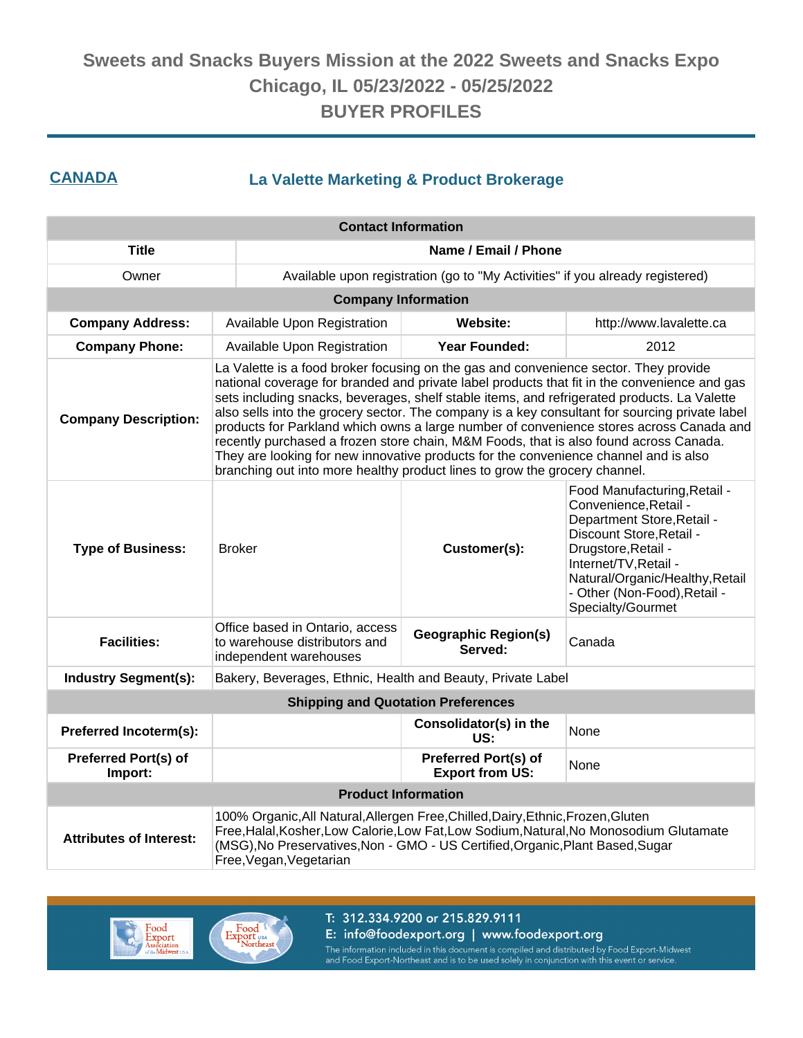# Sweets and Snacks Buyers Mission at the 2022 Sweets and Snacks Expo
## Chicago, IL 05/23/2022 - 05/25/2022
## BUYER PROFILES

## CANDADA

### La Valette Marketing & Product Brokerage

| Contact Information | | | |
|---|---|---|---|
| **Title** | **Name / Email / Phone** | | |
| Owner | Available upon registration (go to "My Activities" if you already registered) | | |
| **Company Information** | | | |
| **Company Address:** | Available Upon Registration | **Website:** | http://www.lavalette.ca |
| **Company Phone:** | Available Upon Registration | **Year Founded:** | 2012 |
| **Company Description:** | La Valette is a food broker focusing on the gas and convenience sector. They provide national coverage for branded and private label products that fit in the convenience and gas sets including snacks, beverages, shelf stable items, and refrigerated products. La Valette also sells into the grocery sector. The company is a key consultant for sourcing private label products for Parkland which owns a large number of convenience stores across Canada and recently purchased a frozen store chain, M&M Foods, that is also found across Canada. They are looking for new innovative products for the convenience channel and is also branching out into more healthy product lines to grow the grocery channel. | | |
| **Type of Business:** | Broker | **Customer(s):** | Food Manufacturing,Retail - Convenience,Retail - Department Store,Retail - Discount Store,Retail - Drugstore,Retail - Internet/TV,Retail - Natural/Organic/Healthy,Retail - Other (Non-Food),Retail - Specialty/Gourmet |
| **Facilities:** | Office based in Ontario, access to warehouse distributors and independent warehouses | **Geographic Region(s) Served:** | Canada |
| **Industry Segment(s):** | Bakery, Beverages, Ethnic, Health and Beauty, Private Label | | |
| **Shipping and Quotation Preferences** | | | |
| **Preferred Incoterm(s):** | | **Consolidator(s) in the US:** | None |
| **Preferred Port(s) of Import:** | | **Preferred Port(s) of Export from US:** | None |
| **Product Information** | | | |
| **Attributes of Interest:** | 100% Organic,All Natural,Allergen Free,Chilled,Dairy,Ethnic,Frozen,Gluten Free,Halal,Kosher,Low Calorie,Low Fat,Low Sodium,Natural,No Monosodium Glutamate (MSG),No Preservatives,Non - GMO - US Certified,Organic,Plant Based,Sugar Free,Vegan,Vegetarian | | |

T: 312.334.9200 or 215.829.9111
E: info@foodexport.org | www.foodexport.org
The information included in this document is compiled and distributed by Food Export-Midwest and Food Export-Northeast and is to be used solely in conjunction with this event or service.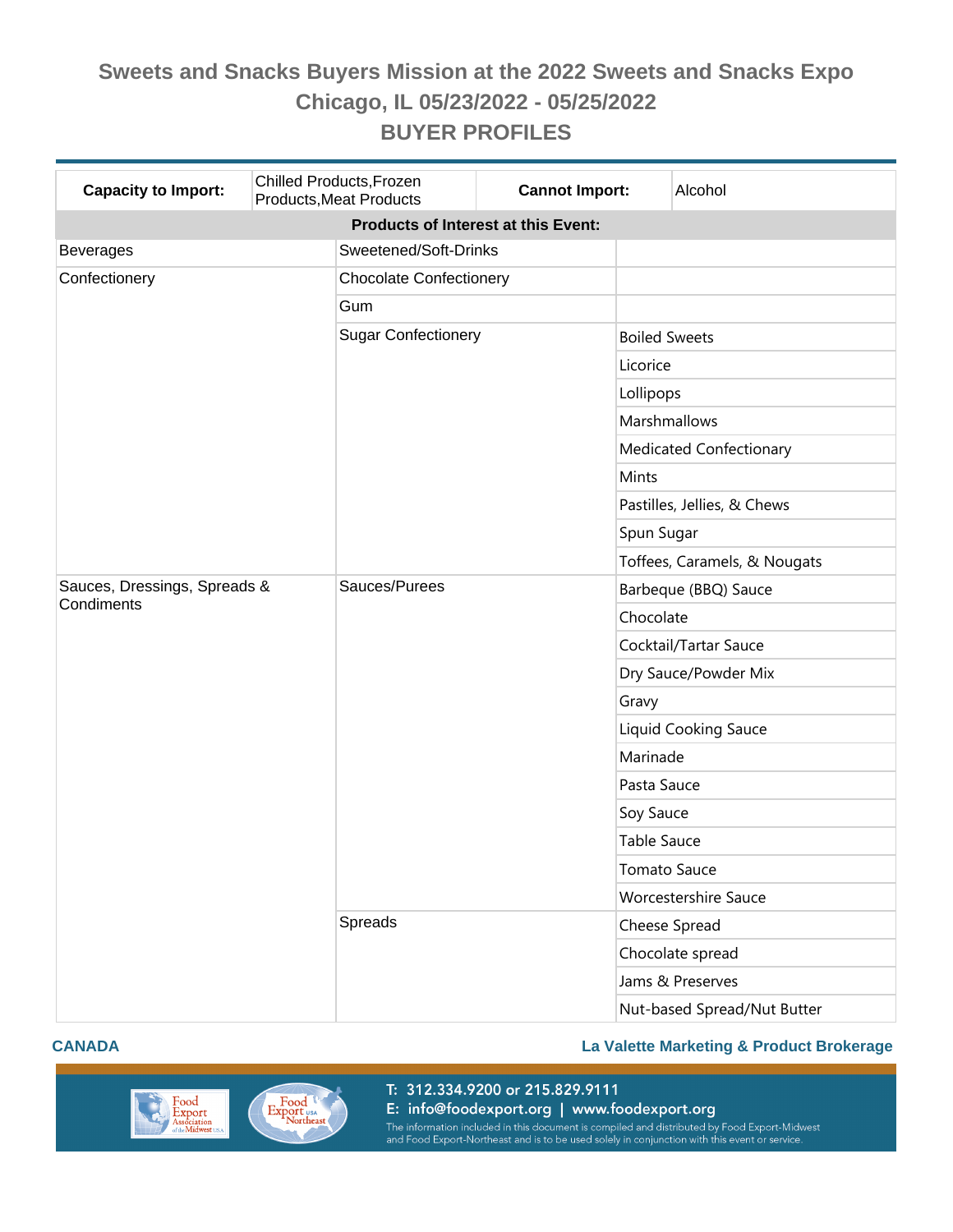# Sweets and Snacks Buyers Mission at the 2022 Sweets and Snacks Expo

## Chicago, IL 05/23/2022 - 05/25/2022

## BUYER PROFILES

| **Capacity to Import:** | Chilled Products,Frozen Products,Meat Products | **Cannot Import:** | Alcohol |
|---|---|---|---|

**Products of Interest at this Event:**

| | | |
|---|---|---|
| Beverages | Sweetened/Soft-Drinks | |
| Confectionery | Chocolate Confectionery | |
| | Gum | |
| | Sugar Confectionery | Boiled Sweets |
| | | Licorice |
| | | Lollipops |
| | | Marshmallows |
| | | Medicated Confectionary |
| | | Mints |
| | | Pastilles, Jellies, & Chews |
| | | Spun Sugar |
| | | Toffees, Caramels, & Nougats |
| Sauces, Dressings, Spreads & Condiments | Sauces/Purees | Barbeque (BBQ) Sauce |
| | | Chocolate |
| | | Cocktail/Tartar Sauce |
| | | Dry Sauce/Powder Mix |
| | | Gravy |
| | | Liquid Cooking Sauce |
| | | Marinade |
| | | Pasta Sauce |
| | | Soy Sauce |
| | | Table Sauce |
| | | Tomato Sauce |
| | | Worcestershire Sauce |
| | Spreads | Cheese Spread |
| | | Chocolate spread |
| | | Jams & Preserves |
| | | Nut-based Spread/Nut Butter |

**CANADA** — **La Valette Marketing & Product Brokerage**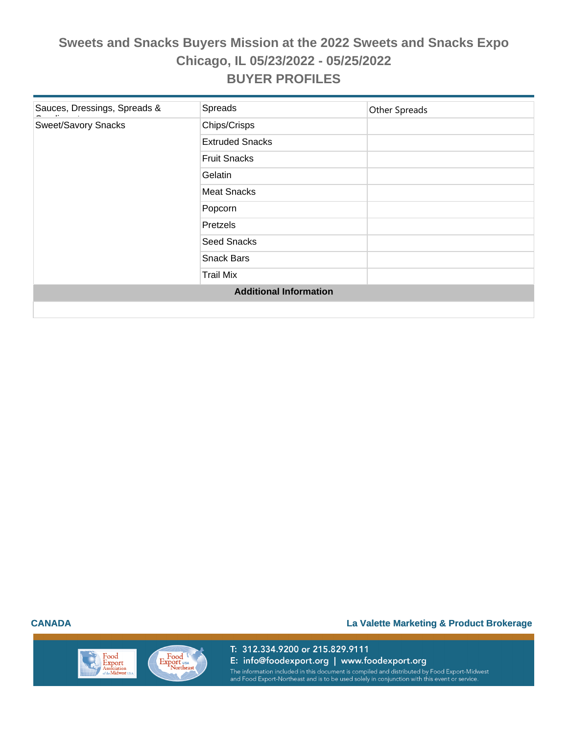# Sweets and Snacks Buyers Mission at the 2022 Sweets and Snacks Expo

## Chicago, IL 05/23/2022 - 05/25/2022

## BUYER PROFILES

| | | |
|---|---|---|
| Sauces, Dressings, Spreads & Condiments | Spreads | Other Spreads |
| Sweet/Savory Snacks | Chips/Crisps | |
| | Extruded Snacks | |
| | Fruit Snacks | |
| | Gelatin | |
| | Meat Snacks | |
| | Popcorn | |
| | Pretzels | |
| | Seed Snacks | |
| | Snack Bars | |
| | Trail Mix | |

**Additional Information**

**CANADA** | **La Valette Marketing & Product Brokerage**

T: 312.334.9200 or 215.829.9111
E: info@foodexport.org | www.foodexport.org
The information included in this document is compiled and distributed by Food Export-Midwest and Food Export-Northeast and is to be used solely in conjunction with this event or service.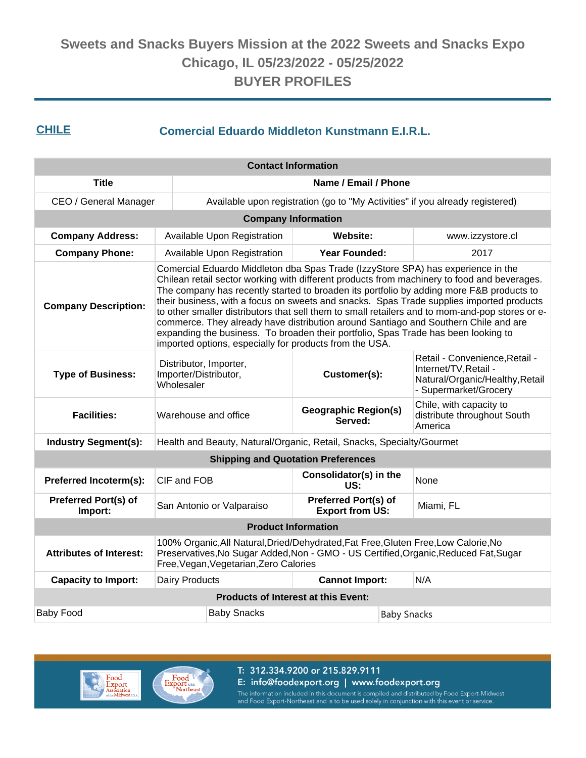# Sweets and Snacks Buyers Mission at the 2022 Sweets and Snacks Expo
## Chicago, IL 05/23/2022 - 05/25/2022
## BUYER PROFILES

## CHILE — Comercial Eduardo Middleton Kunstmann E.I.R.L.

| Contact Information | |
|---|---|
| **Title** | **Name / Email / Phone** |
| CEO / General Manager | Available upon registration (go to "My Activities" if you already registered) |

| Company Information | | | |
|---|---|---|---|
| **Company Address:** | Available Upon Registration | **Website:** | www.izzystore.cl |
| **Company Phone:** | Available Upon Registration | **Year Founded:** | 2017 |
| **Company Description:** | Comercial Eduardo Middleton dba Spas Trade (IzzyStore SPA) has experience in the Chilean retail sector working with different products from machinery to food and beverages. The company has recently started to broaden its portfolio by adding more F&B products to their business, with a focus on sweets and snacks. Spas Trade supplies imported products to other smaller distributors that sell them to small retailers and to mom-and-pop stores or e-commerce. They already have distribution around Santiago and Southern Chile and are expanding the business. To broaden their portfolio, Spas Trade has been looking to imported options, especially for products from the USA. | | |
| **Type of Business:** | Distributor, Importer, Importer/Distributor, Wholesaler | **Customer(s):** | Retail - Convenience,Retail - Internet/TV,Retail - Natural/Organic/Healthy,Retail - Supermarket/Grocery |
| **Facilities:** | Warehouse and office | **Geographic Region(s) Served:** | Chile, with capacity to distribute throughout South America |
| **Industry Segment(s):** | Health and Beauty, Natural/Organic, Retail, Snacks, Specialty/Gourmet | | |

| Shipping and Quotation Preferences | | | |
|---|---|---|---|
| **Preferred Incoterm(s):** | CIF and FOB | **Consolidator(s) in the US:** | None |
| **Preferred Port(s) of Import:** | San Antonio or Valparaiso | **Preferred Port(s) of Export from US:** | Miami, FL |

| Product Information | | | |
|---|---|---|---|
| **Attributes of Interest:** | 100% Organic,All Natural,Dried/Dehydrated,Fat Free,Gluten Free,Low Calorie,No Preservatives,No Sugar Added,Non - GMO - US Certified,Organic,Reduced Fat,Sugar Free,Vegan,Vegetarian,Zero Calories | | |
| **Capacity to Import:** | Dairy Products | **Cannot Import:** | N/A |

| Products of Interest at this Event: | | |
|---|---|---|
| Baby Food | Baby Snacks | Baby Snacks |

T: 312.334.9200 or 215.829.9111
E: info@foodexport.org | www.foodexport.org
The information included in this document is compiled and distributed by Food Export-Midwest and Food Export-Northeast and is to be used solely in conjunction with this event or service.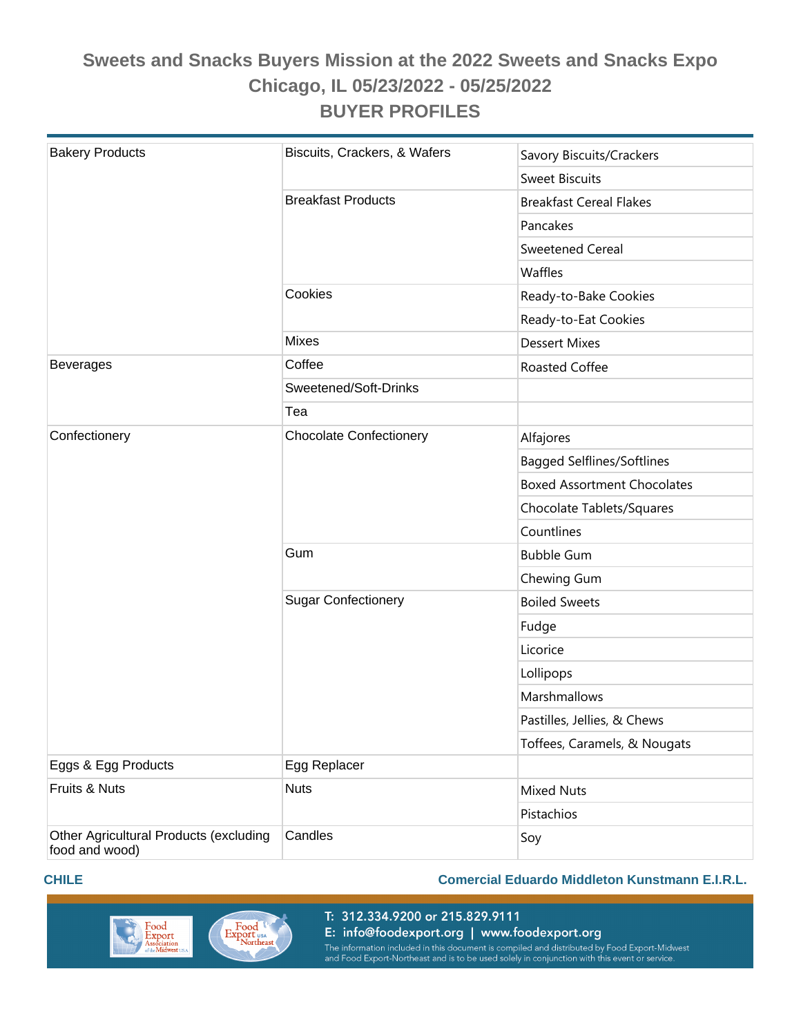# Sweets and Snacks Buyers Mission at the 2022 Sweets and Snacks Expo

## Chicago, IL 05/23/2022 - 05/25/2022

## BUYER PROFILES

| | | |
|---|---|---|
| Bakery Products | Biscuits, Crackers, & Wafers | Savory Biscuits/Crackers |
| | | Sweet Biscuits |
| | Breakfast Products | Breakfast Cereal Flakes |
| | | Pancakes |
| | | Sweetened Cereal |
| | | Waffles |
| | Cookies | Ready-to-Bake Cookies |
| | | Ready-to-Eat Cookies |
| | Mixes | Dessert Mixes |
| Beverages | Coffee | Roasted Coffee |
| | Sweetened/Soft-Drinks | |
| | Tea | |
| Confectionery | Chocolate Confectionery | Alfajores |
| | | Bagged Selflines/Softlines |
| | | Boxed Assortment Chocolates |
| | | Chocolate Tablets/Squares |
| | | Countlines |
| | Gum | Bubble Gum |
| | | Chewing Gum |
| | Sugar Confectionery | Boiled Sweets |
| | | Fudge |
| | | Licorice |
| | | Lollipops |
| | | Marshmallows |
| | | Pastilles, Jellies, & Chews |
| | | Toffees, Caramels, & Nougats |
| Eggs & Egg Products | Egg Replacer | |
| Fruits & Nuts | Nuts | Mixed Nuts |
| | | Pistachios |
| Other Agricultural Products (excluding food and wood) | Candles | Soy |

**CHILE** **Comercial Eduardo Middleton Kunstmann E.I.R.L.**

T: 312.334.9200 or 215.829.9111
E: info@foodexport.org | www.foodexport.org
The information included in this document is compiled and distributed by Food Export-Midwest and Food Export-Northeast and is to be used solely in conjunction with this event or service.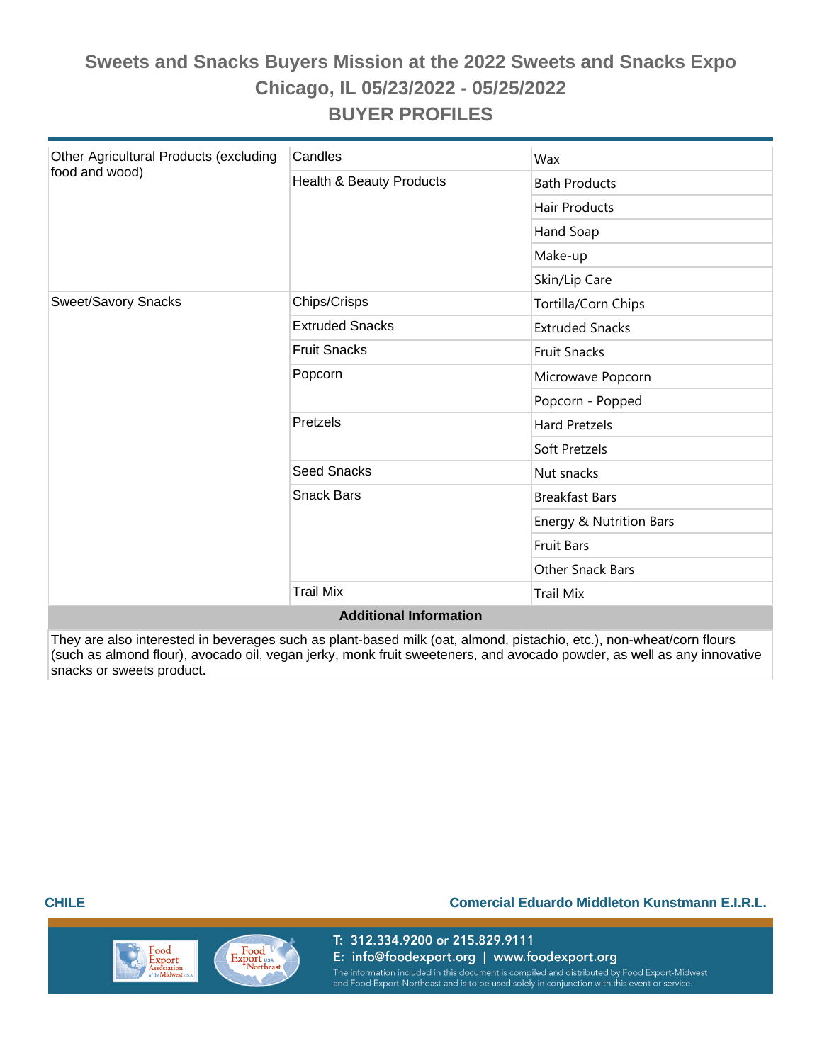# Sweets and Snacks Buyers Mission at the 2022 Sweets and Snacks Expo
## Chicago, IL 05/23/2022 - 05/25/2022
## BUYER PROFILES

| | | |
|---|---|---|
| Other Agricultural Products (excluding food and wood) | Candles | Wax |
| | Health & Beauty Products | Bath Products |
| | | Hair Products |
| | | Hand Soap |
| | | Make-up |
| | | Skin/Lip Care |
| Sweet/Savory Snacks | Chips/Crisps | Tortilla/Corn Chips |
| | Extruded Snacks | Extruded Snacks |
| | Fruit Snacks | Fruit Snacks |
| | Popcorn | Microwave Popcorn |
| | | Popcorn - Popped |
| | Pretzels | Hard Pretzels |
| | | Soft Pretzels |
| | Seed Snacks | Nut snacks |
| | Snack Bars | Breakfast Bars |
| | | Energy & Nutrition Bars |
| | | Fruit Bars |
| | | Other Snack Bars |
| | Trail Mix | Trail Mix |

**Additional Information**

They are also interested in beverages such as plant-based milk (oat, almond, pistachio, etc.), non-wheat/corn flours (such as almond flour), avocado oil, vegan jerky, monk fruit sweeteners, and avocado powder, as well as any innovative snacks or sweets product.

**CHILE** — **Comercial Eduardo Middleton Kunstmann E.I.R.L.**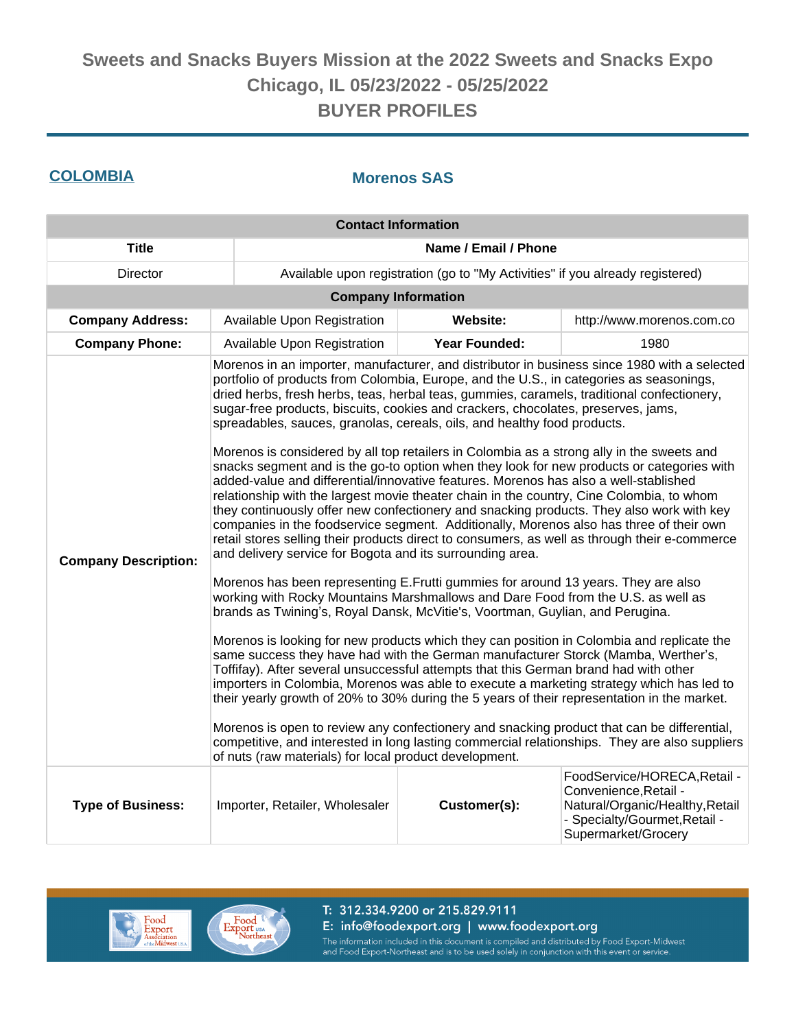# Sweets and Snacks Buyers Mission at the 2022 Sweets and Snacks Expo
## Chicago, IL 05/23/2022 - 05/25/2022
## BUYER PROFILES

## COLOMBIA

### Morenos SAS

| Contact Information | | | |
|---|---|---|---|
| **Title** | **Name / Email / Phone** | | |
| Director | Available upon registration (go to "My Activities" if you already registered) | | |
| **Company Information** | | | |
| **Company Address:** | Available Upon Registration | **Website:** | http://www.morenos.com.co |
| **Company Phone:** | Available Upon Registration | **Year Founded:** | 1980 |
| **Company Description:** | Morenos in an importer, manufacturer, and distributor in business since 1980 with a selected portfolio of products from Colombia, Europe, and the U.S., in categories as seasonings, dried herbs, fresh herbs, teas, herbal teas, gummies, caramels, traditional confectionery, sugar-free products, biscuits, cookies and crackers, chocolates, preserves, jams, spreadables, sauces, granolas, cereals, oils, and healthy food products.<br><br>Morenos is considered by all top retailers in Colombia as a strong ally in the sweets and snacks segment and is the go-to option when they look for new products or categories with added-value and differential/innovative features. Morenos has also a well-stablished relationship with the largest movie theater chain in the country, Cine Colombia, to whom they continuously offer new confectionery and snacking products. They also work with key companies in the foodservice segment. Additionally, Morenos also has three of their own retail stores selling their products direct to consumers, as well as through their e-commerce and delivery service for Bogota and its surrounding area.<br><br>Morenos has been representing E.Frutti gummies for around 13 years. They are also working with Rocky Mountains Marshmallows and Dare Food from the U.S. as well as brands as Twining's, Royal Dansk, McVitie's, Voortman, Guylian, and Perugina.<br><br>Morenos is looking for new products which they can position in Colombia and replicate the same success they have had with the German manufacturer Storck (Mamba, Werther's, Toffifay). After several unsuccessful attempts that this German brand had with other importers in Colombia, Morenos was able to execute a marketing strategy which has led to their yearly growth of 20% to 30% during the 5 years of their representation in the market.<br><br>Morenos is open to review any confectionery and snacking product that can be differential, competitive, and interested in long lasting commercial relationships. They are also suppliers of nuts (raw materials) for local product development. | | |
| **Type of Business:** | Importer, Retailer, Wholesaler | **Customer(s):** | FoodService/HORECA,Retail - Convenience,Retail - Natural/Organic/Healthy,Retail - Specialty/Gourmet,Retail - Supermarket/Grocery |

T: 312.334.9200 or 215.829.9111
E: info@foodexport.org | www.foodexport.org
The information included in this document is compiled and distributed by Food Export-Midwest and Food Export-Northeast and is to be used solely in conjunction with this event or service.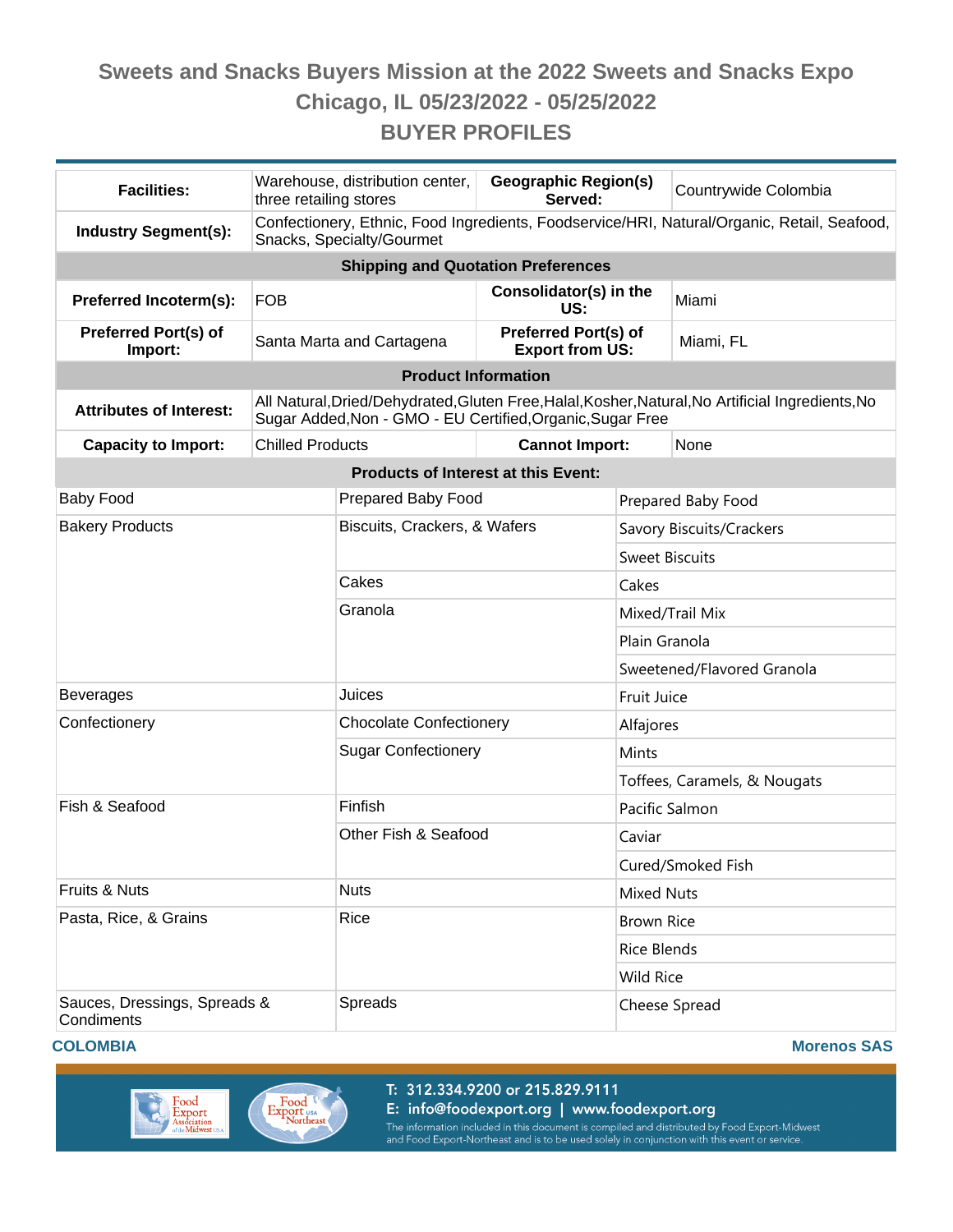# Sweets and Snacks Buyers Mission at the 2022 Sweets and Snacks Expo

## Chicago, IL 05/23/2022 - 05/25/2022

## BUYER PROFILES

| **Facilities:** | Warehouse, distribution center, three retailing stores | **Geographic Region(s) Served:** | Countrywide Colombia |
|---|---|---|---|
| **Industry Segment(s):** | Confectionery, Ethnic, Food Ingredients, Foodservice/HRI, Natural/Organic, Retail, Seafood, Snacks, Specialty/Gourmet | | |
| **Shipping and Quotation Preferences** | | | |
| **Preferred Incoterm(s):** | FOB | **Consolidator(s) in the US:** | Miami |
| **Preferred Port(s) of Import:** | Santa Marta and Cartagena | **Preferred Port(s) of Export from US:** | Miami, FL |
| **Product Information** | | | |
| **Attributes of Interest:** | All Natural,Dried/Dehydrated,Gluten Free,Halal,Kosher,Natural,No Artificial Ingredients,No Sugar Added,Non - GMO - EU Certified,Organic,Sugar Free | | |
| **Capacity to Import:** | Chilled Products | **Cannot Import:** | None |

**Products of Interest at this Event:**

| Category | Subcategory | Product |
|---|---|---|
| Baby Food | Prepared Baby Food | Prepared Baby Food |
| Bakery Products | Biscuits, Crackers, & Wafers | Savory Biscuits/Crackers |
| | | Sweet Biscuits |
| | Cakes | Cakes |
| | Granola | Mixed/Trail Mix |
| | | Plain Granola |
| | | Sweetened/Flavored Granola |
| Beverages | Juices | Fruit Juice |
| Confectionery | Chocolate Confectionery | Alfajores |
| | Sugar Confectionery | Mints |
| | | Toffees, Caramels, & Nougats |
| Fish & Seafood | Finfish | Pacific Salmon |
| | Other Fish & Seafood | Caviar |
| | | Cured/Smoked Fish |
| Fruits & Nuts | Nuts | Mixed Nuts |
| Pasta, Rice, & Grains | Rice | Brown Rice |
| | | Rice Blends |
| | | Wild Rice |
| Sauces, Dressings, Spreads & Condiments | Spreads | Cheese Spread |

**COLOMBIA** **Morenos SAS**

T: 312.334.9200 or 215.829.9111
E: info@foodexport.org | www.foodexport.org
The information included in this document is compiled and distributed by Food Export-Midwest and Food Export-Northeast and is to be used solely in conjunction with this event or service.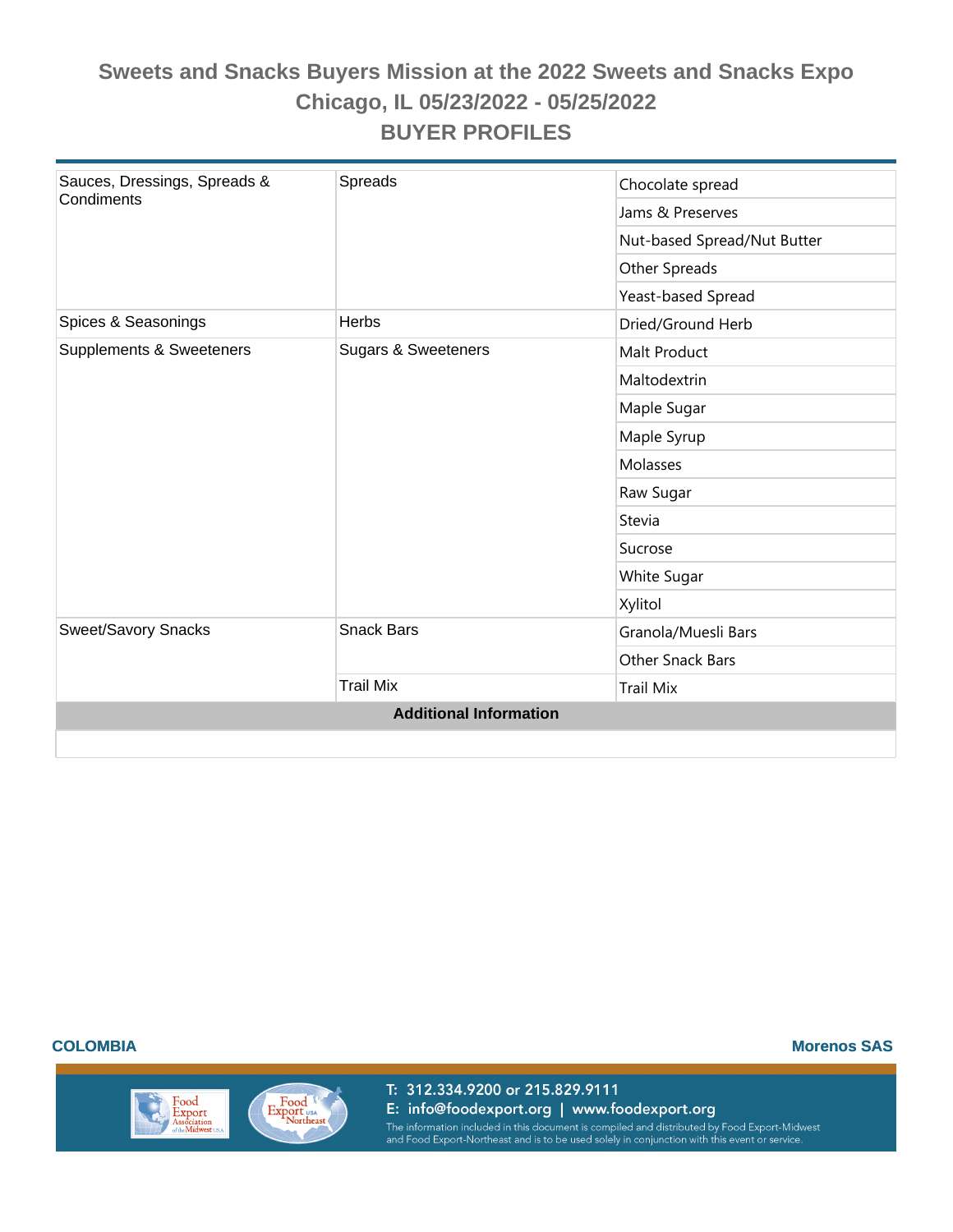# Sweets and Snacks Buyers Mission at the 2022 Sweets and Snacks Expo
## Chicago, IL 05/23/2022 - 05/25/2022
## BUYER PROFILES

| | | |
|---|---|---|
| Sauces, Dressings, Spreads & Condiments | Spreads | Chocolate spread |
| | | Jams & Preserves |
| | | Nut-based Spread/Nut Butter |
| | | Other Spreads |
| | | Yeast-based Spread |
| Spices & Seasonings | Herbs | Dried/Ground Herb |
| Supplements & Sweeteners | Sugars & Sweeteners | Malt Product |
| | | Maltodextrin |
| | | Maple Sugar |
| | | Maple Syrup |
| | | Molasses |
| | | Raw Sugar |
| | | Stevia |
| | | Sucrose |
| | | White Sugar |
| | | Xylitol |
| Sweet/Savory Snacks | Snack Bars | Granola/Muesli Bars |
| | | Other Snack Bars |
| | Trail Mix | Trail Mix |

**Additional Information**

**COLOMBIA** **Morenos SAS**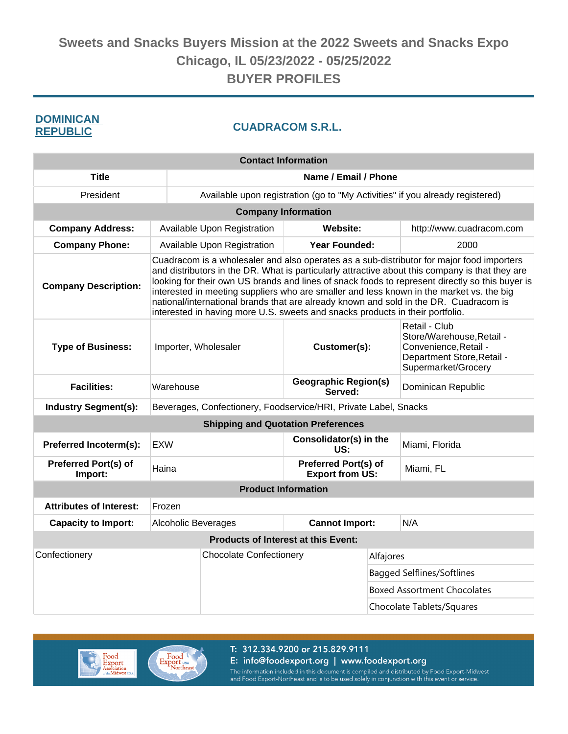# Sweets and Snacks Buyers Mission at the 2022 Sweets and Snacks Expo
## Chicago, IL 05/23/2022 - 05/25/2022
## BUYER PROFILES

**DOMINICAN REPUBLIC**

## CUADRACOM S.R.L.

| Contact Information | |
|---|---|
| **Title** | **Name / Email / Phone** |
| President | Available upon registration (go to "My Activities" if you already registered) |

| Company Information | | | |
|---|---|---|---|
| **Company Address:** | Available Upon Registration | **Website:** | http://www.cuadracom.com |
| **Company Phone:** | Available Upon Registration | **Year Founded:** | 2000 |
| **Company Description:** | Cuadracom is a wholesaler and also operates as a sub-distributor for major food importers and distributors in the DR. What is particularly attractive about this company is that they are looking for their own US brands and lines of snack foods to represent directly so this buyer is interested in meeting suppliers who are smaller and less known in the market vs. the big national/international brands that are already known and sold in the DR. Cuadracom is interested in having more U.S. sweets and snacks products in their portfolio. | | |
| **Type of Business:** | Importer, Wholesaler | **Customer(s):** | Retail - Club Store/Warehouse,Retail - Convenience,Retail - Department Store,Retail - Supermarket/Grocery |
| **Facilities:** | Warehouse | **Geographic Region(s) Served:** | Dominican Republic |
| **Industry Segment(s):** | Beverages, Confectionery, Foodservice/HRI, Private Label, Snacks | | |

| Shipping and Quotation Preferences | | | |
|---|---|---|---|
| **Preferred Incoterm(s):** | EXW | **Consolidator(s) in the US:** | Miami, Florida |
| **Preferred Port(s) of Import:** | Haina | **Preferred Port(s) of Export from US:** | Miami, FL |

| Product Information | | | |
|---|---|---|---|
| **Attributes of Interest:** | Frozen | | |
| **Capacity to Import:** | Alcoholic Beverages | **Cannot Import:** | N/A |

| Products of Interest at this Event: | | |
|---|---|---|
| Confectionery | Chocolate Confectionery | Alfajores |
| | | Bagged Selflines/Softlines |
| | | Boxed Assortment Chocolates |
| | | Chocolate Tablets/Squares |

T: 312.334.9200 or 215.829.9111
E: info@foodexport.org | www.foodexport.org
The information included in this document is compiled and distributed by Food Export-Midwest and Food Export-Northeast and is to be used solely in conjunction with this event or service.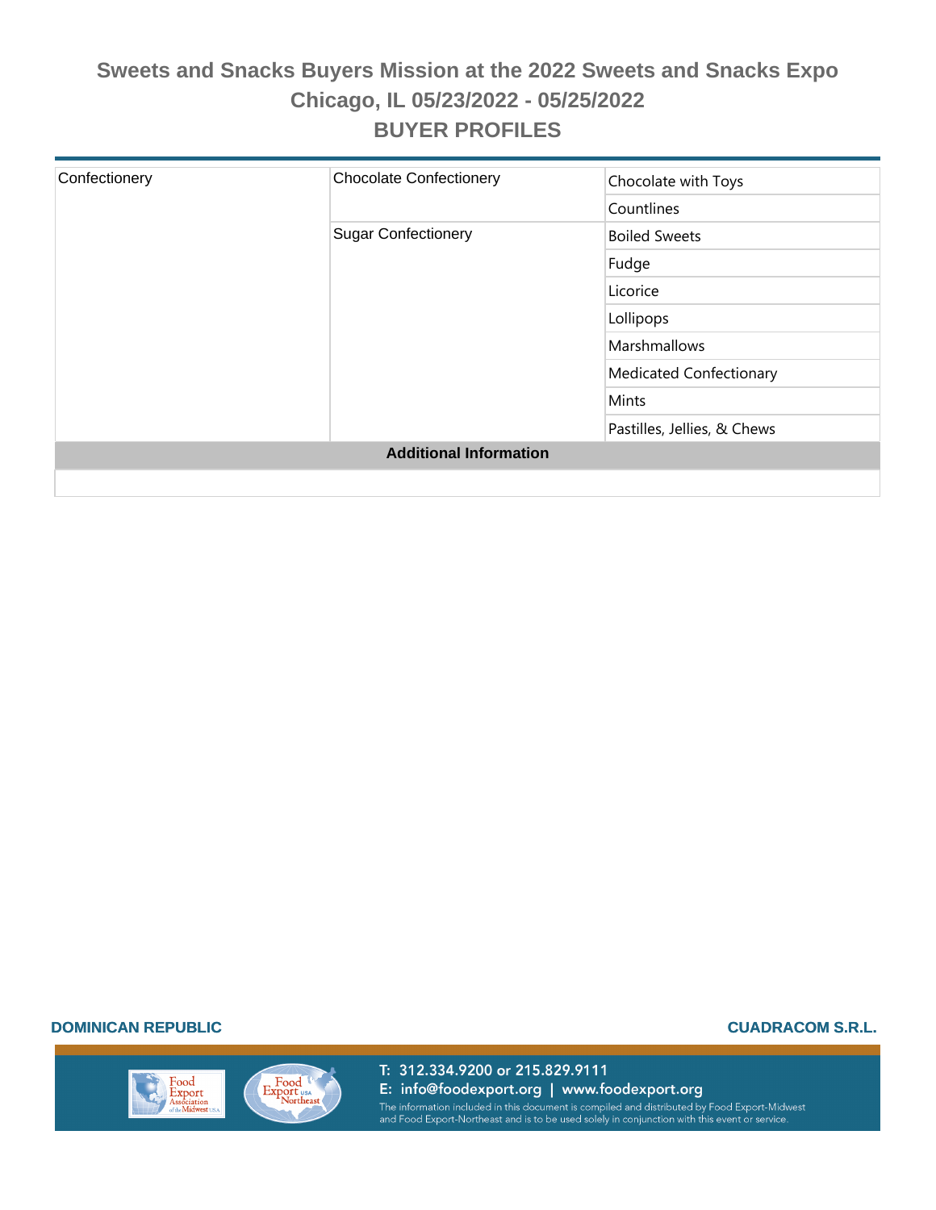# Sweets and Snacks Buyers Mission at the 2022 Sweets and Snacks Expo
## Chicago, IL 05/23/2022 - 05/25/2022
## BUYER PROFILES

| | | |
|---|---|---|
| Confectionery | Chocolate Confectionery | Chocolate with Toys |
| | | Countlines |
| | Sugar Confectionery | Boiled Sweets |
| | | Fudge |
| | | Licorice |
| | | Lollipops |
| | | Marshmallows |
| | | Medicated Confectionary |
| | | Mints |
| | | Pastilles, Jellies, & Chews |

**Additional Information**

**DOMINICAN REPUBLIC** **CUADRACOM S.R.L.**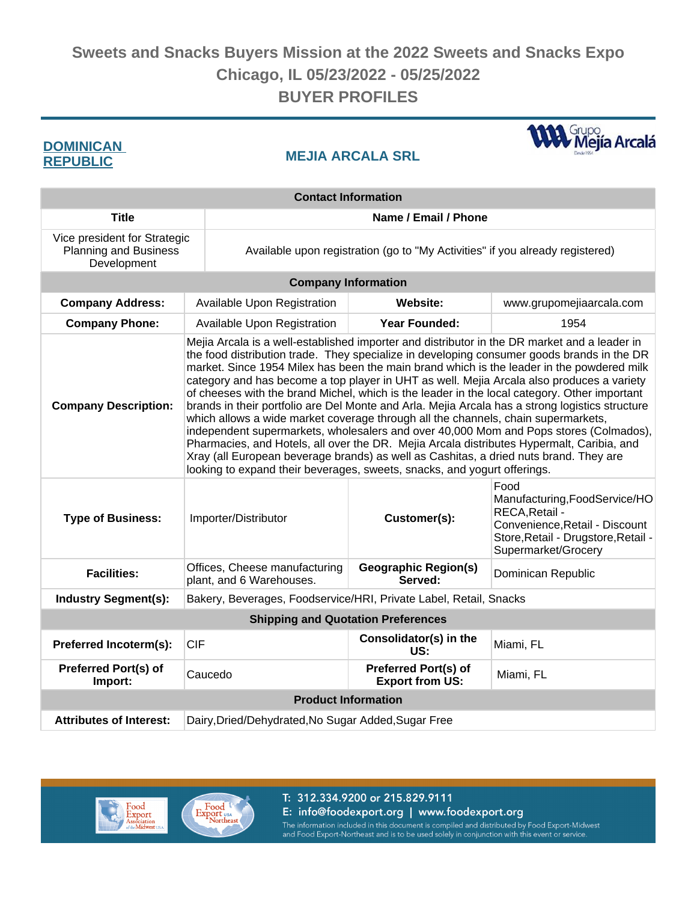# Sweets and Snacks Buyers Mission at the 2022 Sweets and Snacks Expo
## Chicago, IL 05/23/2022 - 05/25/2022
## BUYER PROFILES

**DOMINICAN REPUBLIC**

## MEJIA ARCALA SRL

| Contact Information | | | |
|---|---|---|---|
| **Title** | **Name / Email / Phone** | | |
| Vice president for Strategic Planning and Business Development | Available upon registration (go to "My Activities" if you already registered) | | |
| **Company Information** | | | |
| **Company Address:** | Available Upon Registration | **Website:** | www.grupomejiaarcala.com |
| **Company Phone:** | Available Upon Registration | **Year Founded:** | 1954 |
| **Company Description:** | Mejia Arcala is a well-established importer and distributor in the DR market and a leader in the food distribution trade. They specialize in developing consumer goods brands in the DR market. Since 1954 Milex has been the main brand which is the leader in the powdered milk category and has become a top player in UHT as well. Mejia Arcala also produces a variety of cheeses with the brand Michel, which is the leader in the local category. Other important brands in their portfolio are Del Monte and Arla. Mejia Arcala has a strong logistics structure which allows a wide market coverage through all the channels, chain supermarkets, independent supermarkets, wholesalers and over 40,000 Mom and Pops stores (Colmados), Pharmacies, and Hotels, all over the DR. Mejia Arcala distributes Hypermalt, Caribia, and Xray (all European beverage brands) as well as Cashitas, a dried nuts brand. They are looking to expand their beverages, sweets, snacks, and yogurt offerings. | | |
| **Type of Business:** | Importer/Distributor | **Customer(s):** | Food Manufacturing,FoodService/HORECA,Retail - Convenience,Retail - Discount Store,Retail - Drugstore,Retail - Supermarket/Grocery |
| **Facilities:** | Offices, Cheese manufacturing plant, and 6 Warehouses. | **Geographic Region(s) Served:** | Dominican Republic |
| **Industry Segment(s):** | Bakery, Beverages, Foodservice/HRI, Private Label, Retail, Snacks | | |
| **Shipping and Quotation Preferences** | | | |
| **Preferred Incoterm(s):** | CIF | **Consolidator(s) in the US:** | Miami, FL |
| **Preferred Port(s) of Import:** | Caucedo | **Preferred Port(s) of Export from US:** | Miami, FL |
| **Product Information** | | | |
| **Attributes of Interest:** | Dairy,Dried/Dehydrated,No Sugar Added,Sugar Free | | |

T: 312.334.9200 or 215.829.9111
E: info@foodexport.org | www.foodexport.org
The information included in this document is compiled and distributed by Food Export-Midwest and Food Export-Northeast and is to be used solely in conjunction with this event or service.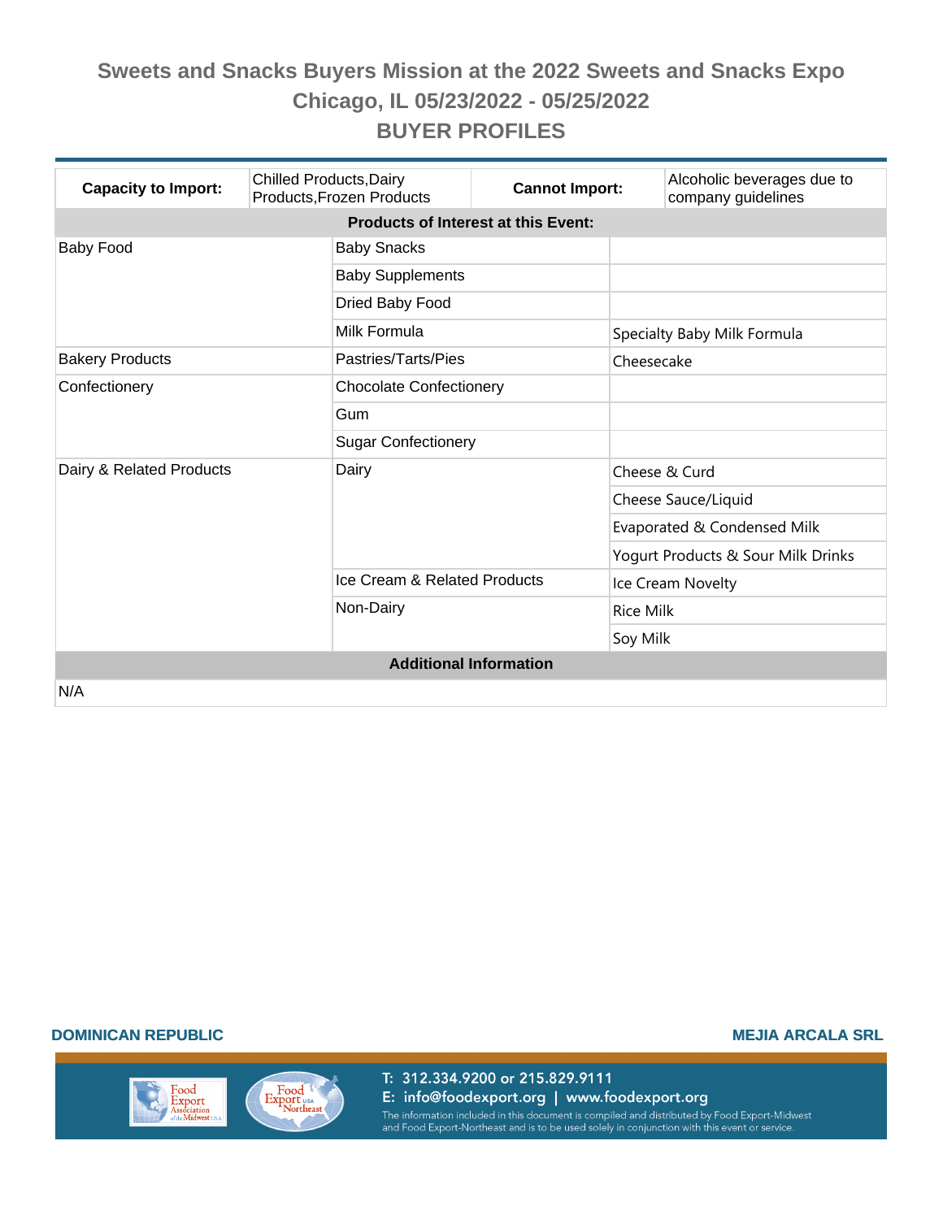# Sweets and Snacks Buyers Mission at the 2022 Sweets and Snacks Expo
## Chicago, IL 05/23/2022 - 05/25/2022
## BUYER PROFILES

| **Capacity to Import:** | Chilled Products,Dairy Products,Frozen Products | **Cannot Import:** | Alcoholic beverages due to company guidelines |
|---|---|---|---|

**Products of Interest at this Event:**

| | | |
|---|---|---|
| Baby Food | Baby Snacks | |
| | Baby Supplements | |
| | Dried Baby Food | |
| | Milk Formula | Specialty Baby Milk Formula |
| Bakery Products | Pastries/Tarts/Pies | Cheesecake |
| Confectionery | Chocolate Confectionery | |
| | Gum | |
| | Sugar Confectionery | |
| Dairy & Related Products | Dairy | Cheese & Curd |
| | | Cheese Sauce/Liquid |
| | | Evaporated & Condensed Milk |
| | | Yogurt Products & Sour Milk Drinks |
| | Ice Cream & Related Products | Ice Cream Novelty |
| | Non-Dairy | Rice Milk |
| | | Soy Milk |

**Additional Information**

N/A

**DOMINICAN REPUBLIC** **MEJIA ARCALA SRL**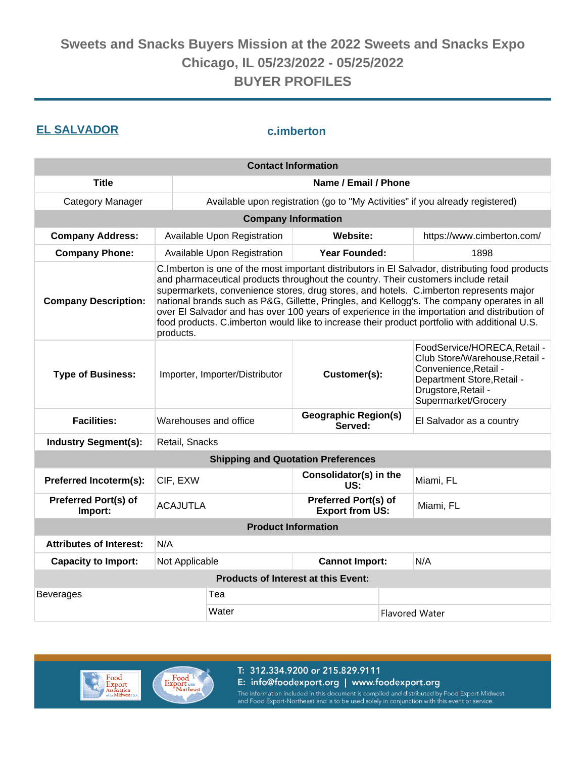# Sweets and Snacks Buyers Mission at the 2022 Sweets and Snacks Expo
## Chicago, IL 05/23/2022 - 05/25/2022
## BUYER PROFILES

## EL SALVADOR

### c.imberton

| Contact Information | |
|---|---|
| **Title** | **Name / Email / Phone** |
| Category Manager | Available upon registration (go to "My Activities" if you already registered) |

| Company Information | | | |
|---|---|---|---|
| **Company Address:** | Available Upon Registration | **Website:** | https://www.cimberton.com/ |
| **Company Phone:** | Available Upon Registration | **Year Founded:** | 1898 |
| **Company Description:** | C.Imberton is one of the most important distributors in El Salvador, distributing food products and pharmaceutical products throughout the country. Their customers include retail supermarkets, convenience stores, drug stores, and hotels. C.imberton represents major national brands such as P&G, Gillette, Pringles, and Kellogg's. The company operates in all over El Salvador and has over 100 years of experience in the importation and distribution of food products. C.imberton would like to increase their product portfolio with additional U.S. products. | | |
| **Type of Business:** | Importer, Importer/Distributor | **Customer(s):** | FoodService/HORECA,Retail - Club Store/Warehouse,Retail - Convenience,Retail - Department Store,Retail - Drugstore,Retail - Supermarket/Grocery |
| **Facilities:** | Warehouses and office | **Geographic Region(s) Served:** | El Salvador as a country |
| **Industry Segment(s):** | Retail, Snacks | | |

| Shipping and Quotation Preferences | | | |
|---|---|---|---|
| **Preferred Incoterm(s):** | CIF, EXW | **Consolidator(s) in the US:** | Miami, FL |
| **Preferred Port(s) of Import:** | ACAJUTLA | **Preferred Port(s) of Export from US:** | Miami, FL |

| Product Information | | | |
|---|---|---|---|
| **Attributes of Interest:** | N/A | | |
| **Capacity to Import:** | Not Applicable | **Cannot Import:** | N/A |

| Products of Interest at this Event: | | |
|---|---|---|
| Beverages | Tea | |
| | Water | Flavored Water |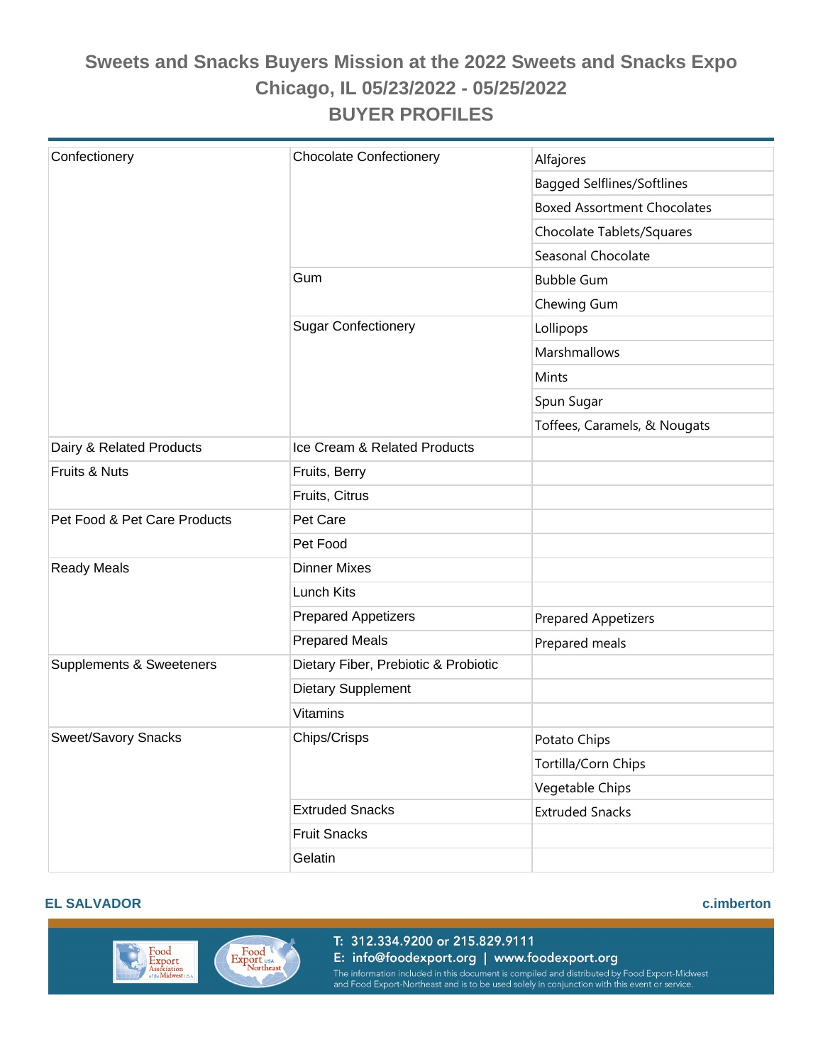# Sweets and Snacks Buyers Mission at the 2022 Sweets and Snacks Expo

## Chicago, IL 05/23/2022 - 05/25/2022

## BUYER PROFILES

| | | |
|---|---|---|
| Confectionery | Chocolate Confectionery | Alfajores |
| | | Bagged Selflines/Softlines |
| | | Boxed Assortment Chocolates |
| | | Chocolate Tablets/Squares |
| | | Seasonal Chocolate |
| | Gum | Bubble Gum |
| | | Chewing Gum |
| | Sugar Confectionery | Lollipops |
| | | Marshmallows |
| | | Mints |
| | | Spun Sugar |
| | | Toffees, Caramels, & Nougats |
| Dairy & Related Products | Ice Cream & Related Products | |
| Fruits & Nuts | Fruits, Berry | |
| | Fruits, Citrus | |
| Pet Food & Pet Care Products | Pet Care | |
| | Pet Food | |
| Ready Meals | Dinner Mixes | |
| | Lunch Kits | |
| | Prepared Appetizers | Prepared Appetizers |
| | Prepared Meals | Prepared meals |
| Supplements & Sweeteners | Dietary Fiber, Prebiotic & Probiotic | |
| | Dietary Supplement | |
| | Vitamins | |
| Sweet/Savory Snacks | Chips/Crisps | Potato Chips |
| | | Tortilla/Corn Chips |
| | | Vegetable Chips |
| | Extruded Snacks | Extruded Snacks |
| | Fruit Snacks | |
| | Gelatin | |

**EL SALVADOR** **c.imberton**

T: 312.334.9200 or 215.829.9111
E: info@foodexport.org | www.foodexport.org
The information included in this document is compiled and distributed by Food Export-Midwest and Food Export-Northeast and is to be used solely in conjunction with this event or service.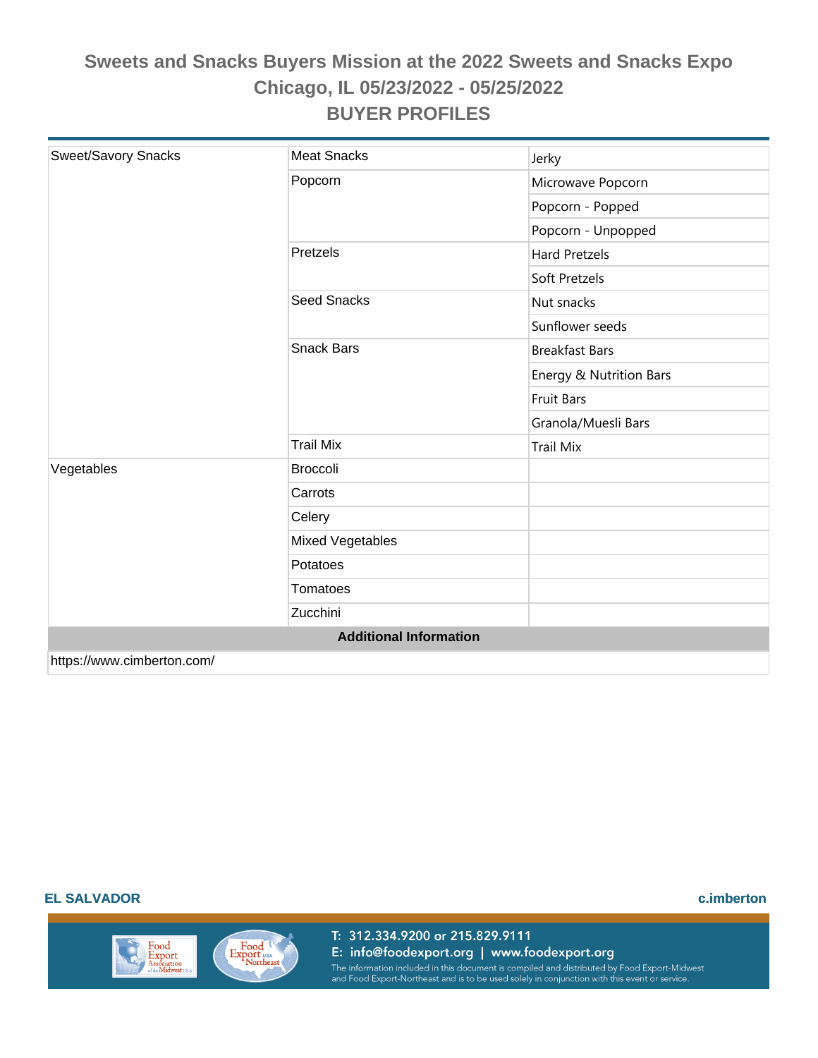# Sweets and Snacks Buyers Mission at the 2022 Sweets and Snacks Expo
## Chicago, IL 05/23/2022 - 05/25/2022
## BUYER PROFILES

| | | |
|---|---|---|
| Sweet/Savory Snacks | Meat Snacks | Jerky |
| | Popcorn | Microwave Popcorn |
| | | Popcorn - Popped |
| | | Popcorn - Unpopped |
| | Pretzels | Hard Pretzels |
| | | Soft Pretzels |
| | Seed Snacks | Nut snacks |
| | | Sunflower seeds |
| | Snack Bars | Breakfast Bars |
| | | Energy & Nutrition Bars |
| | | Fruit Bars |
| | | Granola/Muesli Bars |
| | Trail Mix | Trail Mix |
| Vegetables | Broccoli | |
| | Carrots | |
| | Celery | |
| | Mixed Vegetables | |
| | Potatoes | |
| | Tomatoes | |
| | Zucchini | |

**Additional Information**

https://www.cimberton.com/

**EL SALVADOR** **c.imberton**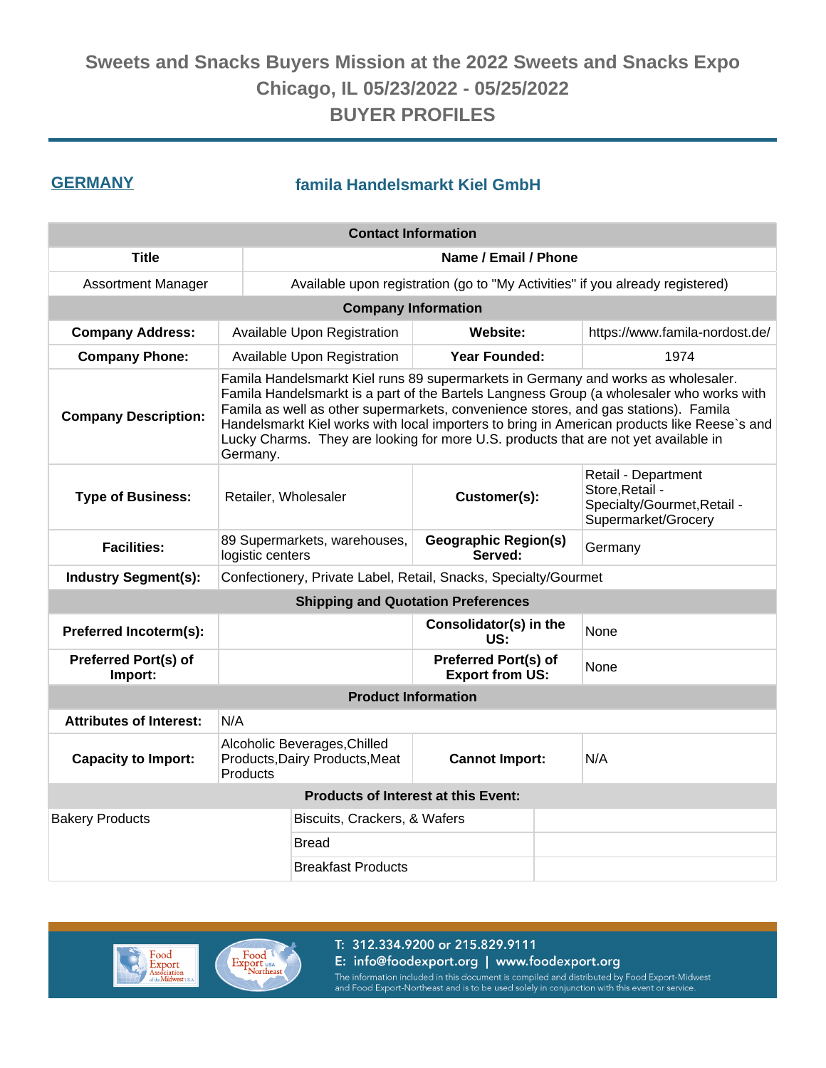# Sweets and Snacks Buyers Mission at the 2022 Sweets and Snacks Expo
# Chicago, IL 05/23/2022 - 05/25/2022
# BUYER PROFILES

## GERMANY

## famila Handelsmarkt Kiel GmbH

| Contact Information | |
|---|---|
| **Title** | **Name / Email / Phone** |
| Assortment Manager | Available upon registration (go to "My Activities" if you already registered) |

| Company Information | | | |
|---|---|---|---|
| **Company Address:** | Available Upon Registration | **Website:** | https://www.famila-nordost.de/ |
| **Company Phone:** | Available Upon Registration | **Year Founded:** | 1974 |
| **Company Description:** | Famila Handelsmarkt Kiel runs 89 supermarkets in Germany and works as wholesaler. Famila Handelsmarkt is a part of the Bartels Langness Group (a wholesaler who works with Famila as well as other supermarkets, convenience stores, and gas stations). Famila Handelsmarkt Kiel works with local importers to bring in American products like Reese`s and Lucky Charms. They are looking for more U.S. products that are not yet available in Germany. | | |
| **Type of Business:** | Retailer, Wholesaler | **Customer(s):** | Retail - Department Store,Retail - Specialty/Gourmet,Retail - Supermarket/Grocery |
| **Facilities:** | 89 Supermarkets, warehouses, logistic centers | **Geographic Region(s) Served:** | Germany |
| **Industry Segment(s):** | Confectionery, Private Label, Retail, Snacks, Specialty/Gourmet | | |

| Shipping and Quotation Preferences | | | |
|---|---|---|---|
| **Preferred Incoterm(s):** | | **Consolidator(s) in the US:** | None |
| **Preferred Port(s) of Import:** | | **Preferred Port(s) of Export from US:** | None |

| Product Information | | | |
|---|---|---|---|
| **Attributes of Interest:** | N/A | | |
| **Capacity to Import:** | Alcoholic Beverages,Chilled Products,Dairy Products,Meat Products | **Cannot Import:** | N/A |

| Products of Interest at this Event: | | |
|---|---|---|
| Bakery Products | Biscuits, Crackers, & Wafers | |
| | Bread | |
| | Breakfast Products | |

T: 312.334.9200 or 215.829.9111
E: info@foodexport.org | www.foodexport.org
The information included in this document is compiled and distributed by Food Export-Midwest and Food Export-Northeast and is to be used solely in conjunction with this event or service.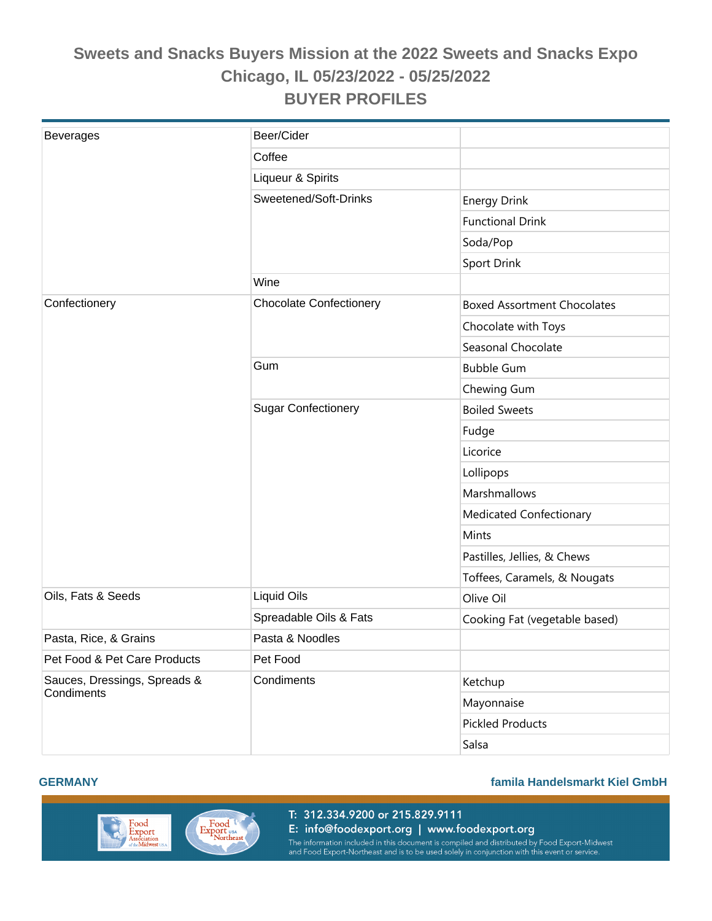# Sweets and Snacks Buyers Mission at the 2022 Sweets and Snacks Expo

## Chicago, IL 05/23/2022 - 05/25/2022

## BUYER PROFILES

| | | |
|---|---|---|
| Beverages | Beer/Cider | |
| | Coffee | |
| | Liqueur & Spirits | |
| | Sweetened/Soft-Drinks | Energy Drink |
| | | Functional Drink |
| | | Soda/Pop |
| | | Sport Drink |
| | Wine | |
| Confectionery | Chocolate Confectionery | Boxed Assortment Chocolates |
| | | Chocolate with Toys |
| | | Seasonal Chocolate |
| | Gum | Bubble Gum |
| | | Chewing Gum |
| | Sugar Confectionery | Boiled Sweets |
| | | Fudge |
| | | Licorice |
| | | Lollipops |
| | | Marshmallows |
| | | Medicated Confectionary |
| | | Mints |
| | | Pastilles, Jellies, & Chews |
| | | Toffees, Caramels, & Nougats |
| Oils, Fats & Seeds | Liquid Oils | Olive Oil |
| | Spreadable Oils & Fats | Cooking Fat (vegetable based) |
| Pasta, Rice, & Grains | Pasta & Noodles | |
| Pet Food & Pet Care Products | Pet Food | |
| Sauces, Dressings, Spreads & Condiments | Condiments | Ketchup |
| | | Mayonnaise |
| | | Pickled Products |
| | | Salsa |

**GERMANY** **famila Handelsmarkt Kiel GmbH**

T: 312.334.9200 or 215.829.9111
E: info@foodexport.org | www.foodexport.org
The information included in this document is compiled and distributed by Food Export-Midwest and Food Export-Northeast and is to be used solely in conjunction with this event or service.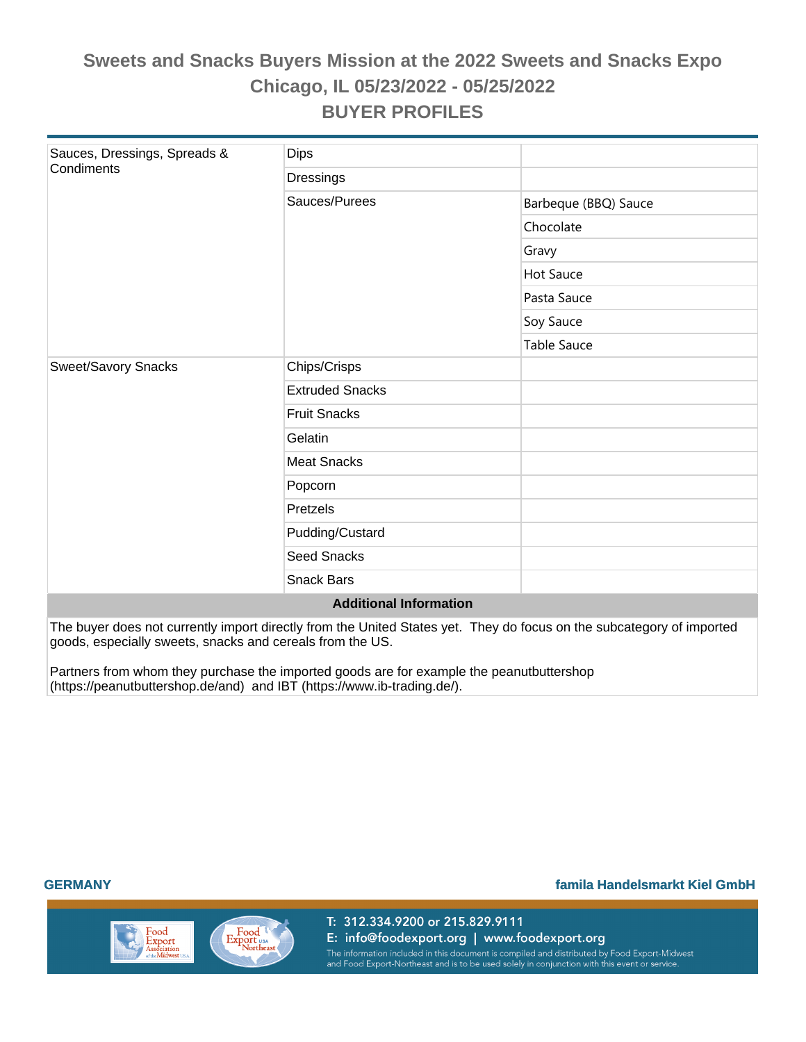# Sweets and Snacks Buyers Mission at the 2022 Sweets and Snacks Expo

## Chicago, IL 05/23/2022 - 05/25/2022

## BUYER PROFILES

| | | |
|---|---|---|
| Sauces, Dressings, Spreads & Condiments | Dips | |
| | Dressings | |
| | Sauces/Purees | Barbeque (BBQ) Sauce |
| | | Chocolate |
| | | Gravy |
| | | Hot Sauce |
| | | Pasta Sauce |
| | | Soy Sauce |
| | | Table Sauce |
| Sweet/Savory Snacks | Chips/Crisps | |
| | Extruded Snacks | |
| | Fruit Snacks | |
| | Gelatin | |
| | Meat Snacks | |
| | Popcorn | |
| | Pretzels | |
| | Pudding/Custard | |
| | Seed Snacks | |
| | Snack Bars | |

**Additional Information**

The buyer does not currently import directly from the United States yet. They do focus on the subcategory of imported goods, especially sweets, snacks and cereals from the US.

Partners from whom they purchase the imported goods are for example the peanutbuttershop (https://peanutbuttershop.de/and) and IBT (https://www.ib-trading.de/).

**GERMANY** **famila Handelsmarkt Kiel GmbH**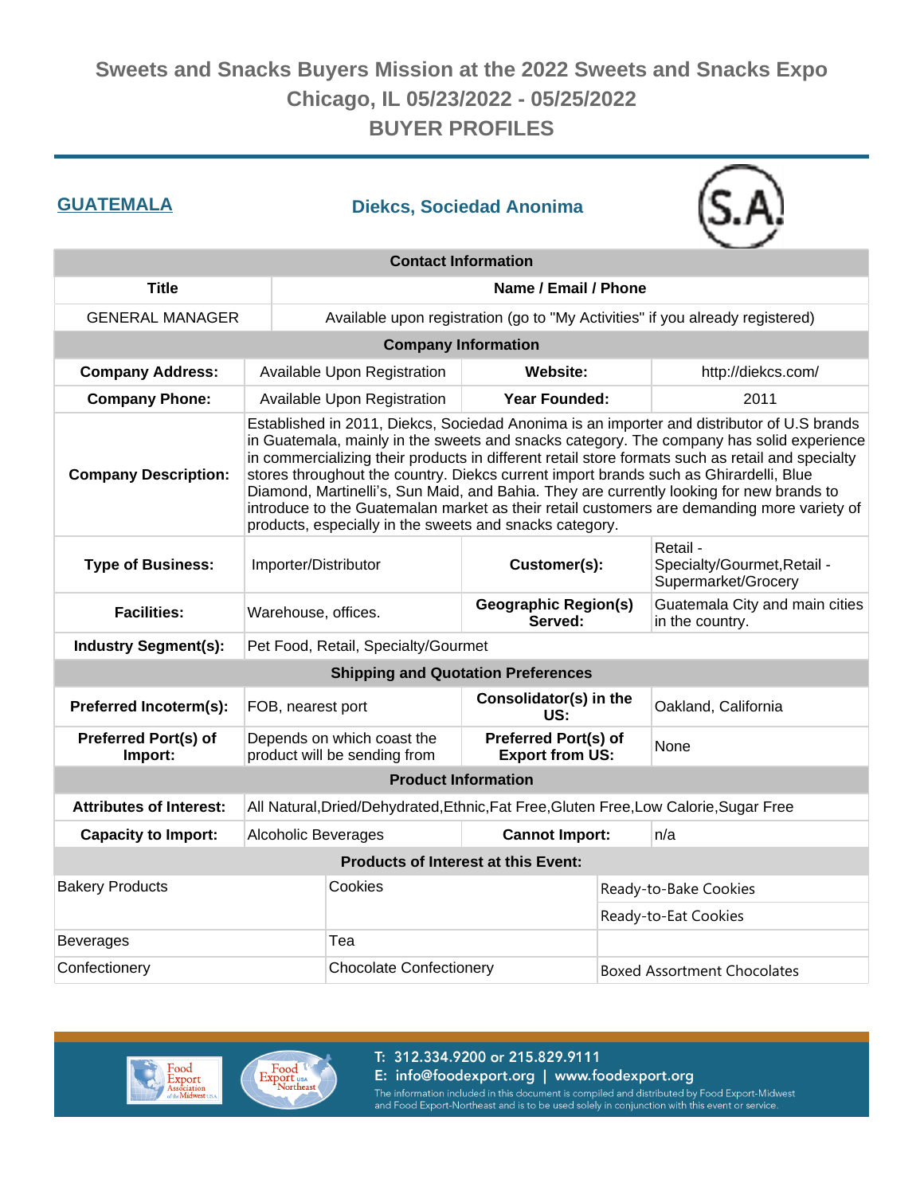# Sweets and Snacks Buyers Mission at the 2022 Sweets and Snacks Expo
## Chicago, IL 05/23/2022 - 05/25/2022
## BUYER PROFILES

**GUATEMALA**

## Diekcs, Sociedad Anonima

| Contact Information | |
|---|---|
| **Title** | **Name / Email / Phone** |
| GENERAL MANAGER | Available upon registration (go to "My Activities" if you already registered) |

| Company Information | | | |
|---|---|---|---|
| **Company Address:** | Available Upon Registration | **Website:** | http://diekcs.com/ |
| **Company Phone:** | Available Upon Registration | **Year Founded:** | 2011 |
| **Company Description:** | Established in 2011, Diekcs, Sociedad Anonima is an importer and distributor of U.S brands in Guatemala, mainly in the sweets and snacks category. The company has solid experience in commercializing their products in different retail store formats such as retail and specialty stores throughout the country. Diekcs current import brands such as Ghirardelli, Blue Diamond, Martinelli's, Sun Maid, and Bahia. They are currently looking for new brands to introduce to the Guatemalan market as their retail customers are demanding more variety of products, especially in the sweets and snacks category. | | |
| **Type of Business:** | Importer/Distributor | **Customer(s):** | Retail - Specialty/Gourmet,Retail - Supermarket/Grocery |
| **Facilities:** | Warehouse, offices. | **Geographic Region(s) Served:** | Guatemala City and main cities in the country. |
| **Industry Segment(s):** | Pet Food, Retail, Specialty/Gourmet | | |

| Shipping and Quotation Preferences | | | |
|---|---|---|---|
| **Preferred Incoterm(s):** | FOB, nearest port | **Consolidator(s) in the US:** | Oakland, California |
| **Preferred Port(s) of Import:** | Depends on which coast the product will be sending from | **Preferred Port(s) of Export from US:** | None |

| Product Information | | | |
|---|---|---|---|
| **Attributes of Interest:** | All Natural,Dried/Dehydrated,Ethnic,Fat Free,Gluten Free,Low Calorie,Sugar Free | | |
| **Capacity to Import:** | Alcoholic Beverages | **Cannot Import:** | n/a |

| Products of Interest at this Event: | | |
|---|---|---|
| Bakery Products | Cookies | Ready-to-Bake Cookies |
| | | Ready-to-Eat Cookies |
| Beverages | Tea | |
| Confectionery | Chocolate Confectionery | Boxed Assortment Chocolates |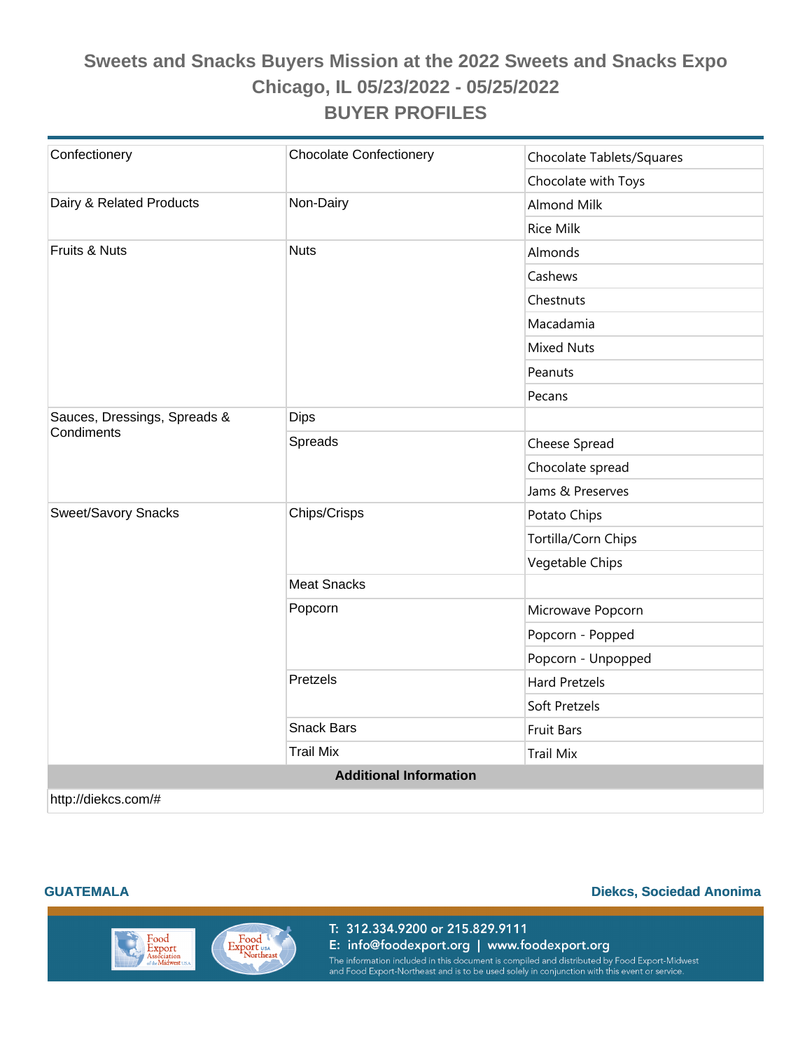# Sweets and Snacks Buyers Mission at the 2022 Sweets and Snacks Expo
## Chicago, IL 05/23/2022 - 05/25/2022
## BUYER PROFILES

| | | |
|---|---|---|
| Confectionery | Chocolate Confectionery | Chocolate Tablets/Squares |
| | | Chocolate with Toys |
| Dairy & Related Products | Non-Dairy | Almond Milk |
| | | Rice Milk |
| Fruits & Nuts | Nuts | Almonds |
| | | Cashews |
| | | Chestnuts |
| | | Macadamia |
| | | Mixed Nuts |
| | | Peanuts |
| | | Pecans |
| Sauces, Dressings, Spreads & Condiments | Dips | |
| | Spreads | Cheese Spread |
| | | Chocolate spread |
| | | Jams & Preserves |
| Sweet/Savory Snacks | Chips/Crisps | Potato Chips |
| | | Tortilla/Corn Chips |
| | | Vegetable Chips |
| | Meat Snacks | |
| | Popcorn | Microwave Popcorn |
| | | Popcorn - Popped |
| | | Popcorn - Unpopped |
| | Pretzels | Hard Pretzels |
| | | Soft Pretzels |
| | Snack Bars | Fruit Bars |
| | Trail Mix | Trail Mix |

**Additional Information**

http://diekcs.com/#

**GUATEMALA** **Diekcs, Sociedad Anonima**

T: 312.334.9200 or 215.829.9111
E: info@foodexport.org | www.foodexport.org
The information included in this document is compiled and distributed by Food Export-Midwest and Food Export-Northeast and is to be used solely in conjunction with this event or service.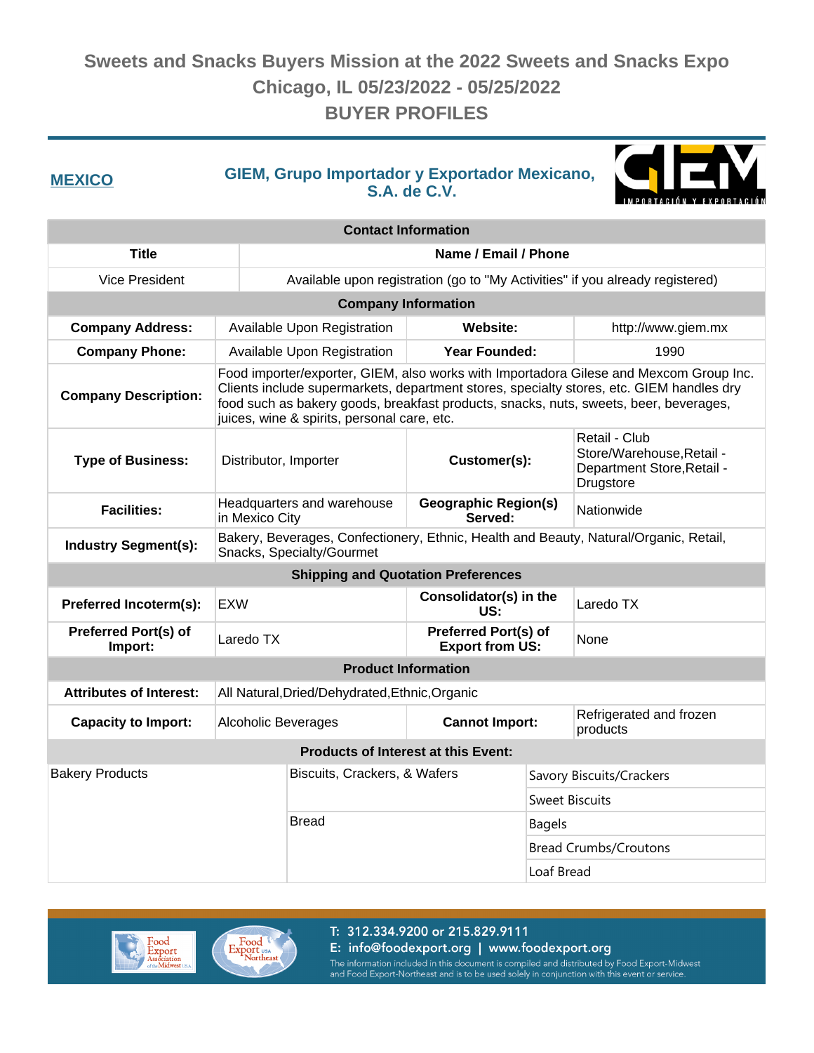# Sweets and Snacks Buyers Mission at the 2022 Sweets and Snacks Expo
## Chicago, IL 05/23/2022 - 05/25/2022
## BUYER PROFILES

**MEXICO**

**GIEM, Grupo Importador y Exportador Mexicano, S.A. de C.V.**

| Contact Information | |
|---|---|
| **Title** | **Name / Email / Phone** |
| Vice President | Available upon registration (go to "My Activities" if you already registered) |

| Company Information | | | |
|---|---|---|---|
| **Company Address:** | Available Upon Registration | **Website:** | http://www.giem.mx |
| **Company Phone:** | Available Upon Registration | **Year Founded:** | 1990 |
| **Company Description:** | Food importer/exporter, GIEM, also works with Importadora Gilese and Mexcom Group Inc. Clients include supermarkets, department stores, specialty stores, etc. GIEM handles dry food such as bakery goods, breakfast products, snacks, nuts, sweets, beer, beverages, juices, wine & spirits, personal care, etc. | | |
| **Type of Business:** | Distributor, Importer | **Customer(s):** | Retail - Club Store/Warehouse,Retail - Department Store,Retail - Drugstore |
| **Facilities:** | Headquarters and warehouse in Mexico City | **Geographic Region(s) Served:** | Nationwide |
| **Industry Segment(s):** | Bakery, Beverages, Confectionery, Ethnic, Health and Beauty, Natural/Organic, Retail, Snacks, Specialty/Gourmet | | |

| Shipping and Quotation Preferences | | | |
|---|---|---|---|
| **Preferred Incoterm(s):** | EXW | **Consolidator(s) in the US:** | Laredo TX |
| **Preferred Port(s) of Import:** | Laredo TX | **Preferred Port(s) of Export from US:** | None |

| Product Information | | | |
|---|---|---|---|
| **Attributes of Interest:** | All Natural,Dried/Dehydrated,Ethnic,Organic | | |
| **Capacity to Import:** | Alcoholic Beverages | **Cannot Import:** | Refrigerated and frozen products |

| Products of Interest at this Event: | | |
|---|---|---|
| Bakery Products | Biscuits, Crackers, & Wafers | Savory Biscuits/Crackers |
| | | Sweet Biscuits |
| | Bread | Bagels |
| | | Bread Crumbs/Croutons |
| | | Loaf Bread |

T: 312.334.9200 or 215.829.9111
E: info@foodexport.org | www.foodexport.org
The information included in this document is compiled and distributed by Food Export-Midwest and Food Export-Northeast and is to be used solely in conjunction with this event or service.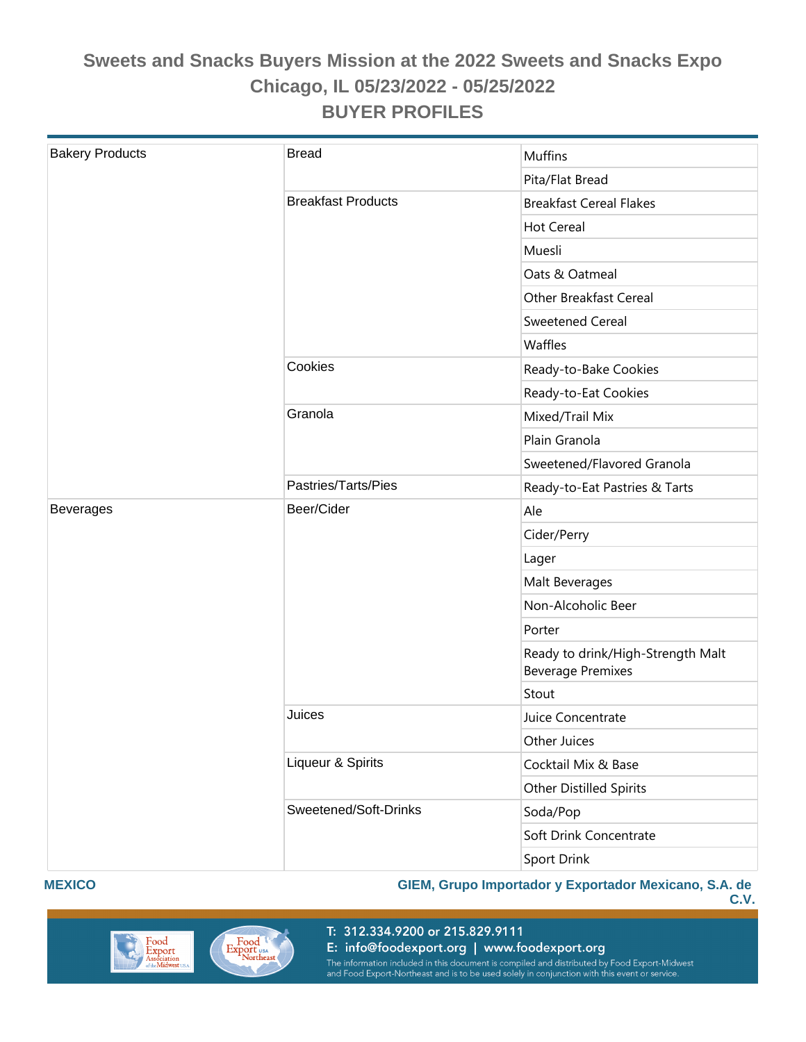# Sweets and Snacks Buyers Mission at the 2022 Sweets and Snacks Expo

## Chicago, IL 05/23/2022 - 05/25/2022

## BUYER PROFILES

| | | |
|---|---|---|
| Bakery Products | Bread | Muffins |
| | | Pita/Flat Bread |
| | Breakfast Products | Breakfast Cereal Flakes |
| | | Hot Cereal |
| | | Muesli |
| | | Oats & Oatmeal |
| | | Other Breakfast Cereal |
| | | Sweetened Cereal |
| | | Waffles |
| | Cookies | Ready-to-Bake Cookies |
| | | Ready-to-Eat Cookies |
| | Granola | Mixed/Trail Mix |
| | | Plain Granola |
| | | Sweetened/Flavored Granola |
| | Pastries/Tarts/Pies | Ready-to-Eat Pastries & Tarts |
| Beverages | Beer/Cider | Ale |
| | | Cider/Perry |
| | | Lager |
| | | Malt Beverages |
| | | Non-Alcoholic Beer |
| | | Porter |
| | | Ready to drink/High-Strength Malt Beverage Premixes |
| | | Stout |
| | Juices | Juice Concentrate |
| | | Other Juices |
| | Liqueur & Spirits | Cocktail Mix & Base |
| | | Other Distilled Spirits |
| | Sweetened/Soft-Drinks | Soda/Pop |
| | | Soft Drink Concentrate |
| | | Sport Drink |

**MEXICO** **GIEM, Grupo Importador y Exportador Mexicano, S.A. de C.V.**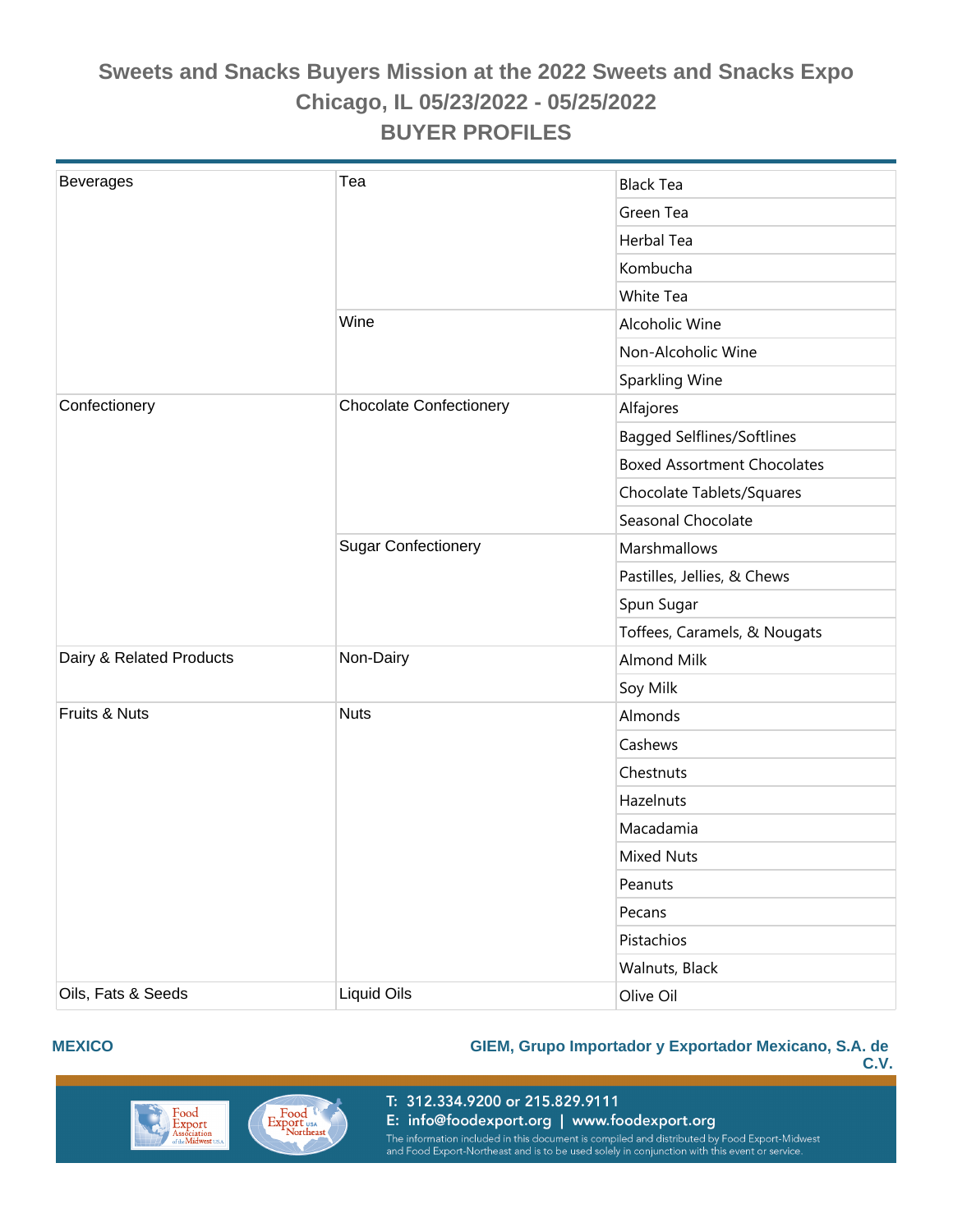## Sweets and Snacks Buyers Mission at the 2022 Sweets and Snacks Expo
## Chicago, IL 05/23/2022 - 05/25/2022
## BUYER PROFILES

| | | |
|---|---|---|
| Beverages | Tea | Black Tea |
| | | Green Tea |
| | | Herbal Tea |
| | | Kombucha |
| | | White Tea |
| | Wine | Alcoholic Wine |
| | | Non-Alcoholic Wine |
| | | Sparkling Wine |
| Confectionery | Chocolate Confectionery | Alfajores |
| | | Bagged Selflines/Softlines |
| | | Boxed Assortment Chocolates |
| | | Chocolate Tablets/Squares |
| | | Seasonal Chocolate |
| | Sugar Confectionery | Marshmallows |
| | | Pastilles, Jellies, & Chews |
| | | Spun Sugar |
| | | Toffees, Caramels, & Nougats |
| Dairy & Related Products | Non-Dairy | Almond Milk |
| | | Soy Milk |
| Fruits & Nuts | Nuts | Almonds |
| | | Cashews |
| | | Chestnuts |
| | | Hazelnuts |
| | | Macadamia |
| | | Mixed Nuts |
| | | Peanuts |
| | | Pecans |
| | | Pistachios |
| | | Walnuts, Black |
| Oils, Fats & Seeds | Liquid Oils | Olive Oil |

**MEXICO** **GIEM, Grupo Importador y Exportador Mexicano, S.A. de C.V.**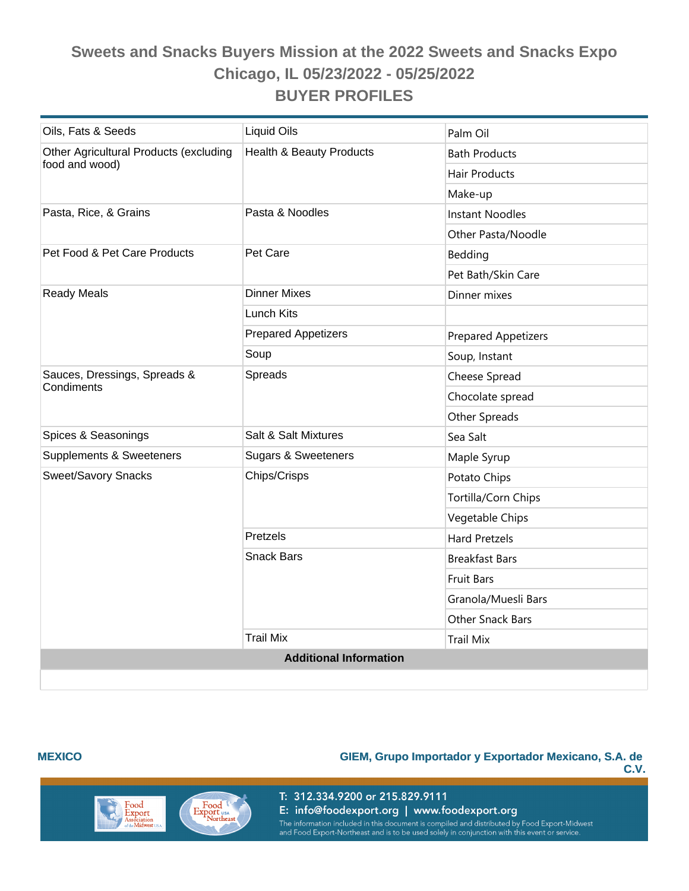# Sweets and Snacks Buyers Mission at the 2022 Sweets and Snacks Expo
## Chicago, IL 05/23/2022 - 05/25/2022
## BUYER PROFILES

| | | |
|---|---|---|
| Oils, Fats & Seeds | Liquid Oils | Palm Oil |
| Other Agricultural Products (excluding food and wood) | Health & Beauty Products | Bath Products |
| | | Hair Products |
| | | Make-up |
| Pasta, Rice, & Grains | Pasta & Noodles | Instant Noodles |
| | | Other Pasta/Noodle |
| Pet Food & Pet Care Products | Pet Care | Bedding |
| | | Pet Bath/Skin Care |
| Ready Meals | Dinner Mixes | Dinner mixes |
| | Lunch Kits | |
| | Prepared Appetizers | Prepared Appetizers |
| | Soup | Soup, Instant |
| Sauces, Dressings, Spreads & Condiments | Spreads | Cheese Spread |
| | | Chocolate spread |
| | | Other Spreads |
| Spices & Seasonings | Salt & Salt Mixtures | Sea Salt |
| Supplements & Sweeteners | Sugars & Sweeteners | Maple Syrup |
| Sweet/Savory Snacks | Chips/Crisps | Potato Chips |
| | | Tortilla/Corn Chips |
| | | Vegetable Chips |
| | Pretzels | Hard Pretzels |
| | Snack Bars | Breakfast Bars |
| | | Fruit Bars |
| | | Granola/Muesli Bars |
| | | Other Snack Bars |
| | Trail Mix | Trail Mix |

**Additional Information**

**MEXICO** **GIEM, Grupo Importador y Exportador Mexicano, S.A. de C.V.**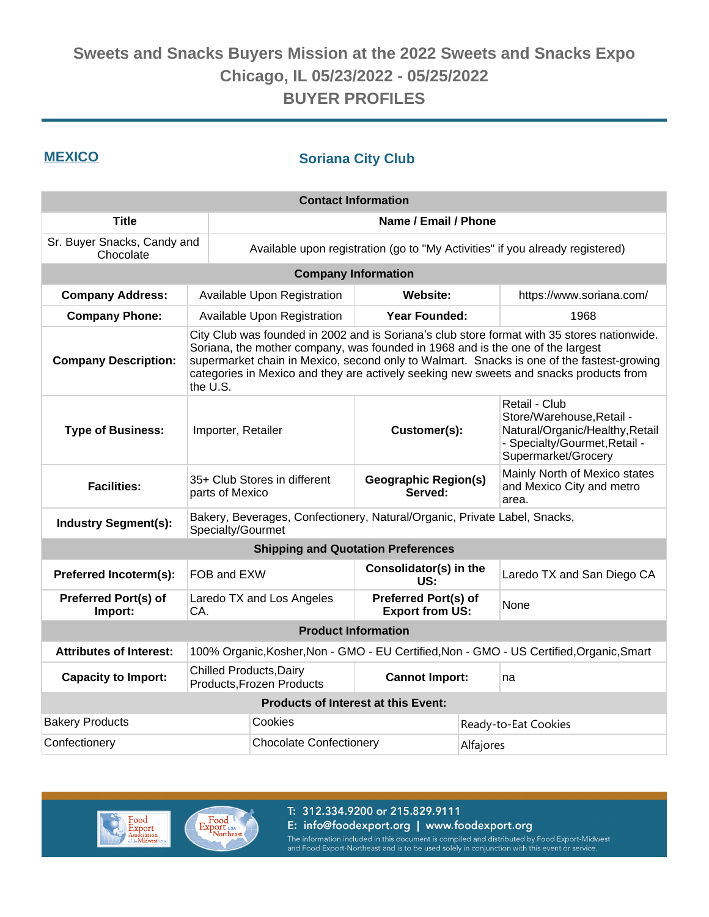# Sweets and Snacks Buyers Mission at the 2022 Sweets and Snacks Expo
## Chicago, IL 05/23/2022 - 05/25/2022
## BUYER PROFILES

**MEXICO**

### Soriana City Club

| Contact Information | |
|---|---|
| **Title** | **Name / Email / Phone** |
| Sr. Buyer Snacks, Candy and Chocolate | Available upon registration (go to "My Activities" if you already registered) |

| Company Information | | | |
|---|---|---|---|
| **Company Address:** | Available Upon Registration | **Website:** | https://www.soriana.com/ |
| **Company Phone:** | Available Upon Registration | **Year Founded:** | 1968 |
| **Company Description:** | City Club was founded in 2002 and is Soriana's club store format with 35 stores nationwide. Soriana, the mother company, was founded in 1968 and is the one of the largest supermarket chain in Mexico, second only to Walmart. Snacks is one of the fastest-growing categories in Mexico and they are actively seeking new sweets and snacks products from the U.S. | | |
| **Type of Business:** | Importer, Retailer | **Customer(s):** | Retail - Club Store/Warehouse,Retail - Natural/Organic/Healthy,Retail - Specialty/Gourmet,Retail - Supermarket/Grocery |
| **Facilities:** | 35+ Club Stores in different parts of Mexico | **Geographic Region(s) Served:** | Mainly North of Mexico states and Mexico City and metro area. |
| **Industry Segment(s):** | Bakery, Beverages, Confectionery, Natural/Organic, Private Label, Snacks, Specialty/Gourmet | | |

| Shipping and Quotation Preferences | | | |
|---|---|---|---|
| **Preferred Incoterm(s):** | FOB and EXW | **Consolidator(s) in the US:** | Laredo TX and San Diego CA |
| **Preferred Port(s) of Import:** | Laredo TX and Los Angeles CA. | **Preferred Port(s) of Export from US:** | None |

| Product Information | | | |
|---|---|---|---|
| **Attributes of Interest:** | 100% Organic,Kosher,Non - GMO - EU Certified,Non - GMO - US Certified,Organic,Smart | | |
| **Capacity to Import:** | Chilled Products,Dairy Products,Frozen Products | **Cannot Import:** | na |

| Products of Interest at this Event: | | |
|---|---|---|
| Bakery Products | Cookies | Ready-to-Eat Cookies |
| Confectionery | Chocolate Confectionery | Alfajores |

T: 312.334.9200 or 215.829.9111
E: info@foodexport.org | www.foodexport.org
The information included in this document is compiled and distributed by Food Export-Midwest and Food Export-Northeast and is to be used solely in conjunction with this event or service.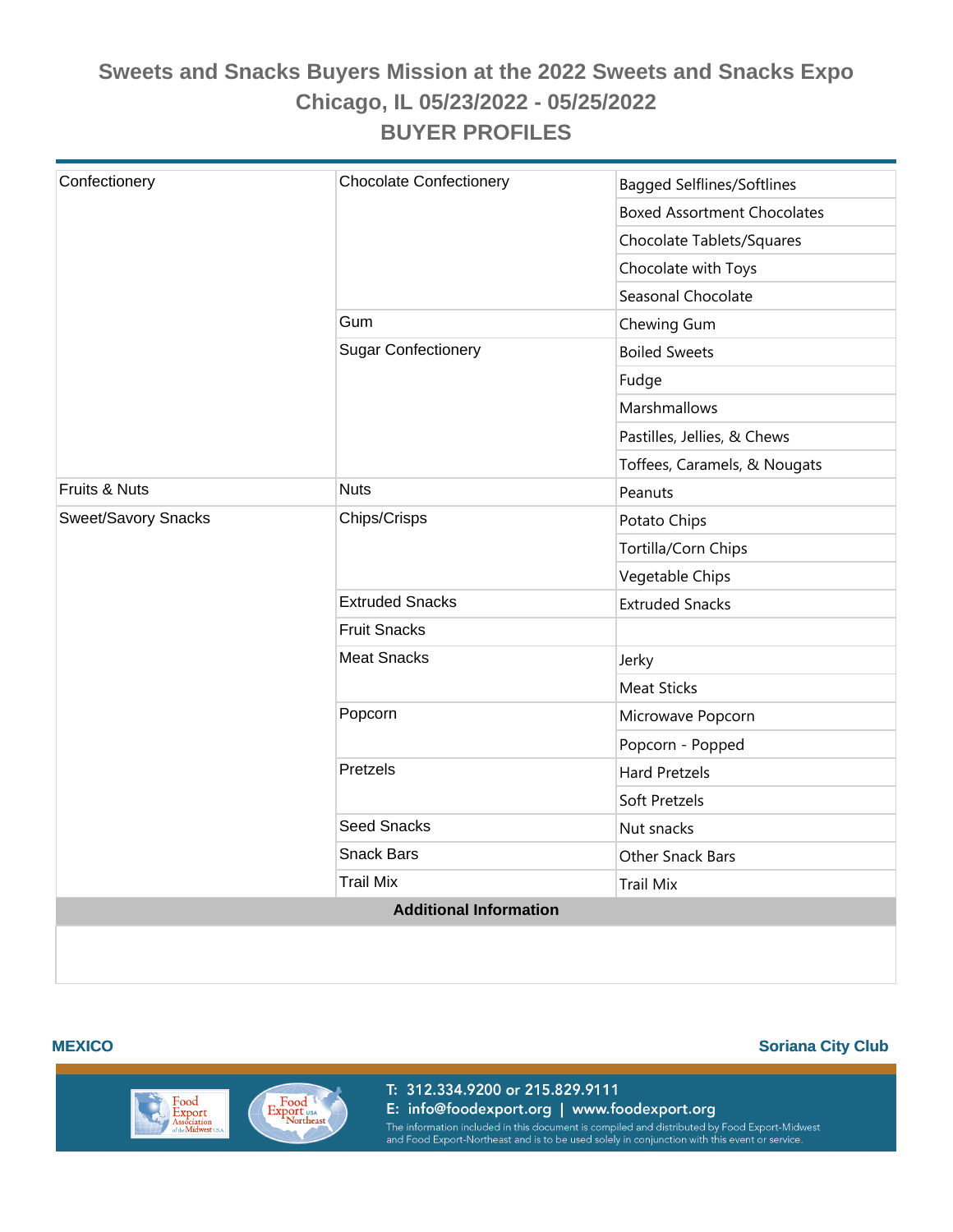# Sweets and Snacks Buyers Mission at the 2022 Sweets and Snacks Expo
## Chicago, IL 05/23/2022 - 05/25/2022
## BUYER PROFILES

| | | |
|---|---|---|
| Confectionery | Chocolate Confectionery | Bagged Selflines/Softlines |
| | | Boxed Assortment Chocolates |
| | | Chocolate Tablets/Squares |
| | | Chocolate with Toys |
| | | Seasonal Chocolate |
| | Gum | Chewing Gum |
| | Sugar Confectionery | Boiled Sweets |
| | | Fudge |
| | | Marshmallows |
| | | Pastilles, Jellies, & Chews |
| | | Toffees, Caramels, & Nougats |
| Fruits & Nuts | Nuts | Peanuts |
| Sweet/Savory Snacks | Chips/Crisps | Potato Chips |
| | | Tortilla/Corn Chips |
| | | Vegetable Chips |
| | Extruded Snacks | Extruded Snacks |
| | Fruit Snacks | |
| | Meat Snacks | Jerky |
| | | Meat Sticks |
| | Popcorn | Microwave Popcorn |
| | | Popcorn - Popped |
| | Pretzels | Hard Pretzels |
| | | Soft Pretzels |
| | Seed Snacks | Nut snacks |
| | Snack Bars | Other Snack Bars |
| | Trail Mix | Trail Mix |

**Additional Information**

**MEXICO** **Soriana City Club**

T: 312.334.9200 or 215.829.9111
E: info@foodexport.org | www.foodexport.org
The information included in this document is compiled and distributed by Food Export-Midwest and Food Export-Northeast and is to be used solely in conjunction with this event or service.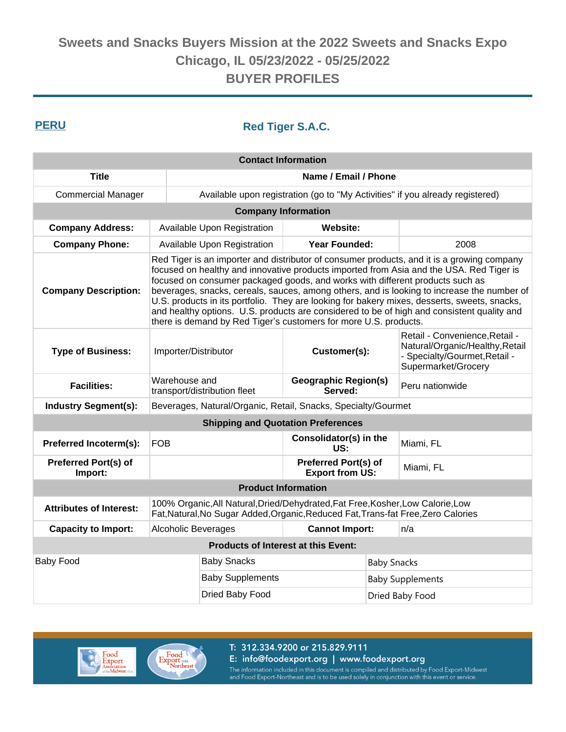# Sweets and Snacks Buyers Mission at the 2022 Sweets and Snacks Expo
## Chicago, IL 05/23/2022 - 05/25/2022
## BUYER PROFILES

**PERU**

### Red Tiger S.A.C.

| Contact Information | |
|---|---|
| **Title** | **Name / Email / Phone** |
| Commercial Manager | Available upon registration (go to "My Activities" if you already registered) |

| Company Information | | | |
|---|---|---|---|
| **Company Address:** | Available Upon Registration | **Website:** | |
| **Company Phone:** | Available Upon Registration | **Year Founded:** | 2008 |
| **Company Description:** | Red Tiger is an importer and distributor of consumer products, and it is a growing company focused on healthy and innovative products imported from Asia and the USA. Red Tiger is focused on consumer packaged goods, and works with different products such as beverages, snacks, cereals, sauces, among others, and is looking to increase the number of U.S. products in its portfolio. They are looking for bakery mixes, desserts, sweets, snacks, and healthy options. U.S. products are considered to be of high and consistent quality and there is demand by Red Tiger's customers for more U.S. products. | | |
| **Type of Business:** | Importer/Distributor | **Customer(s):** | Retail - Convenience,Retail - Natural/Organic/Healthy,Retail - Specialty/Gourmet,Retail - Supermarket/Grocery |
| **Facilities:** | Warehouse and transport/distribution fleet | **Geographic Region(s) Served:** | Peru nationwide |
| **Industry Segment(s):** | Beverages, Natural/Organic, Retail, Snacks, Specialty/Gourmet | | |

| Shipping and Quotation Preferences | | | |
|---|---|---|---|
| **Preferred Incoterm(s):** | FOB | **Consolidator(s) in the US:** | Miami, FL |
| **Preferred Port(s) of Import:** | | **Preferred Port(s) of Export from US:** | Miami, FL |

| Product Information | | | |
|---|---|---|---|
| **Attributes of Interest:** | 100% Organic,All Natural,Dried/Dehydrated,Fat Free,Kosher,Low Calorie,Low Fat,Natural,No Sugar Added,Organic,Reduced Fat,Trans-fat Free,Zero Calories | | |
| **Capacity to Import:** | Alcoholic Beverages | **Cannot Import:** | n/a |

| Products of Interest at this Event: | | |
|---|---|---|
| Baby Food | Baby Snacks | Baby Snacks |
| | Baby Supplements | Baby Supplements |
| | Dried Baby Food | Dried Baby Food |

T: 312.334.9200 or 215.829.9111
E: info@foodexport.org | www.foodexport.org
The information included in this document is compiled and distributed by Food Export-Midwest and Food Export-Northeast and is to be used solely in conjunction with this event or service.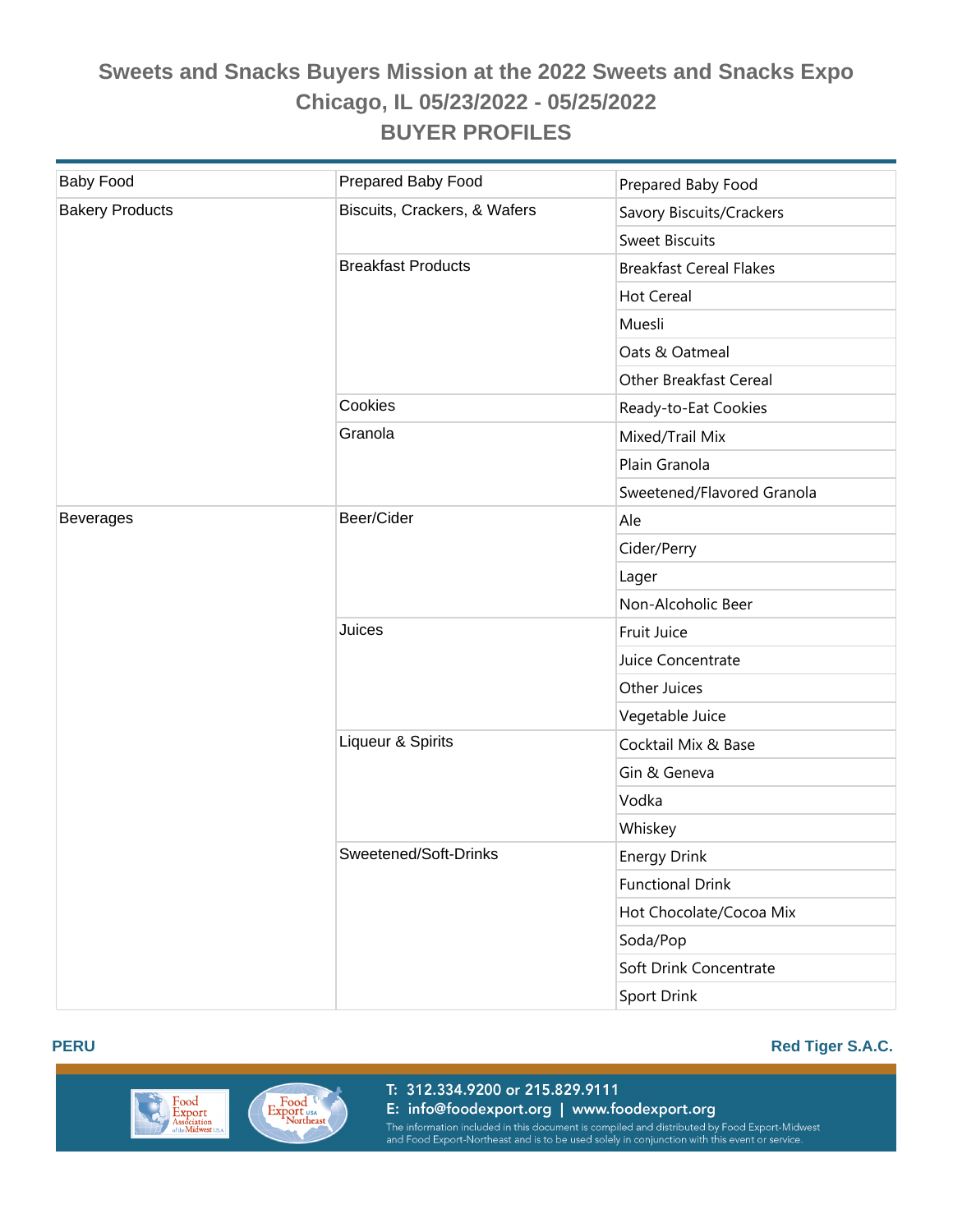# Sweets and Snacks Buyers Mission at the 2022 Sweets and Snacks Expo

## Chicago, IL 05/23/2022 - 05/25/2022

## BUYER PROFILES

| | | |
|---|---|---|
| Baby Food | Prepared Baby Food | Prepared Baby Food |
| Bakery Products | Biscuits, Crackers, & Wafers | Savory Biscuits/Crackers |
| | | Sweet Biscuits |
| | Breakfast Products | Breakfast Cereal Flakes |
| | | Hot Cereal |
| | | Muesli |
| | | Oats & Oatmeal |
| | | Other Breakfast Cereal |
| | Cookies | Ready-to-Eat Cookies |
| | Granola | Mixed/Trail Mix |
| | | Plain Granola |
| | | Sweetened/Flavored Granola |
| Beverages | Beer/Cider | Ale |
| | | Cider/Perry |
| | | Lager |
| | | Non-Alcoholic Beer |
| | Juices | Fruit Juice |
| | | Juice Concentrate |
| | | Other Juices |
| | | Vegetable Juice |
| | Liqueur & Spirits | Cocktail Mix & Base |
| | | Gin & Geneva |
| | | Vodka |
| | | Whiskey |
| | Sweetened/Soft-Drinks | Energy Drink |
| | | Functional Drink |
| | | Hot Chocolate/Cocoa Mix |
| | | Soda/Pop |
| | | Soft Drink Concentrate |
| | | Sport Drink |

**PERU** **Red Tiger S.A.C.**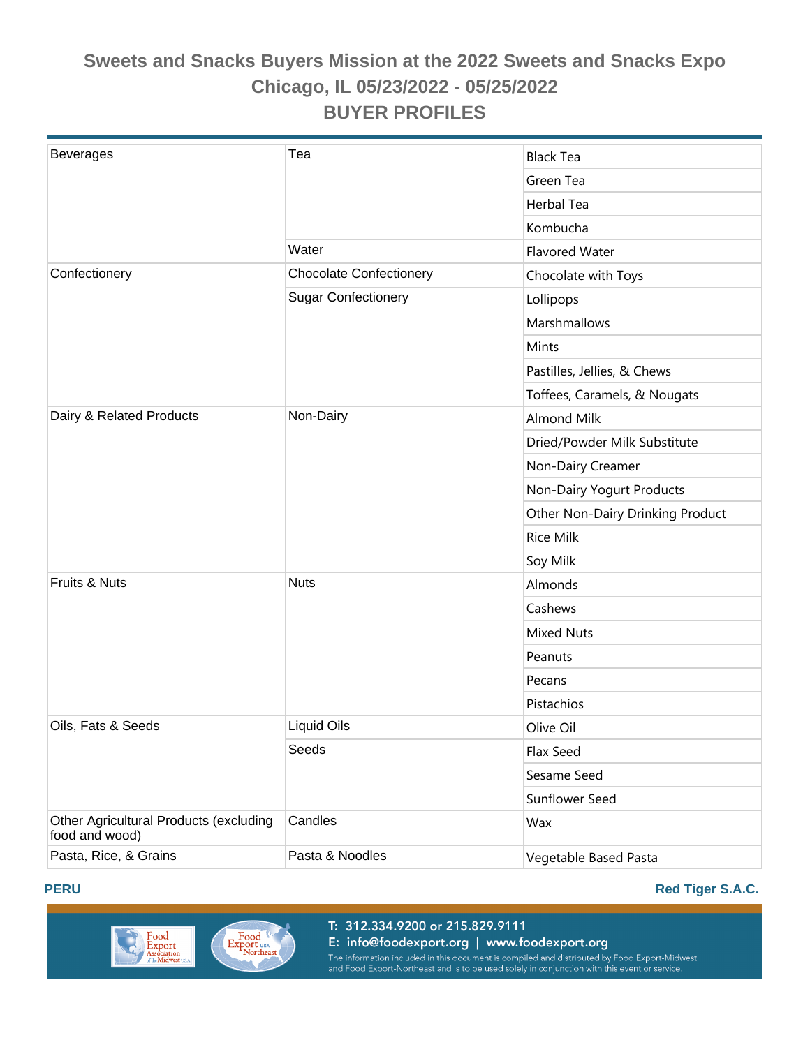# Sweets and Snacks Buyers Mission at the 2022 Sweets and Snacks Expo

## Chicago, IL 05/23/2022 - 05/25/2022

## BUYER PROFILES

| | | |
|---|---|---|
| Beverages | Tea | Black Tea |
| | | Green Tea |
| | | Herbal Tea |
| | | Kombucha |
| | Water | Flavored Water |
| Confectionery | Chocolate Confectionery | Chocolate with Toys |
| | Sugar Confectionery | Lollipops |
| | | Marshmallows |
| | | Mints |
| | | Pastilles, Jellies, & Chews |
| | | Toffees, Caramels, & Nougats |
| Dairy & Related Products | Non-Dairy | Almond Milk |
| | | Dried/Powder Milk Substitute |
| | | Non-Dairy Creamer |
| | | Non-Dairy Yogurt Products |
| | | Other Non-Dairy Drinking Product |
| | | Rice Milk |
| | | Soy Milk |
| Fruits & Nuts | Nuts | Almonds |
| | | Cashews |
| | | Mixed Nuts |
| | | Peanuts |
| | | Pecans |
| | | Pistachios |
| Oils, Fats & Seeds | Liquid Oils | Olive Oil |
| | Seeds | Flax Seed |
| | | Sesame Seed |
| | | Sunflower Seed |
| Other Agricultural Products (excluding food and wood) | Candles | Wax |
| Pasta, Rice, & Grains | Pasta & Noodles | Vegetable Based Pasta |

**PERU** **Red Tiger S.A.C.**

T: 312.334.9200 or 215.829.9111
E: info@foodexport.org | www.foodexport.org
The information included in this document is compiled and distributed by Food Export-Midwest and Food Export-Northeast and is to be used solely in conjunction with this event or service.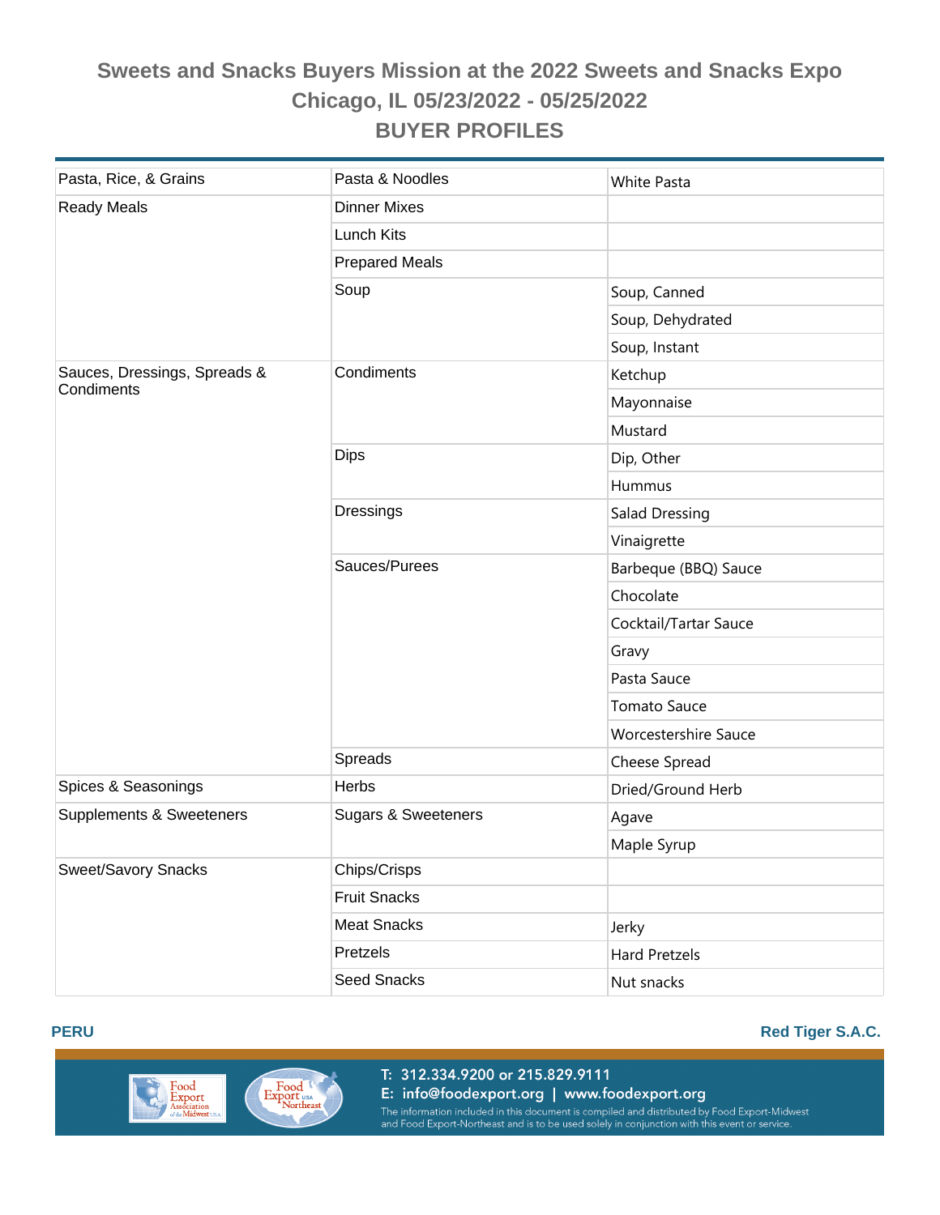# Sweets and Snacks Buyers Mission at the 2022 Sweets and Snacks Expo
## Chicago, IL 05/23/2022 - 05/25/2022
## BUYER PROFILES

| | | |
|---|---|---|
| Pasta, Rice, & Grains | Pasta & Noodles | White Pasta |
| Ready Meals | Dinner Mixes | |
| | Lunch Kits | |
| | Prepared Meals | |
| | Soup | Soup, Canned |
| | | Soup, Dehydrated |
| | | Soup, Instant |
| Sauces, Dressings, Spreads & Condiments | Condiments | Ketchup |
| | | Mayonnaise |
| | | Mustard |
| | Dips | Dip, Other |
| | | Hummus |
| | Dressings | Salad Dressing |
| | | Vinaigrette |
| | Sauces/Purees | Barbeque (BBQ) Sauce |
| | | Chocolate |
| | | Cocktail/Tartar Sauce |
| | | Gravy |
| | | Pasta Sauce |
| | | Tomato Sauce |
| | | Worcestershire Sauce |
| | Spreads | Cheese Spread |
| Spices & Seasonings | Herbs | Dried/Ground Herb |
| Supplements & Sweeteners | Sugars & Sweeteners | Agave |
| | | Maple Syrup |
| Sweet/Savory Snacks | Chips/Crisps | |
| | Fruit Snacks | |
| | Meat Snacks | Jerky |
| | Pretzels | Hard Pretzels |
| | Seed Snacks | Nut snacks |

**PERU** **Red Tiger S.A.C.**

T: 312.334.9200 or 215.829.9111
E: info@foodexport.org | www.foodexport.org
The information included in this document is compiled and distributed by Food Export-Midwest and Food Export-Northeast and is to be used solely in conjunction with this event or service.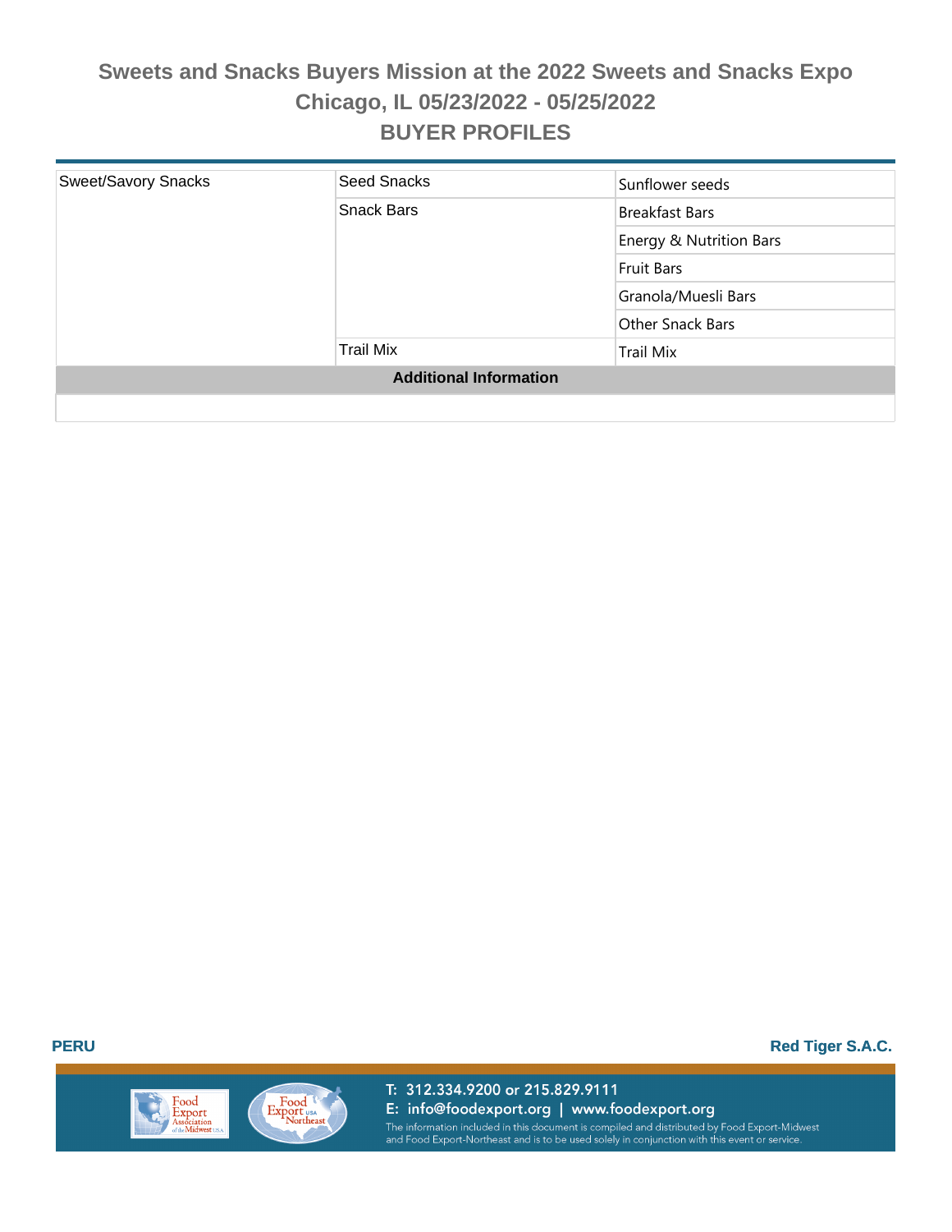# Sweets and Snacks Buyers Mission at the 2022 Sweets and Snacks Expo
## Chicago, IL 05/23/2022 - 05/25/2022
## BUYER PROFILES

| | | |
|---|---|---|
| Sweet/Savory Snacks | Seed Snacks | Sunflower seeds |
| | Snack Bars | Breakfast Bars |
| | | Energy & Nutrition Bars |
| | | Fruit Bars |
| | | Granola/Muesli Bars |
| | | Other Snack Bars |
| | Trail Mix | Trail Mix |

**Additional Information**

**PERU** **Red Tiger S.A.C.**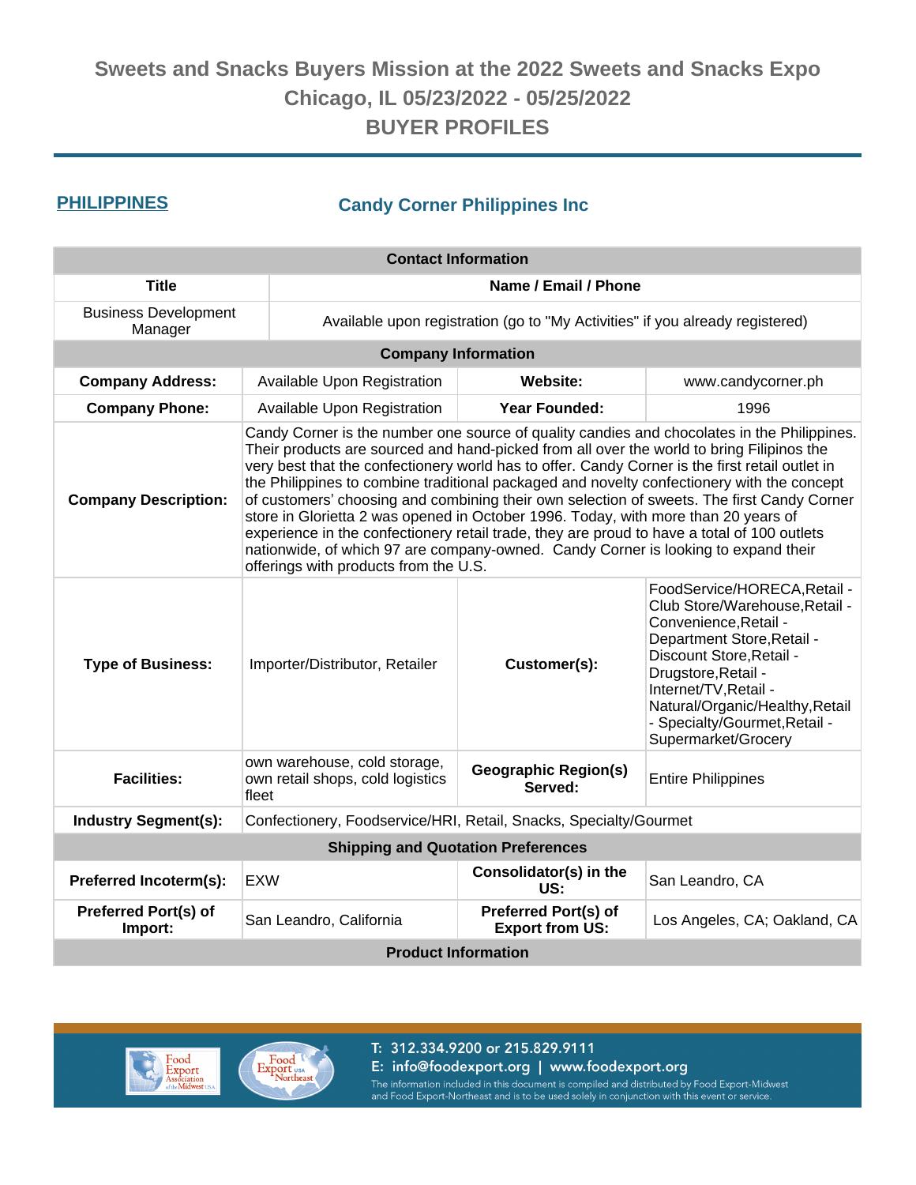# Sweets and Snacks Buyers Mission at the 2022 Sweets and Snacks Expo
## Chicago, IL 05/23/2022 - 05/25/2022
## BUYER PROFILES

**PHILIPPINES** | **Candy Corner Philippines Inc**

| Contact Information | | | |
|---|---|---|---|
| **Title** | **Name / Email / Phone** | | |
| Business Development Manager | Available upon registration (go to "My Activities" if you already registered) | | |
| **Company Information** | | | |
| **Company Address:** | Available Upon Registration | **Website:** | www.candycorner.ph |
| **Company Phone:** | Available Upon Registration | **Year Founded:** | 1996 |
| **Company Description:** | Candy Corner is the number one source of quality candies and chocolates in the Philippines. Their products are sourced and hand-picked from all over the world to bring Filipinos the very best that the confectionery world has to offer. Candy Corner is the first retail outlet in the Philippines to combine traditional packaged and novelty confectionery with the concept of customers' choosing and combining their own selection of sweets. The first Candy Corner store in Glorietta 2 was opened in October 1996. Today, with more than 20 years of experience in the confectionery retail trade, they are proud to have a total of 100 outlets nationwide, of which 97 are company-owned. Candy Corner is looking to expand their offerings with products from the U.S. | | |
| **Type of Business:** | Importer/Distributor, Retailer | **Customer(s):** | FoodService/HORECA,Retail - Club Store/Warehouse,Retail - Convenience,Retail - Department Store,Retail - Discount Store,Retail - Drugstore,Retail - Internet/TV,Retail - Natural/Organic/Healthy,Retail - Specialty/Gourmet,Retail - Supermarket/Grocery |
| **Facilities:** | own warehouse, cold storage, own retail shops, cold logistics fleet | **Geographic Region(s) Served:** | Entire Philippines |
| **Industry Segment(s):** | Confectionery, Foodservice/HRI, Retail, Snacks, Specialty/Gourmet | | |
| **Shipping and Quotation Preferences** | | | |
| **Preferred Incoterm(s):** | EXW | **Consolidator(s) in the US:** | San Leandro, CA |
| **Preferred Port(s) of Import:** | San Leandro, California | **Preferred Port(s) of Export from US:** | Los Angeles, CA; Oakland, CA |
| **Product Information** | | | |

T: 312.334.9200 or 215.829.9111
E: info@foodexport.org | www.foodexport.org
The information included in this document is compiled and distributed by Food Export-Midwest and Food Export-Northeast and is to be used solely in conjunction with this event or service.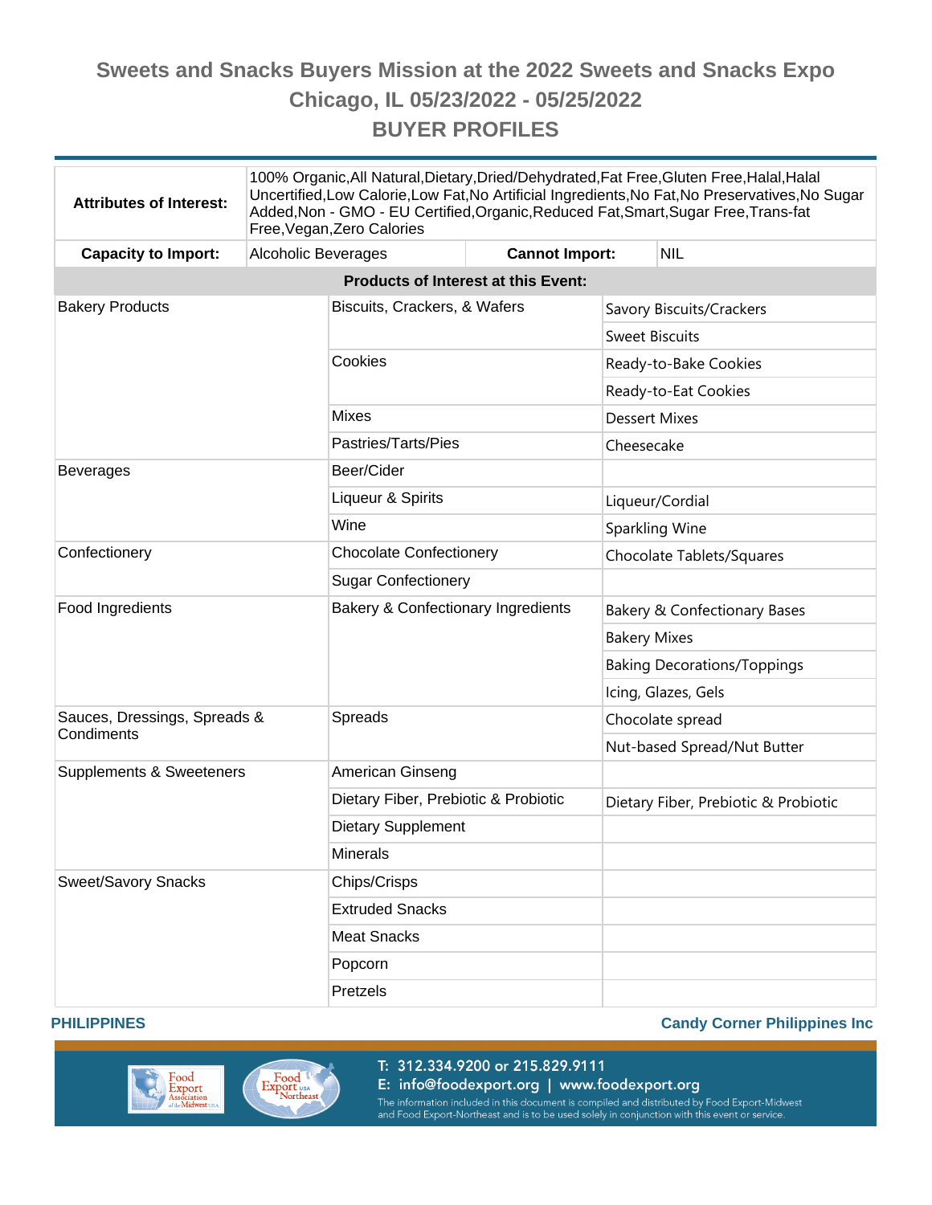# Sweets and Snacks Buyers Mission at the 2022 Sweets and Snacks Expo

## Chicago, IL 05/23/2022 - 05/25/2022

## BUYER PROFILES

| **Attributes of Interest:** | 100% Organic,All Natural,Dietary,Dried/Dehydrated,Fat Free,Gluten Free,Halal,Halal Uncertified,Low Calorie,Low Fat,No Artificial Ingredients,No Fat,No Preservatives,No Sugar Added,Non - GMO - EU Certified,Organic,Reduced Fat,Smart,Sugar Free,Trans-fat Free,Vegan,Zero Calories | | |
|---|---|---|---|
| **Capacity to Import:** | Alcoholic Beverages | **Cannot Import:** | NIL |

**Products of Interest at this Event:**

| | | |
|---|---|---|
| Bakery Products | Biscuits, Crackers, & Wafers | Savory Biscuits/Crackers |
| | | Sweet Biscuits |
| | Cookies | Ready-to-Bake Cookies |
| | | Ready-to-Eat Cookies |
| | Mixes | Dessert Mixes |
| | Pastries/Tarts/Pies | Cheesecake |
| Beverages | Beer/Cider | |
| | Liqueur & Spirits | Liqueur/Cordial |
| | Wine | Sparkling Wine |
| Confectionery | Chocolate Confectionery | Chocolate Tablets/Squares |
| | Sugar Confectionery | |
| Food Ingredients | Bakery & Confectionary Ingredients | Bakery & Confectionary Bases |
| | | Bakery Mixes |
| | | Baking Decorations/Toppings |
| | | Icing, Glazes, Gels |
| Sauces, Dressings, Spreads & Condiments | Spreads | Chocolate spread |
| | | Nut-based Spread/Nut Butter |
| Supplements & Sweeteners | American Ginseng | |
| | Dietary Fiber, Prebiotic & Probiotic | Dietary Fiber, Prebiotic & Probiotic |
| | Dietary Supplement | |
| | Minerals | |
| Sweet/Savory Snacks | Chips/Crisps | |
| | Extruded Snacks | |
| | Meat Snacks | |
| | Popcorn | |
| | Pretzels | |

**PHILIPPINES** **Candy Corner Philippines Inc**

T: 312.334.9200 or 215.829.9111
E: info@foodexport.org | www.foodexport.org
The information included in this document is compiled and distributed by Food Export-Midwest and Food Export-Northeast and is to be used solely in conjunction with this event or service.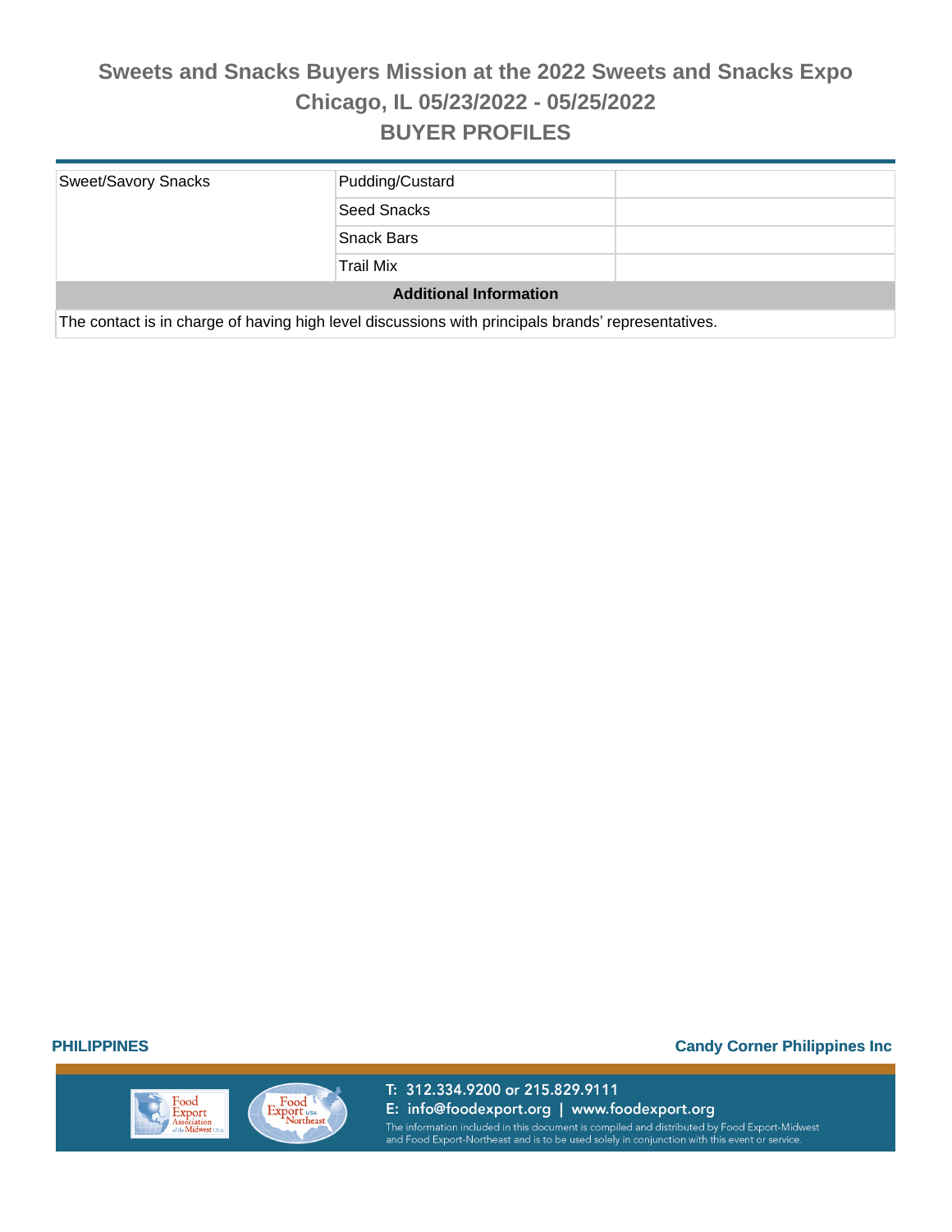| Sweet/Savory Snacks | Pudding/Custard | |
|---|---|---|
| | Seed Snacks | |
| | Snack Bars | |
| | Trail Mix | |

**Additional Information**

The contact is in charge of having high level discussions with principals brands' representatives.

**PHILIPPINES** **Candy Corner Philippines Inc**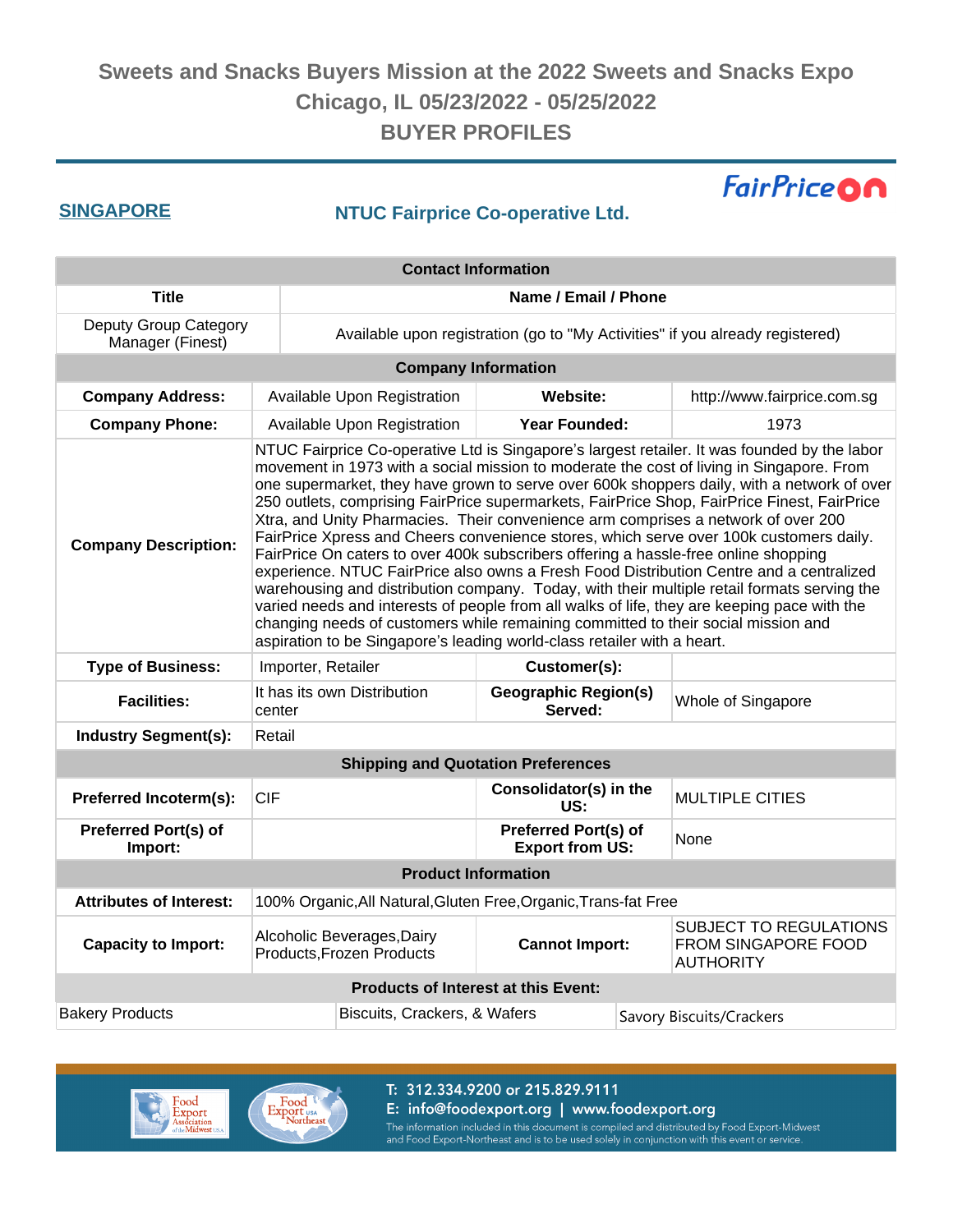# Sweets and Snacks Buyers Mission at the 2022 Sweets and Snacks Expo
## Chicago, IL 05/23/2022 - 05/25/2022
## BUYER PROFILES

**SINGAPORE**

## NTUC Fairprice Co-operative Ltd.

| Contact Information | |
|---|---|
| **Title** | **Name / Email / Phone** |
| Deputy Group Category Manager (Finest) | Available upon registration (go to "My Activities" if you already registered) |

| Company Information | | | |
|---|---|---|---|
| **Company Address:** | Available Upon Registration | **Website:** | http://www.fairprice.com.sg |
| **Company Phone:** | Available Upon Registration | **Year Founded:** | 1973 |
| **Company Description:** | NTUC Fairprice Co-operative Ltd is Singapore's largest retailer. It was founded by the labor movement in 1973 with a social mission to moderate the cost of living in Singapore. From one supermarket, they have grown to serve over 600k shoppers daily, with a network of over 250 outlets, comprising FairPrice supermarkets, FairPrice Shop, FairPrice Finest, FairPrice Xtra, and Unity Pharmacies. Their convenience arm comprises a network of over 200 FairPrice Xpress and Cheers convenience stores, which serve over 100k customers daily. FairPrice On caters to over 400k subscribers offering a hassle-free online shopping experience. NTUC FairPrice also owns a Fresh Food Distribution Centre and a centralized warehousing and distribution company. Today, with their multiple retail formats serving the varied needs and interests of people from all walks of life, they are keeping pace with the changing needs of customers while remaining committed to their social mission and aspiration to be Singapore's leading world-class retailer with a heart. | | |
| **Type of Business:** | Importer, Retailer | **Customer(s):** | |
| **Facilities:** | It has its own Distribution center | **Geographic Region(s) Served:** | Whole of Singapore |
| **Industry Segment(s):** | Retail | | |

| Shipping and Quotation Preferences | | | |
|---|---|---|---|
| **Preferred Incoterm(s):** | CIF | **Consolidator(s) in the US:** | MULTIPLE CITIES |
| **Preferred Port(s) of Import:** | | **Preferred Port(s) of Export from US:** | None |

| Product Information | | | |
|---|---|---|---|
| **Attributes of Interest:** | 100% Organic,All Natural,Gluten Free,Organic,Trans-fat Free | | |
| **Capacity to Import:** | Alcoholic Beverages,Dairy Products,Frozen Products | **Cannot Import:** | SUBJECT TO REGULATIONS FROM SINGAPORE FOOD AUTHORITY |

| Products of Interest at this Event: | | |
|---|---|---|
| Bakery Products | Biscuits, Crackers, & Wafers | Savory Biscuits/Crackers |

T: 312.334.9200 or 215.829.9111
E: info@foodexport.org | www.foodexport.org
The information included in this document is compiled and distributed by Food Export-Midwest and Food Export-Northeast and is to be used solely in conjunction with this event or service.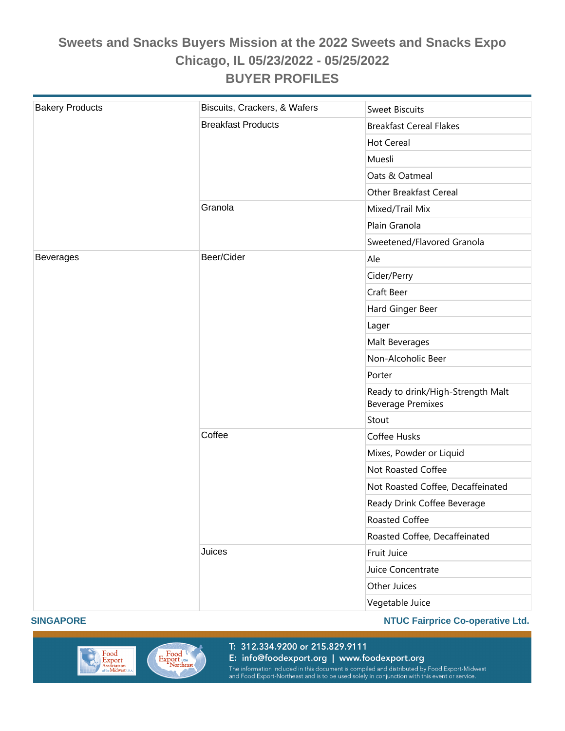# Sweets and Snacks Buyers Mission at the 2022 Sweets and Snacks Expo
## Chicago, IL 05/23/2022 - 05/25/2022
## BUYER PROFILES

| | | |
|---|---|---|
| Bakery Products | Biscuits, Crackers, & Wafers | Sweet Biscuits |
| | Breakfast Products | Breakfast Cereal Flakes |
| | | Hot Cereal |
| | | Muesli |
| | | Oats & Oatmeal |
| | | Other Breakfast Cereal |
| | Granola | Mixed/Trail Mix |
| | | Plain Granola |
| | | Sweetened/Flavored Granola |
| Beverages | Beer/Cider | Ale |
| | | Cider/Perry |
| | | Craft Beer |
| | | Hard Ginger Beer |
| | | Lager |
| | | Malt Beverages |
| | | Non-Alcoholic Beer |
| | | Porter |
| | | Ready to drink/High-Strength Malt Beverage Premixes |
| | | Stout |
| | Coffee | Coffee Husks |
| | | Mixes, Powder or Liquid |
| | | Not Roasted Coffee |
| | | Not Roasted Coffee, Decaffeinated |
| | | Ready Drink Coffee Beverage |
| | | Roasted Coffee |
| | | Roasted Coffee, Decaffeinated |
| | Juices | Fruit Juice |
| | | Juice Concentrate |
| | | Other Juices |
| | | Vegetable Juice |

**SINGAPORE** **NTUC Fairprice Co-operative Ltd.**

T: 312.334.9200 or 215.829.9111
E: info@foodexport.org | www.foodexport.org
The information included in this document is compiled and distributed by Food Export-Midwest and Food Export-Northeast and is to be used solely in conjunction with this event or service.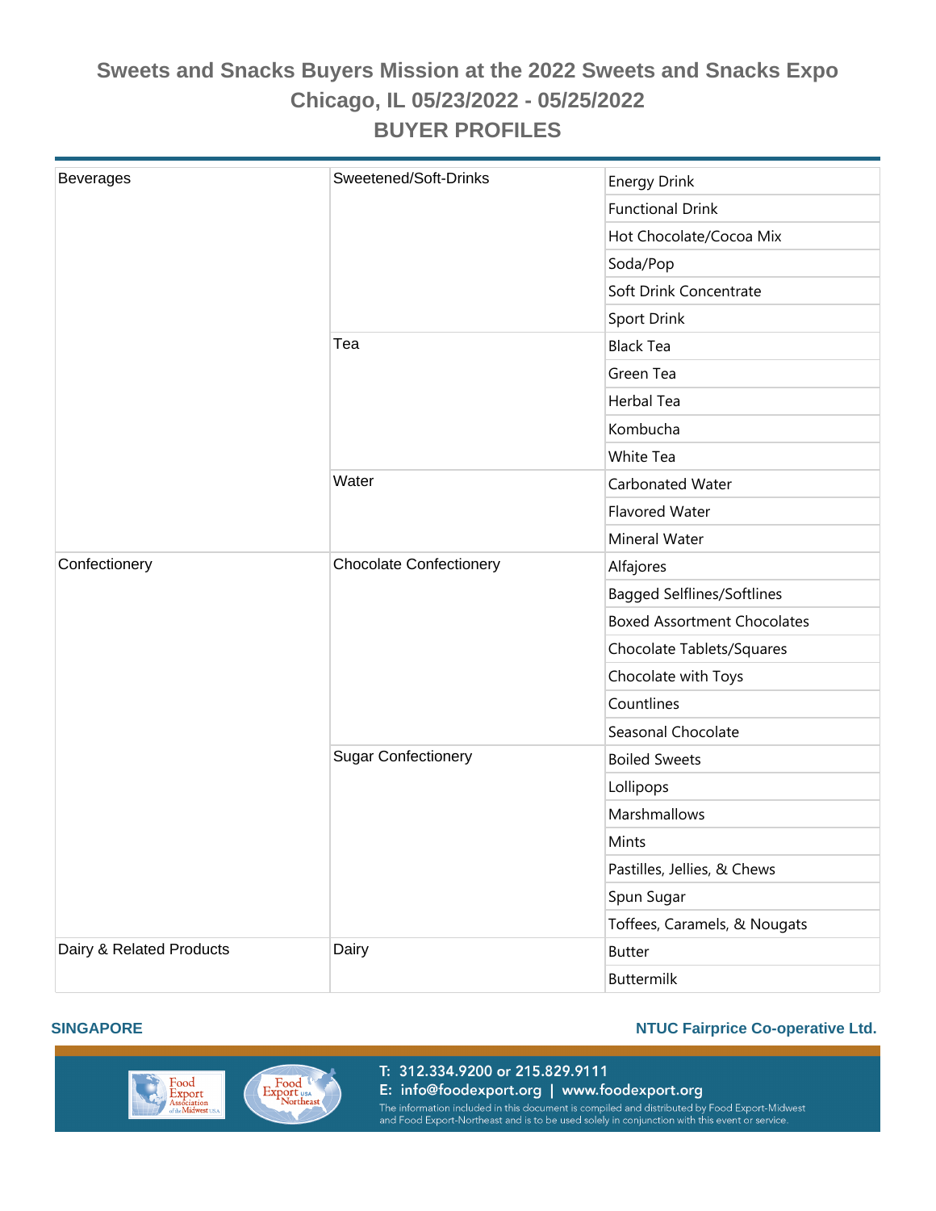# Sweets and Snacks Buyers Mission at the 2022 Sweets and Snacks Expo

## Chicago, IL 05/23/2022 - 05/25/2022

## BUYER PROFILES

| | | |
|---|---|---|
| Beverages | Sweetened/Soft-Drinks | Energy Drink |
| | | Functional Drink |
| | | Hot Chocolate/Cocoa Mix |
| | | Soda/Pop |
| | | Soft Drink Concentrate |
| | | Sport Drink |
| | Tea | Black Tea |
| | | Green Tea |
| | | Herbal Tea |
| | | Kombucha |
| | | White Tea |
| | Water | Carbonated Water |
| | | Flavored Water |
| | | Mineral Water |
| Confectionery | Chocolate Confectionery | Alfajores |
| | | Bagged Selflines/Softlines |
| | | Boxed Assortment Chocolates |
| | | Chocolate Tablets/Squares |
| | | Chocolate with Toys |
| | | Countlines |
| | | Seasonal Chocolate |
| | Sugar Confectionery | Boiled Sweets |
| | | Lollipops |
| | | Marshmallows |
| | | Mints |
| | | Pastilles, Jellies, & Chews |
| | | Spun Sugar |
| | | Toffees, Caramels, & Nougats |
| Dairy & Related Products | Dairy | Butter |
| | | Buttermilk |

**SINGAPORE** **NTUC Fairprice Co-operative Ltd.**

T: 312.334.9200 or 215.829.9111
E: info@foodexport.org | www.foodexport.org
The information included in this document is compiled and distributed by Food Export-Midwest and Food Export-Northeast and is to be used solely in conjunction with this event or service.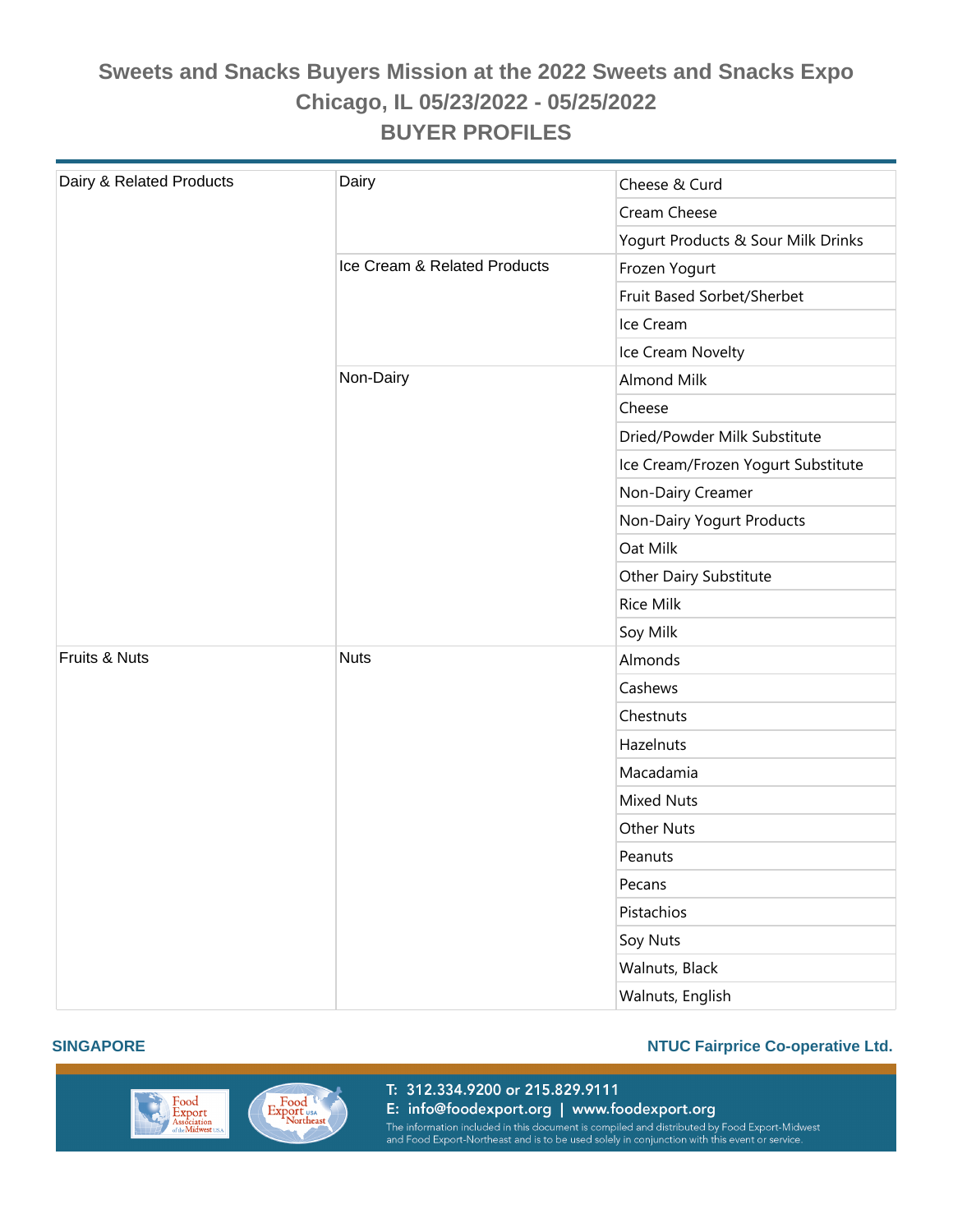# Sweets and Snacks Buyers Mission at the 2022 Sweets and Snacks Expo
## Chicago, IL 05/23/2022 - 05/25/2022
## BUYER PROFILES

| | | |
|---|---|---|
| Dairy & Related Products | Dairy | Cheese & Curd |
| | | Cream Cheese |
| | | Yogurt Products & Sour Milk Drinks |
| | Ice Cream & Related Products | Frozen Yogurt |
| | | Fruit Based Sorbet/Sherbet |
| | | Ice Cream |
| | | Ice Cream Novelty |
| | Non-Dairy | Almond Milk |
| | | Cheese |
| | | Dried/Powder Milk Substitute |
| | | Ice Cream/Frozen Yogurt Substitute |
| | | Non-Dairy Creamer |
| | | Non-Dairy Yogurt Products |
| | | Oat Milk |
| | | Other Dairy Substitute |
| | | Rice Milk |
| | | Soy Milk |
| Fruits & Nuts | Nuts | Almonds |
| | | Cashews |
| | | Chestnuts |
| | | Hazelnuts |
| | | Macadamia |
| | | Mixed Nuts |
| | | Other Nuts |
| | | Peanuts |
| | | Pecans |
| | | Pistachios |
| | | Soy Nuts |
| | | Walnuts, Black |
| | | Walnuts, English |

**SINGAPORE** **NTUC Fairprice Co-operative Ltd.**

T: 312.334.9200 or 215.829.9111
E: info@foodexport.org | www.foodexport.org
The information included in this document is compiled and distributed by Food Export-Midwest and Food Export-Northeast and is to be used solely in conjunction with this event or service.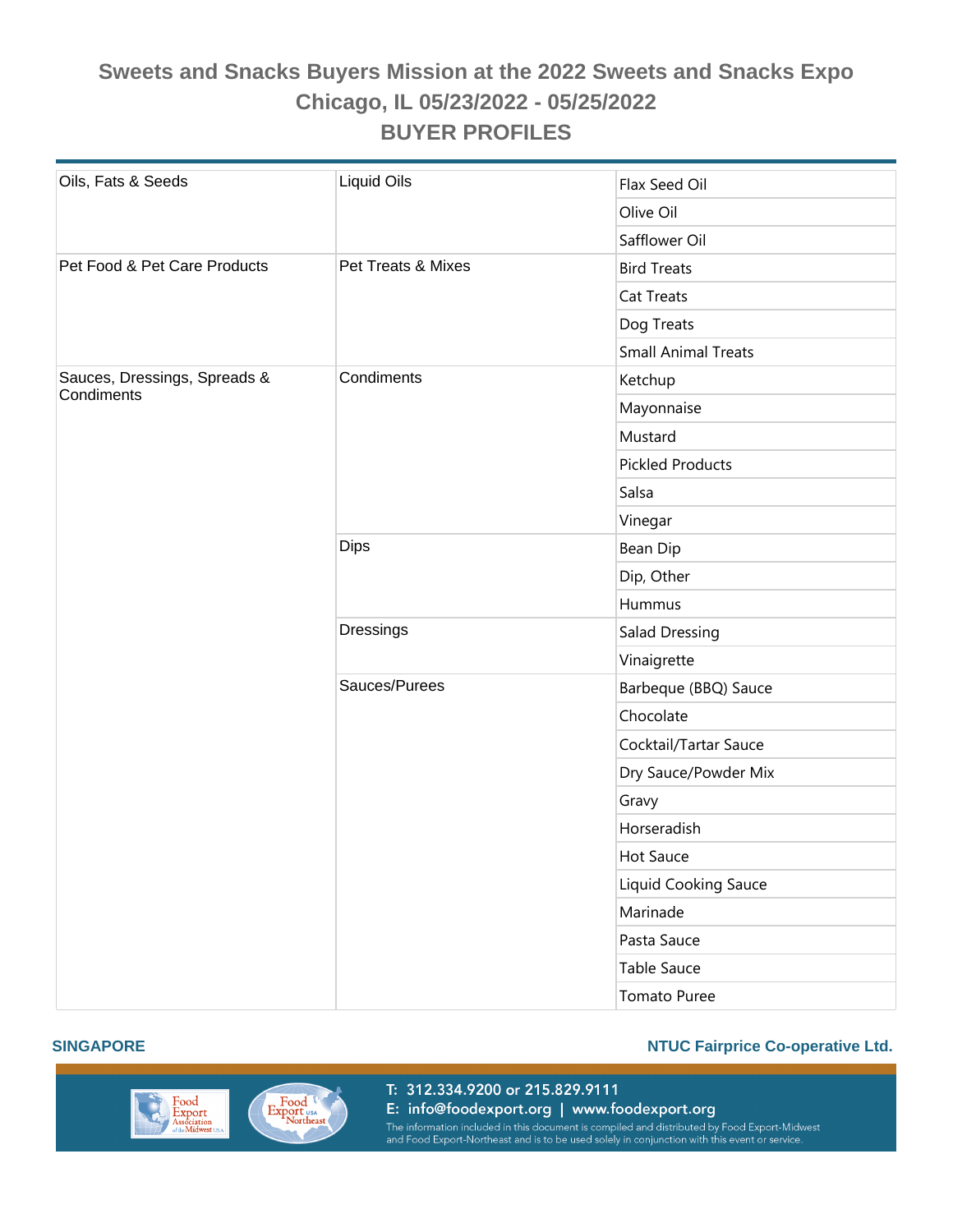# Sweets and Snacks Buyers Mission at the 2022 Sweets and Snacks Expo

## Chicago, IL 05/23/2022 - 05/25/2022

## BUYER PROFILES

| | | |
|---|---|---|
| Oils, Fats & Seeds | Liquid Oils | Flax Seed Oil |
| | | Olive Oil |
| | | Safflower Oil |
| Pet Food & Pet Care Products | Pet Treats & Mixes | Bird Treats |
| | | Cat Treats |
| | | Dog Treats |
| | | Small Animal Treats |
| Sauces, Dressings, Spreads & Condiments | Condiments | Ketchup |
| | | Mayonnaise |
| | | Mustard |
| | | Pickled Products |
| | | Salsa |
| | | Vinegar |
| | Dips | Bean Dip |
| | | Dip, Other |
| | | Hummus |
| | Dressings | Salad Dressing |
| | | Vinaigrette |
| | Sauces/Purees | Barbeque (BBQ) Sauce |
| | | Chocolate |
| | | Cocktail/Tartar Sauce |
| | | Dry Sauce/Powder Mix |
| | | Gravy |
| | | Horseradish |
| | | Hot Sauce |
| | | Liquid Cooking Sauce |
| | | Marinade |
| | | Pasta Sauce |
| | | Table Sauce |
| | | Tomato Puree |

**SINGAPORE** **NTUC Fairprice Co-operative Ltd.**

T: 312.334.9200 or 215.829.9111
E: info@foodexport.org | www.foodexport.org
The information included in this document is compiled and distributed by Food Export-Midwest and Food Export-Northeast and is to be used solely in conjunction with this event or service.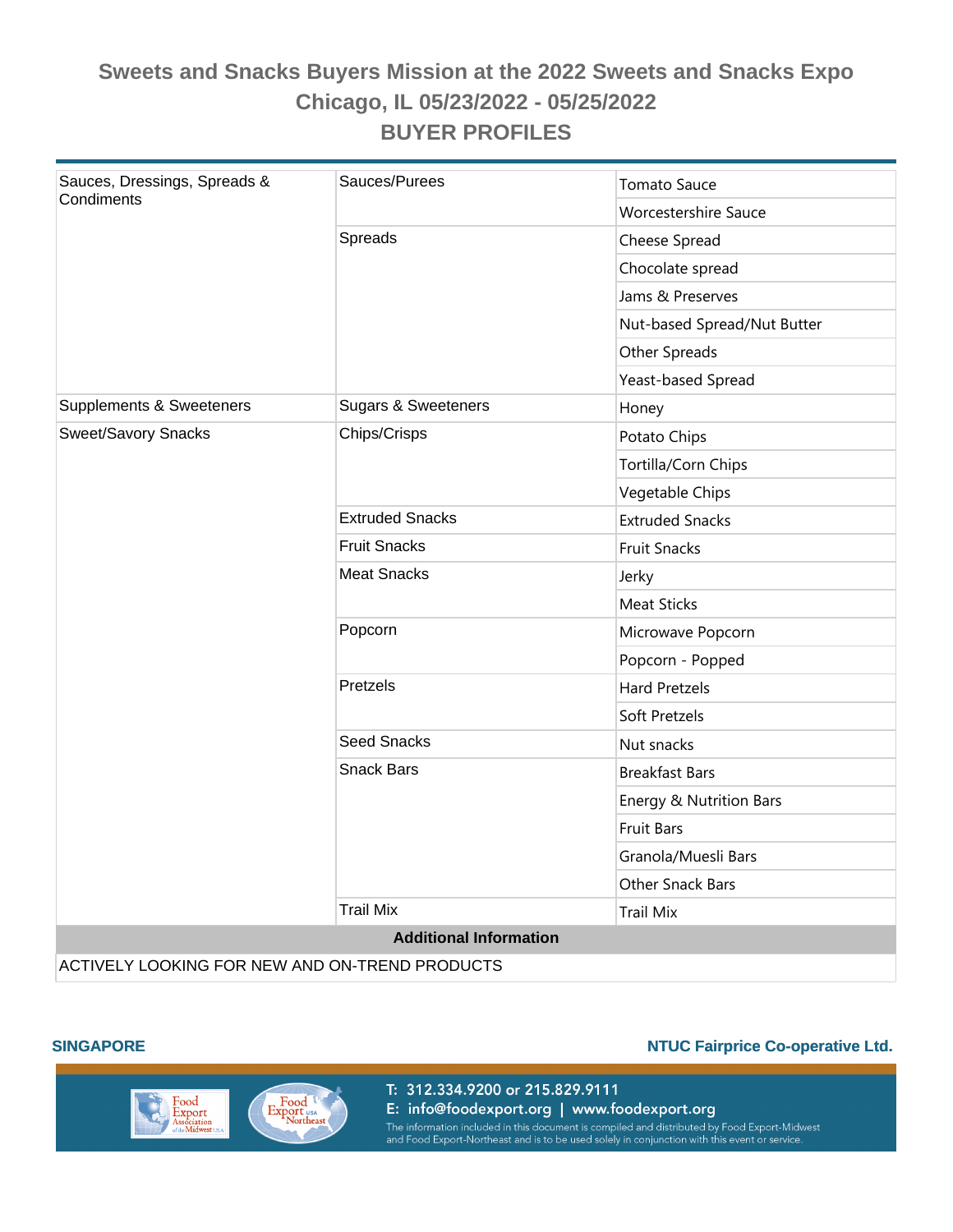# Sweets and Snacks Buyers Mission at the 2022 Sweets and Snacks Expo

## Chicago, IL 05/23/2022 - 05/25/2022

## BUYER PROFILES

| | | |
|---|---|---|
| Sauces, Dressings, Spreads & Condiments | Sauces/Purees | Tomato Sauce |
| | | Worcestershire Sauce |
| | Spreads | Cheese Spread |
| | | Chocolate spread |
| | | Jams & Preserves |
| | | Nut-based Spread/Nut Butter |
| | | Other Spreads |
| | | Yeast-based Spread |
| Supplements & Sweeteners | Sugars & Sweeteners | Honey |
| Sweet/Savory Snacks | Chips/Crisps | Potato Chips |
| | | Tortilla/Corn Chips |
| | | Vegetable Chips |
| | Extruded Snacks | Extruded Snacks |
| | Fruit Snacks | Fruit Snacks |
| | Meat Snacks | Jerky |
| | | Meat Sticks |
| | Popcorn | Microwave Popcorn |
| | | Popcorn - Popped |
| | Pretzels | Hard Pretzels |
| | | Soft Pretzels |
| | Seed Snacks | Nut snacks |
| | Snack Bars | Breakfast Bars |
| | | Energy & Nutrition Bars |
| | | Fruit Bars |
| | | Granola/Muesli Bars |
| | | Other Snack Bars |
| | Trail Mix | Trail Mix |

**Additional Information**

ACTIVELY LOOKING FOR NEW AND ON-TREND PRODUCTS

**SINGAPORE** **NTUC Fairprice Co-operative Ltd.**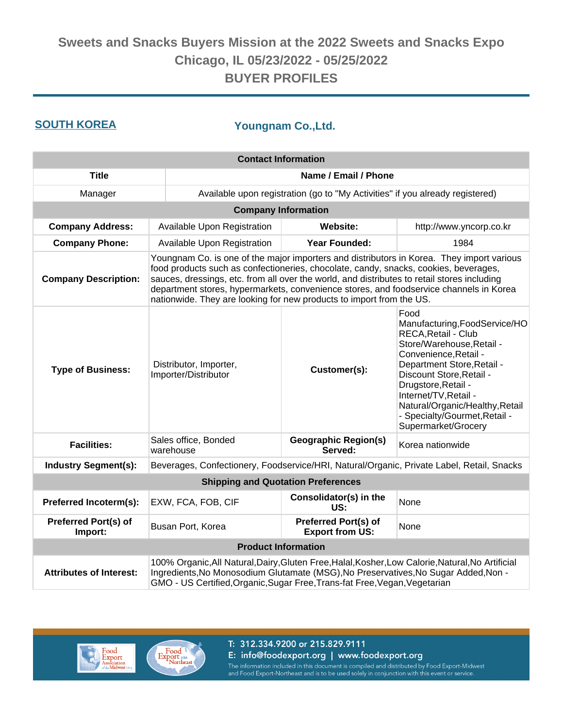# Sweets and Snacks Buyers Mission at the 2022 Sweets and Snacks Expo
## Chicago, IL 05/23/2022 - 05/25/2022
## BUYER PROFILES

**SOUTH KOREA**

### Youngnam Co.,Ltd.

| Contact Information | |
|---|---|
| **Title** | **Name / Email / Phone** |
| Manager | Available upon registration (go to "My Activities" if you already registered) |

| Company Information | | | |
|---|---|---|---|
| **Company Address:** | Available Upon Registration | **Website:** | http://www.yncorp.co.kr |
| **Company Phone:** | Available Upon Registration | **Year Founded:** | 1984 |
| **Company Description:** | Youngnam Co. is one of the major importers and distributors in Korea. They import various food products such as confectioneries, chocolate, candy, snacks, cookies, beverages, sauces, dressings, etc. from all over the world, and distributes to retail stores including department stores, hypermarkets, convenience stores, and foodservice channels in Korea nationwide. They are looking for new products to import from the US. | | |
| **Type of Business:** | Distributor, Importer, Importer/Distributor | **Customer(s):** | Food Manufacturing,FoodService/HORECA,Retail - Club Store/Warehouse,Retail - Convenience,Retail - Department Store,Retail - Discount Store,Retail - Drugstore,Retail - Internet/TV,Retail - Natural/Organic/Healthy,Retail - Specialty/Gourmet,Retail - Supermarket/Grocery |
| **Facilities:** | Sales office, Bonded warehouse | **Geographic Region(s) Served:** | Korea nationwide |
| **Industry Segment(s):** | Beverages, Confectionery, Foodservice/HRI, Natural/Organic, Private Label, Retail, Snacks | | |

| Shipping and Quotation Preferences | | | |
|---|---|---|---|
| **Preferred Incoterm(s):** | EXW, FCA, FOB, CIF | **Consolidator(s) in the US:** | None |
| **Preferred Port(s) of Import:** | Busan Port, Korea | **Preferred Port(s) of Export from US:** | None |

| Product Information | |
|---|---|
| **Attributes of Interest:** | 100% Organic,All Natural,Dairy,Gluten Free,Halal,Kosher,Low Calorie,Natural,No Artificial Ingredients,No Monosodium Glutamate (MSG),No Preservatives,No Sugar Added,Non - GMO - US Certified,Organic,Sugar Free,Trans-fat Free,Vegan,Vegetarian |

T: 312.334.9200 or 215.829.9111
E: info@foodexport.org | www.foodexport.org
The information included in this document is compiled and distributed by Food Export-Midwest and Food Export-Northeast and is to be used solely in conjunction with this event or service.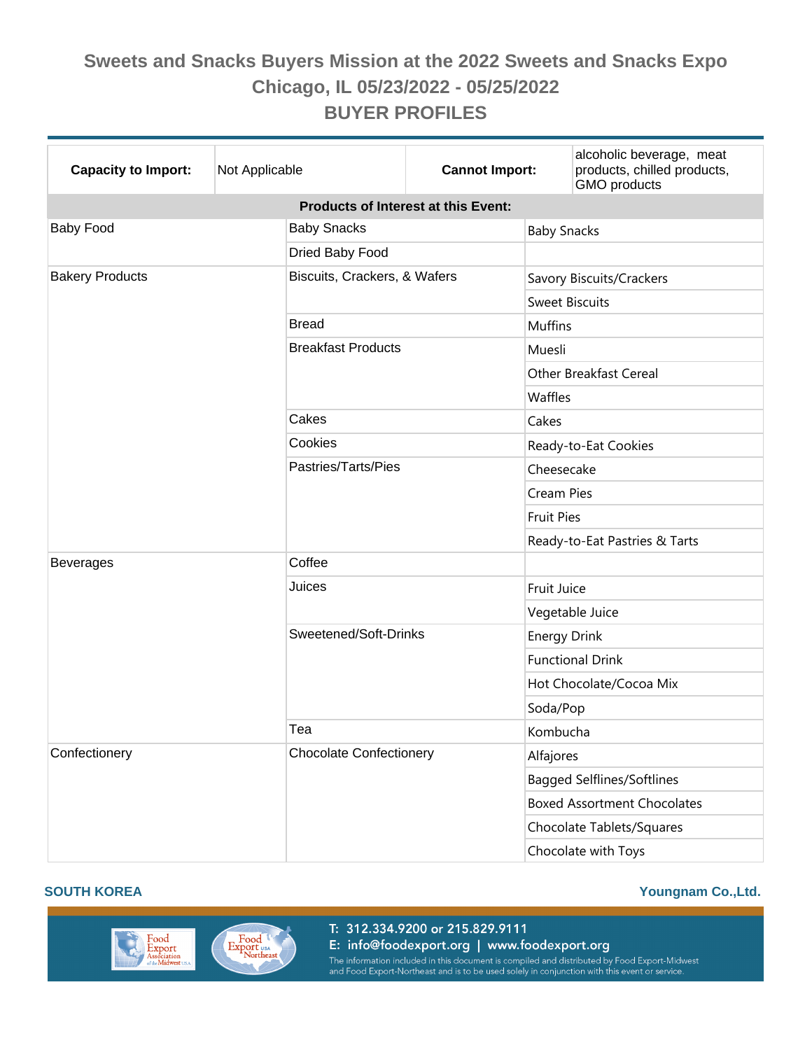# Sweets and Snacks Buyers Mission at the 2022 Sweets and Snacks Expo

## Chicago, IL 05/23/2022 - 05/25/2022

## BUYER PROFILES

| **Capacity to Import:** | Not Applicable | **Cannot Import:** | alcoholic beverage, meat products, chilled products, GMO products |
|---|---|---|---|

**Products of Interest at this Event:**

| Category | Subcategory | Product |
|---|---|---|
| Baby Food | Baby Snacks | Baby Snacks |
| | Dried Baby Food | |
| Bakery Products | Biscuits, Crackers, & Wafers | Savory Biscuits/Crackers |
| | | Sweet Biscuits |
| | Bread | Muffins |
| | Breakfast Products | Muesli |
| | | Other Breakfast Cereal |
| | | Waffles |
| | Cakes | Cakes |
| | Cookies | Ready-to-Eat Cookies |
| | Pastries/Tarts/Pies | Cheesecake |
| | | Cream Pies |
| | | Fruit Pies |
| | | Ready-to-Eat Pastries & Tarts |
| Beverages | Coffee | |
| | Juices | Fruit Juice |
| | | Vegetable Juice |
| | Sweetened/Soft-Drinks | Energy Drink |
| | | Functional Drink |
| | | Hot Chocolate/Cocoa Mix |
| | | Soda/Pop |
| | Tea | Kombucha |
| Confectionery | Chocolate Confectionery | Alfajores |
| | | Bagged Selflines/Softlines |
| | | Boxed Assortment Chocolates |
| | | Chocolate Tablets/Squares |
| | | Chocolate with Toys |

**SOUTH KOREA** — **Youngnam Co.,Ltd.**

T: 312.334.9200 or 215.829.9111
E: info@foodexport.org | www.foodexport.org
The information included in this document is compiled and distributed by Food Export-Midwest and Food Export-Northeast and is to be used solely in conjunction with this event or service.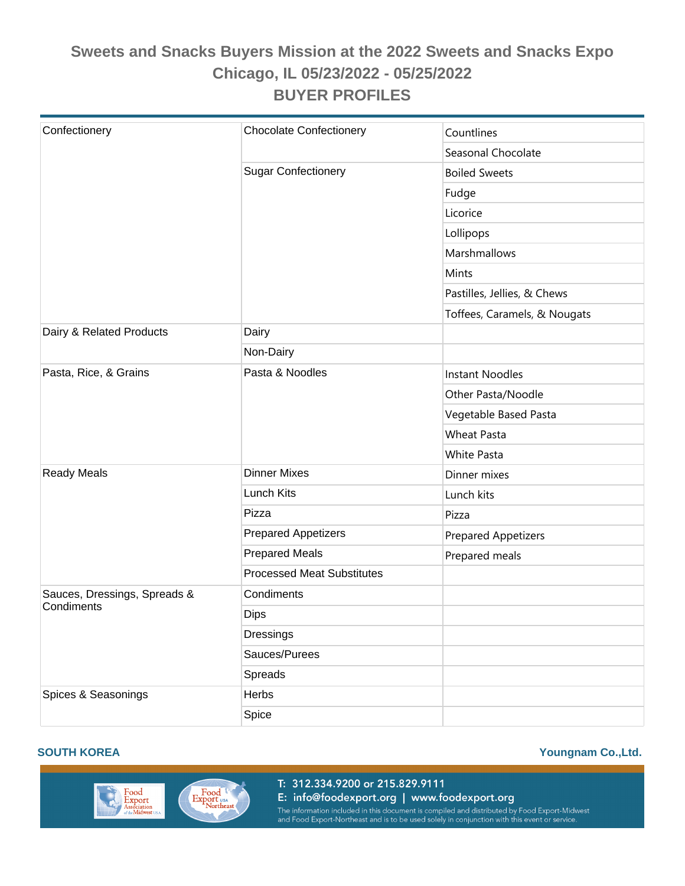# Sweets and Snacks Buyers Mission at the 2022 Sweets and Snacks Expo

## Chicago, IL 05/23/2022 - 05/25/2022

## BUYER PROFILES

| | | |
|---|---|---|
| Confectionery | Chocolate Confectionery | Countlines |
| | | Seasonal Chocolate |
| | Sugar Confectionery | Boiled Sweets |
| | | Fudge |
| | | Licorice |
| | | Lollipops |
| | | Marshmallows |
| | | Mints |
| | | Pastilles, Jellies, & Chews |
| | | Toffees, Caramels, & Nougats |
| Dairy & Related Products | Dairy | |
| | Non-Dairy | |
| Pasta, Rice, & Grains | Pasta & Noodles | Instant Noodles |
| | | Other Pasta/Noodle |
| | | Vegetable Based Pasta |
| | | Wheat Pasta |
| | | White Pasta |
| Ready Meals | Dinner Mixes | Dinner mixes |
| | Lunch Kits | Lunch kits |
| | Pizza | Pizza |
| | Prepared Appetizers | Prepared Appetizers |
| | Prepared Meals | Prepared meals |
| | Processed Meat Substitutes | |
| Sauces, Dressings, Spreads & Condiments | Condiments | |
| | Dips | |
| | Dressings | |
| | Sauces/Purees | |
| | Spreads | |
| Spices & Seasonings | Herbs | |
| | Spice | |

**SOUTH KOREA** **Youngnam Co.,Ltd.**

T: 312.334.9200 or 215.829.9111
E: info@foodexport.org | www.foodexport.org
The information included in this document is compiled and distributed by Food Export-Midwest and Food Export-Northeast and is to be used solely in conjunction with this event or service.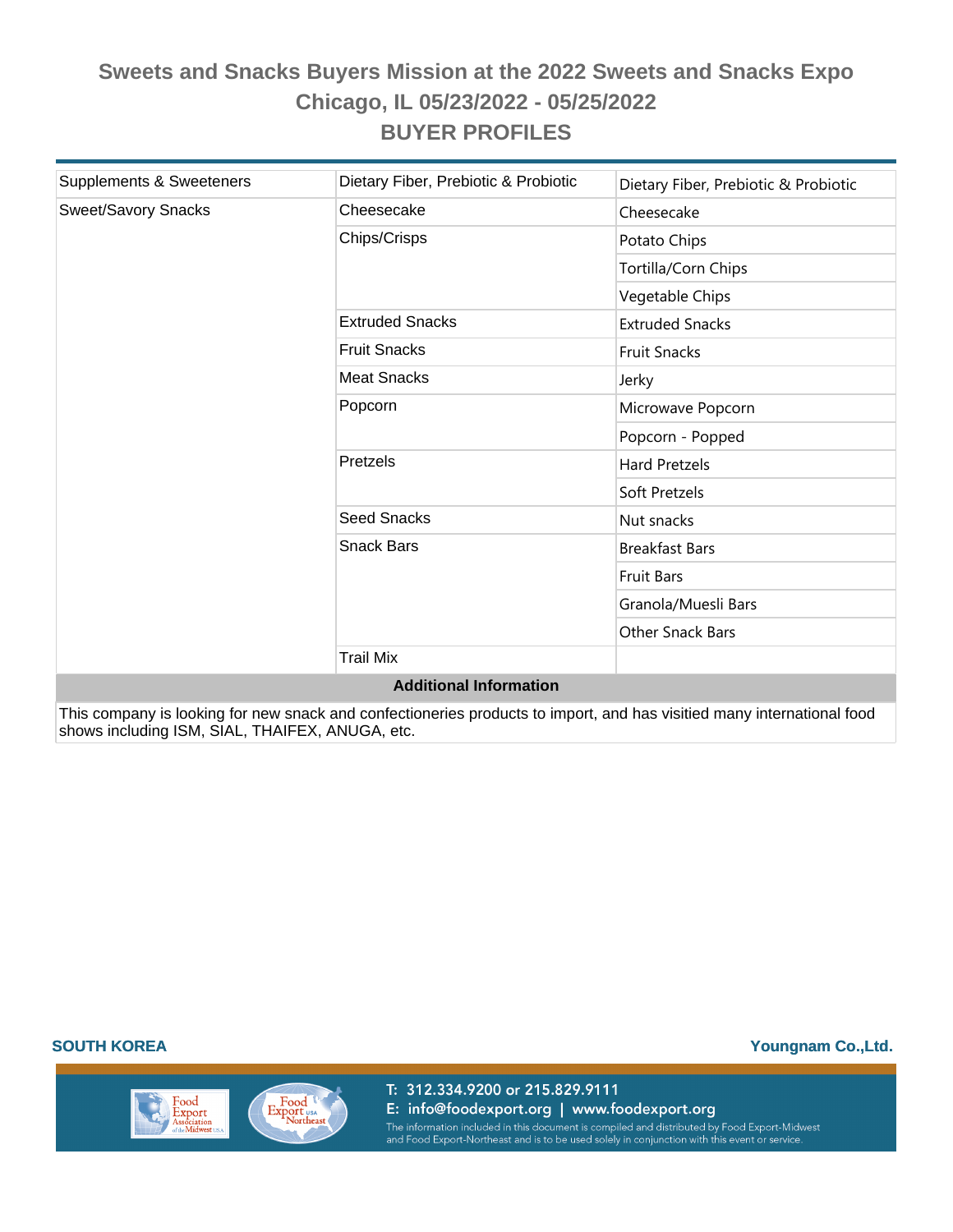# Sweets and Snacks Buyers Mission at the 2022 Sweets and Snacks Expo

## Chicago, IL 05/23/2022 - 05/25/2022

## BUYER PROFILES

| | | |
|---|---|---|
| Supplements & Sweeteners | Dietary Fiber, Prebiotic & Probiotic | Dietary Fiber, Prebiotic & Probiotic |
| Sweet/Savory Snacks | Cheesecake | Cheesecake |
| | Chips/Crisps | Potato Chips |
| | | Tortilla/Corn Chips |
| | | Vegetable Chips |
| | Extruded Snacks | Extruded Snacks |
| | Fruit Snacks | Fruit Snacks |
| | Meat Snacks | Jerky |
| | Popcorn | Microwave Popcorn |
| | | Popcorn - Popped |
| | Pretzels | Hard Pretzels |
| | | Soft Pretzels |
| | Seed Snacks | Nut snacks |
| | Snack Bars | Breakfast Bars |
| | | Fruit Bars |
| | | Granola/Muesli Bars |
| | | Other Snack Bars |
| | Trail Mix | |

**Additional Information**

This company is looking for new snack and confectioneries products to import, and has visitied many international food shows including ISM, SIAL, THAIFEX, ANUGA, etc.

**SOUTH KOREA** — **Youngnam Co.,Ltd.**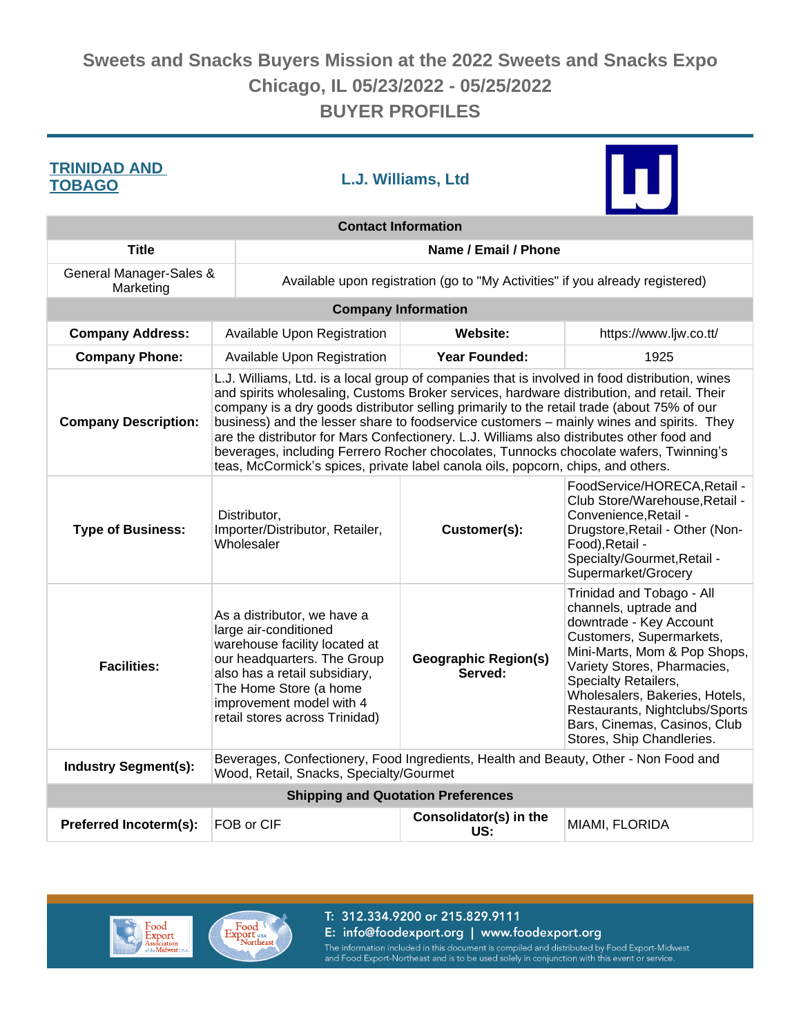# Sweets and Snacks Buyers Mission at the 2022 Sweets and Snacks Expo
## Chicago, IL 05/23/2022 - 05/25/2022
## BUYER PROFILES

**TRINIDAD AND TOBAGO**

**L.J. Williams, Ltd**

| Contact Information | |
|---|---|
| **Title** | **Name / Email / Phone** |
| General Manager-Sales & Marketing | Available upon registration (go to "My Activities" if you already registered) |

| Company Information | | | |
|---|---|---|---|
| **Company Address:** | Available Upon Registration | **Website:** | https://www.ljw.co.tt/ |
| **Company Phone:** | Available Upon Registration | **Year Founded:** | 1925 |
| **Company Description:** | L.J. Williams, Ltd. is a local group of companies that is involved in food distribution, wines and spirits wholesaling, Customs Broker services, hardware distribution, and retail. Their company is a dry goods distributor selling primarily to the retail trade (about 75% of our business) and the lesser share to foodservice customers – mainly wines and spirits. They are the distributor for Mars Confectionery. L.J. Williams also distributes other food and beverages, including Ferrero Rocher chocolates, Tunnocks chocolate wafers, Twinning's teas, McCormick's spices, private label canola oils, popcorn, chips, and others. | | |
| **Type of Business:** | Distributor, Importer/Distributor, Retailer, Wholesaler | **Customer(s):** | FoodService/HORECA,Retail - Club Store/Warehouse,Retail - Convenience,Retail - Drugstore,Retail - Other (Non-Food),Retail - Specialty/Gourmet,Retail - Supermarket/Grocery |
| **Facilities:** | As a distributor, we have a large air-conditioned warehouse facility located at our headquarters. The Group also has a retail subsidiary, The Home Store (a home improvement model with 4 retail stores across Trinidad) | **Geographic Region(s) Served:** | Trinidad and Tobago - All channels, uptrade and downtrade - Key Account Customers, Supermarkets, Mini-Marts, Mom & Pop Shops, Variety Stores, Pharmacies, Specialty Retailers, Wholesalers, Bakeries, Hotels, Restaurants, Nightclubs/Sports Bars, Cinemas, Casinos, Club Stores, Ship Chandleries. |
| **Industry Segment(s):** | Beverages, Confectionery, Food Ingredients, Health and Beauty, Other - Non Food and Wood, Retail, Snacks, Specialty/Gourmet | | |

| Shipping and Quotation Preferences | | | |
|---|---|---|---|
| **Preferred Incoterm(s):** | FOB or CIF | **Consolidator(s) in the US:** | MIAMI, FLORIDA |

T: 312.334.9200 or 215.829.9111
E: info@foodexport.org | www.foodexport.org
The information included in this document is compiled and distributed by Food Export-Midwest and Food Export-Northeast and is to be used solely in conjunction with this event or service.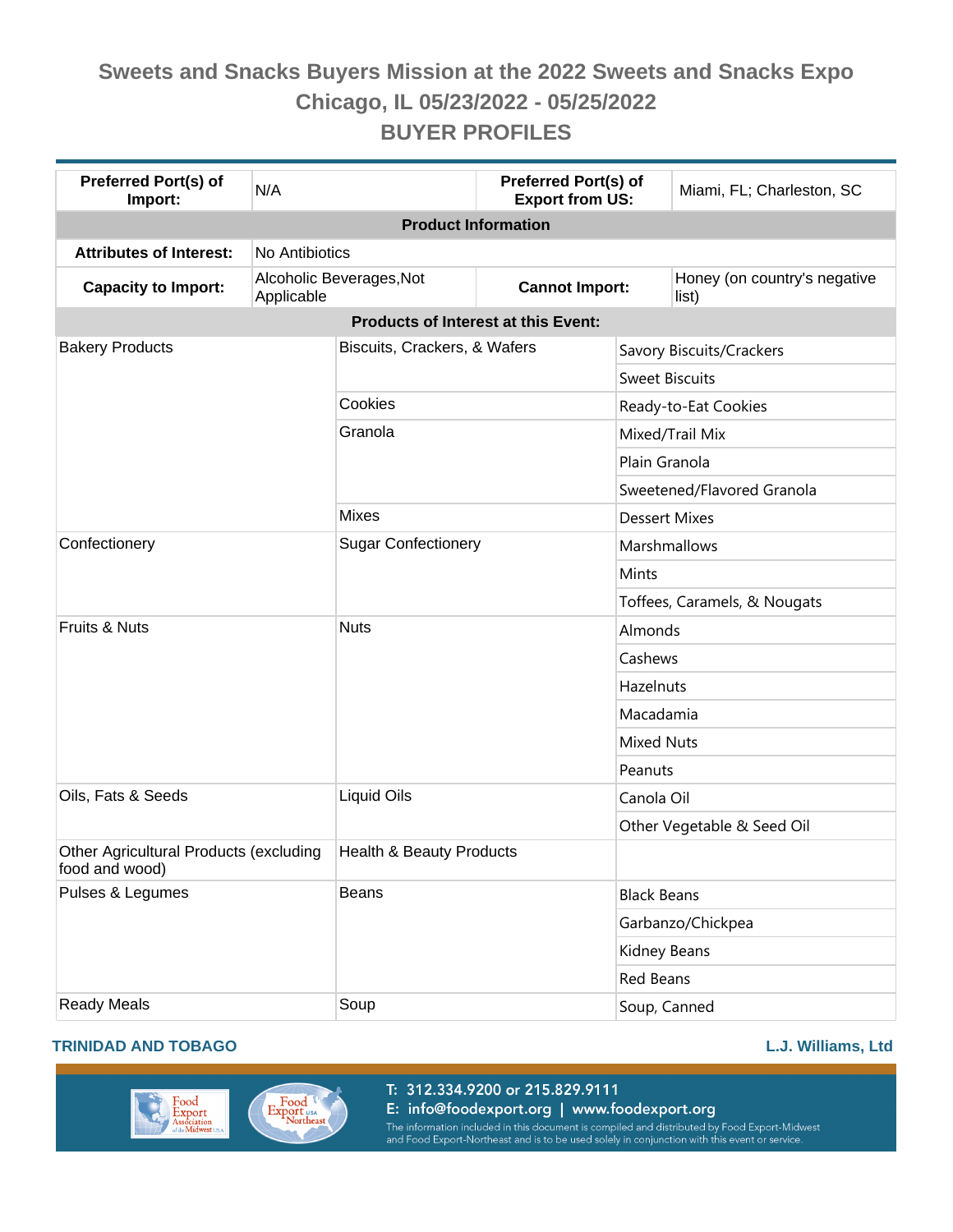# Sweets and Snacks Buyers Mission at the 2022 Sweets and Snacks Expo

## Chicago, IL 05/23/2022 - 05/25/2022

## BUYER PROFILES

| **Preferred Port(s) of Import:** | N/A | **Preferred Port(s) of Export from US:** | Miami, FL; Charleston, SC |
|---|---|---|---|
| **Product Information** | | | |
| **Attributes of Interest:** | No Antibiotics | | |
| **Capacity to Import:** | Alcoholic Beverages,Not Applicable | **Cannot Import:** | Honey (on country's negative list) |

**Products of Interest at this Event:**

| | | |
|---|---|---|
| Bakery Products | Biscuits, Crackers, & Wafers | Savory Biscuits/Crackers |
| | | Sweet Biscuits |
| | Cookies | Ready-to-Eat Cookies |
| | Granola | Mixed/Trail Mix |
| | | Plain Granola |
| | | Sweetened/Flavored Granola |
| | Mixes | Dessert Mixes |
| Confectionery | Sugar Confectionery | Marshmallows |
| | | Mints |
| | | Toffees, Caramels, & Nougats |
| Fruits & Nuts | Nuts | Almonds |
| | | Cashews |
| | | Hazelnuts |
| | | Macadamia |
| | | Mixed Nuts |
| | | Peanuts |
| Oils, Fats & Seeds | Liquid Oils | Canola Oil |
| | | Other Vegetable & Seed Oil |
| Other Agricultural Products (excluding food and wood) | Health & Beauty Products | |
| Pulses & Legumes | Beans | Black Beans |
| | | Garbanzo/Chickpea |
| | | Kidney Beans |
| | | Red Beans |
| Ready Meals | Soup | Soup, Canned |

**TRINIDAD AND TOBAGO** | **L.J. Williams, Ltd**

T: 312.334.9200 or 215.829.9111
E: info@foodexport.org | www.foodexport.org
The information included in this document is compiled and distributed by Food Export-Midwest and Food Export-Northeast and is to be used solely in conjunction with this event or service.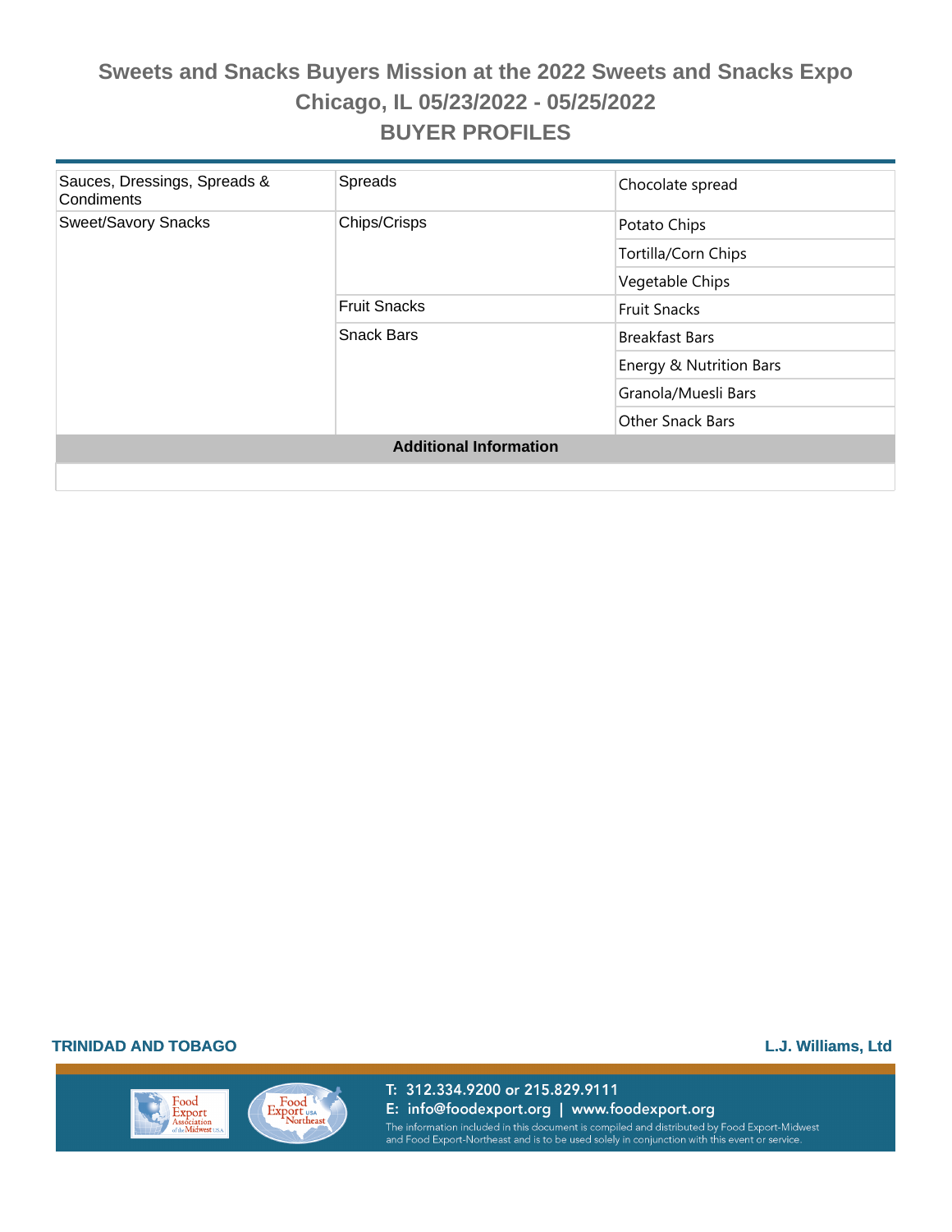# Sweets and Snacks Buyers Mission at the 2022 Sweets and Snacks Expo

## Chicago, IL 05/23/2022 - 05/25/2022

## BUYER PROFILES

| | | |
|---|---|---|
| Sauces, Dressings, Spreads & Condiments | Spreads | Chocolate spread |
| Sweet/Savory Snacks | Chips/Crisps | Potato Chips |
| | | Tortilla/Corn Chips |
| | | Vegetable Chips |
| | Fruit Snacks | Fruit Snacks |
| | Snack Bars | Breakfast Bars |
| | | Energy & Nutrition Bars |
| | | Granola/Muesli Bars |
| | | Other Snack Bars |

**Additional Information**

**TRINIDAD AND TOBAGO**

**L.J. Williams, Ltd**

T: 312.334.9200 or 215.829.9111

E: info@foodexport.org | www.foodexport.org

The information included in this document is compiled and distributed by Food Export-Midwest and Food Export-Northeast and is to be used solely in conjunction with this event or service.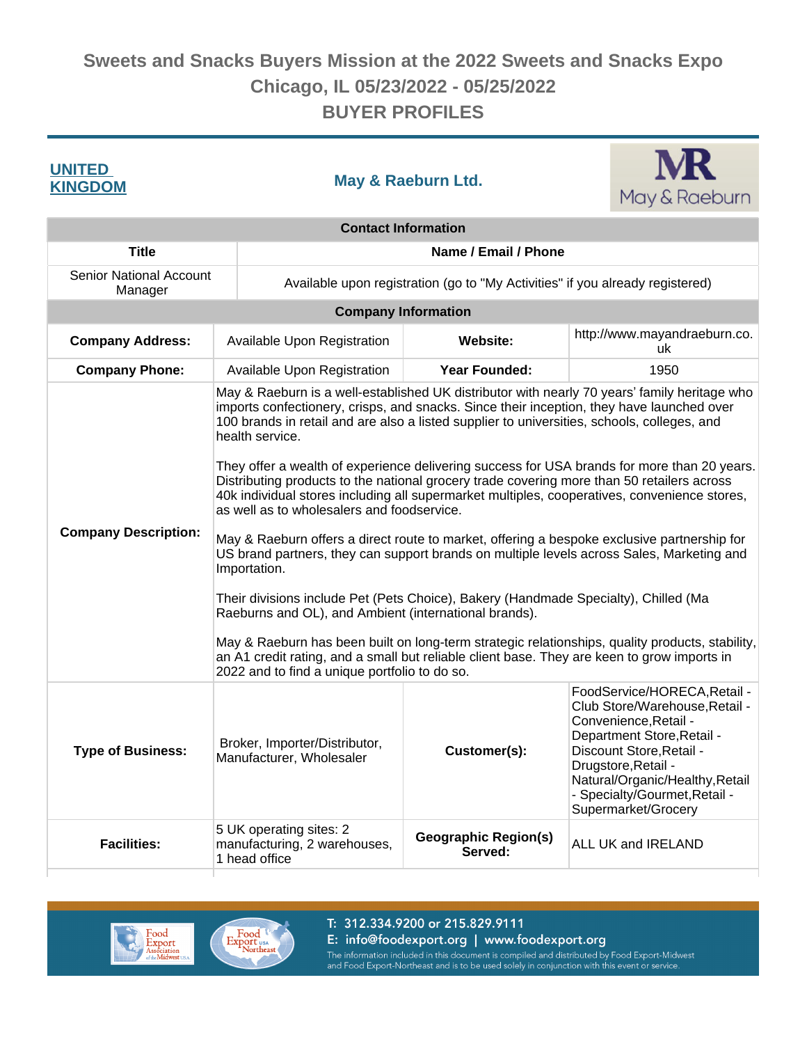# Sweets and Snacks Buyers Mission at the 2022 Sweets and Snacks Expo
## Chicago, IL 05/23/2022 - 05/25/2022
## BUYER PROFILES

**UNITED KINGDOM**

### May & Raeburn Ltd.

| Contact Information | |
|---|---|
| **Title** | **Name / Email / Phone** |
| Senior National Account Manager | Available upon registration (go to "My Activities" if you already registered) |

| Company Information | | | |
|---|---|---|---|
| **Company Address:** | Available Upon Registration | **Website:** | http://www.mayandraeburn.co.uk |
| **Company Phone:** | Available Upon Registration | **Year Founded:** | 1950 |
| **Company Description:** | May & Raeburn is a well-established UK distributor with nearly 70 years' family heritage who imports confectionery, crisps, and snacks. Since their inception, they have launched over 100 brands in retail and are also a listed supplier to universities, schools, colleges, and health service.<br><br>They offer a wealth of experience delivering success for USA brands for more than 20 years. Distributing products to the national grocery trade covering more than 50 retailers across 40k individual stores including all supermarket multiples, cooperatives, convenience stores, as well as to wholesalers and foodservice.<br><br>May & Raeburn offers a direct route to market, offering a bespoke exclusive partnership for US brand partners, they can support brands on multiple levels across Sales, Marketing and Importation.<br><br>Their divisions include Pet (Pets Choice), Bakery (Handmade Specialty), Chilled (Ma Raeburns and OL), and Ambient (international brands).<br><br>May & Raeburn has been built on long-term strategic relationships, quality products, stability, an A1 credit rating, and a small but reliable client base. They are keen to grow imports in 2022 and to find a unique portfolio to do so. | | |
| **Type of Business:** | Broker, Importer/Distributor, Manufacturer, Wholesaler | **Customer(s):** | FoodService/HORECA,Retail - Club Store/Warehouse,Retail - Convenience,Retail - Department Store,Retail - Discount Store,Retail - Drugstore,Retail - Natural/Organic/Healthy,Retail - Specialty/Gourmet,Retail - Supermarket/Grocery |
| **Facilities:** | 5 UK operating sites: 2 manufacturing, 2 warehouses, 1 head office | **Geographic Region(s) Served:** | ALL UK and IRELAND |

T: 312.334.9200 or 215.829.9111
E: info@foodexport.org | www.foodexport.org
The information included in this document is compiled and distributed by Food Export-Midwest and Food Export-Northeast and is to be used solely in conjunction with this event or service.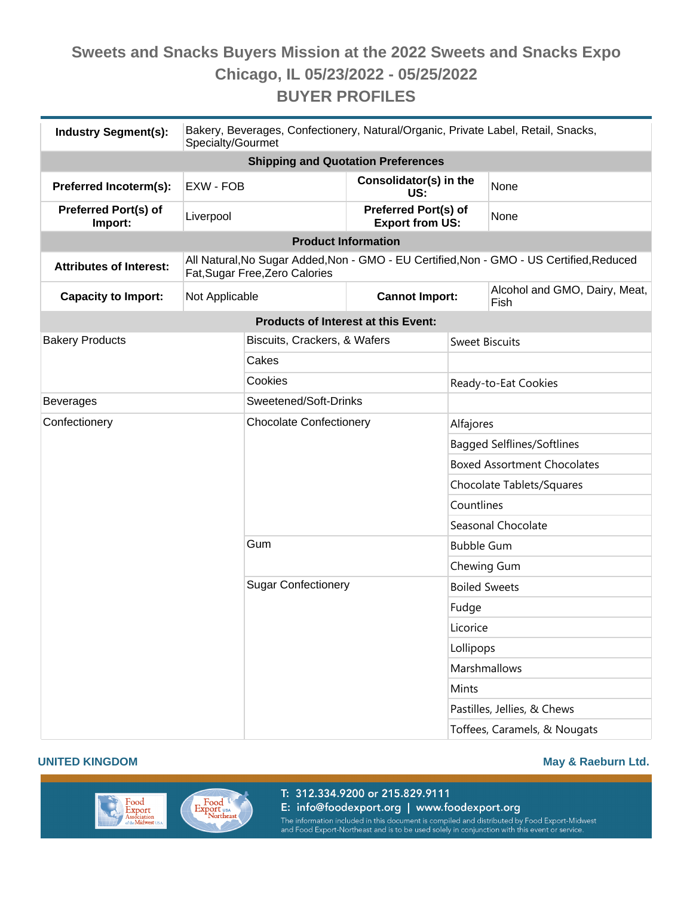# Sweets and Snacks Buyers Mission at the 2022 Sweets and Snacks Expo
## Chicago, IL 05/23/2022 - 05/25/2022
## BUYER PROFILES

| | | | |
|---|---|---|---|
| **Industry Segment(s):** | Bakery, Beverages, Confectionery, Natural/Organic, Private Label, Retail, Snacks, Specialty/Gourmet | | |
| **Shipping and Quotation Preferences** | | | |
| **Preferred Incoterm(s):** | EXW - FOB | **Consolidator(s) in the US:** | None |
| **Preferred Port(s) of Import:** | Liverpool | **Preferred Port(s) of Export from US:** | None |
| **Product Information** | | | |
| **Attributes of Interest:** | All Natural,No Sugar Added,Non - GMO - EU Certified,Non - GMO - US Certified,Reduced Fat,Sugar Free,Zero Calories | | |
| **Capacity to Import:** | Not Applicable | **Cannot Import:** | Alcohol and GMO, Dairy, Meat, Fish |

**Products of Interest at this Event:**

| | | |
|---|---|---|
| Bakery Products | Biscuits, Crackers, & Wafers | Sweet Biscuits |
| | Cakes | |
| | Cookies | Ready-to-Eat Cookies |
| Beverages | Sweetened/Soft-Drinks | |
| Confectionery | Chocolate Confectionery | Alfajores |
| | | Bagged Selflines/Softlines |
| | | Boxed Assortment Chocolates |
| | | Chocolate Tablets/Squares |
| | | Countlines |
| | | Seasonal Chocolate |
| | Gum | Bubble Gum |
| | | Chewing Gum |
| | Sugar Confectionery | Boiled Sweets |
| | | Fudge |
| | | Licorice |
| | | Lollipops |
| | | Marshmallows |
| | | Mints |
| | | Pastilles, Jellies, & Chews |
| | | Toffees, Caramels, & Nougats |

**UNITED KINGDOM** — **May & Raeburn Ltd.**

T: 312.334.9200 or 215.829.9111
E: info@foodexport.org | www.foodexport.org
The information included in this document is compiled and distributed by Food Export-Midwest and Food Export-Northeast and is to be used solely in conjunction with this event or service.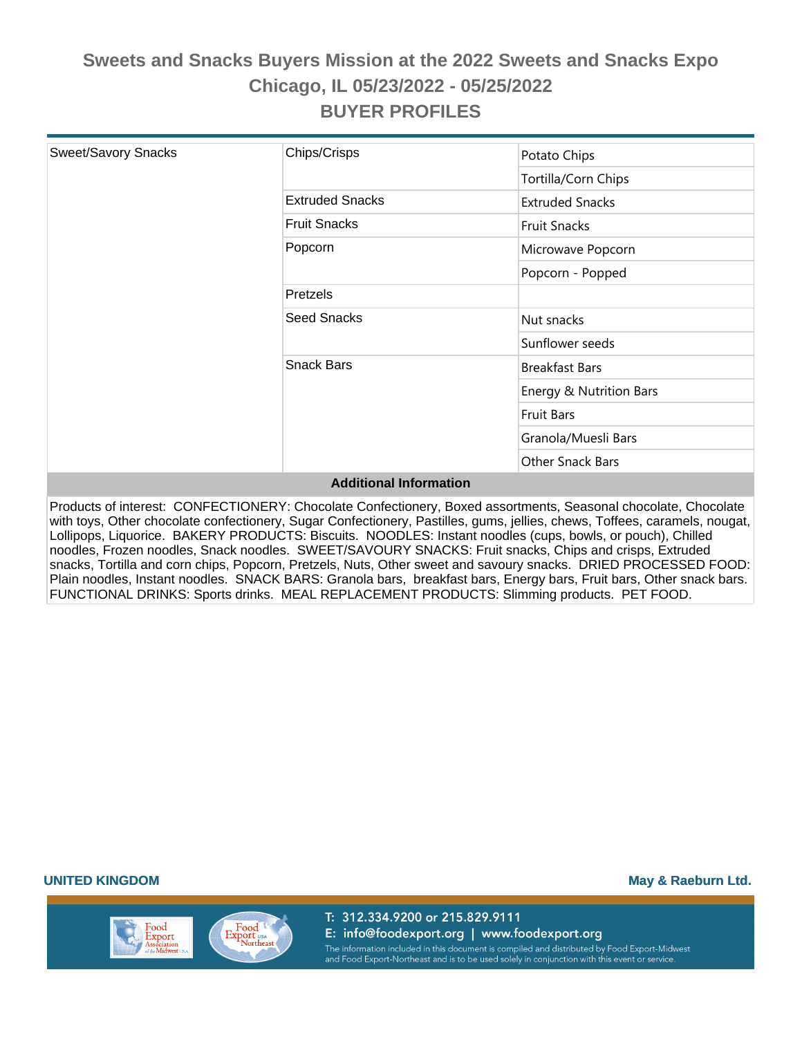# Sweets and Snacks Buyers Mission at the 2022 Sweets and Snacks Expo
## Chicago, IL 05/23/2022 - 05/25/2022
## BUYER PROFILES

| | | |
|---|---|---|
| Sweet/Savory Snacks | Chips/Crisps | Potato Chips |
| | | Tortilla/Corn Chips |
| | Extruded Snacks | Extruded Snacks |
| | Fruit Snacks | Fruit Snacks |
| | Popcorn | Microwave Popcorn |
| | | Popcorn - Popped |
| | Pretzels | |
| | Seed Snacks | Nut snacks |
| | | Sunflower seeds |
| | Snack Bars | Breakfast Bars |
| | | Energy & Nutrition Bars |
| | | Fruit Bars |
| | | Granola/Muesli Bars |
| | | Other Snack Bars |

**Additional Information**

Products of interest: CONFECTIONERY: Chocolate Confectionery, Boxed assortments, Seasonal chocolate, Chocolate with toys, Other chocolate confectionery, Sugar Confectionery, Pastilles, gums, jellies, chews, Toffees, caramels, nougat, Lollipops, Liquorice. BAKERY PRODUCTS: Biscuits. NOODLES: Instant noodles (cups, bowls, or pouch), Chilled noodles, Frozen noodles, Snack noodles. SWEET/SAVOURY SNACKS: Fruit snacks, Chips and crisps, Extruded snacks, Tortilla and corn chips, Popcorn, Pretzels, Nuts, Other sweet and savoury snacks. DRIED PROCESSED FOOD: Plain noodles, Instant noodles. SNACK BARS: Granola bars, breakfast bars, Energy bars, Fruit bars, Other snack bars. FUNCTIONAL DRINKS: Sports drinks. MEAL REPLACEMENT PRODUCTS: Slimming products. PET FOOD.

**UNITED KINGDOM** **May & Raeburn Ltd.**